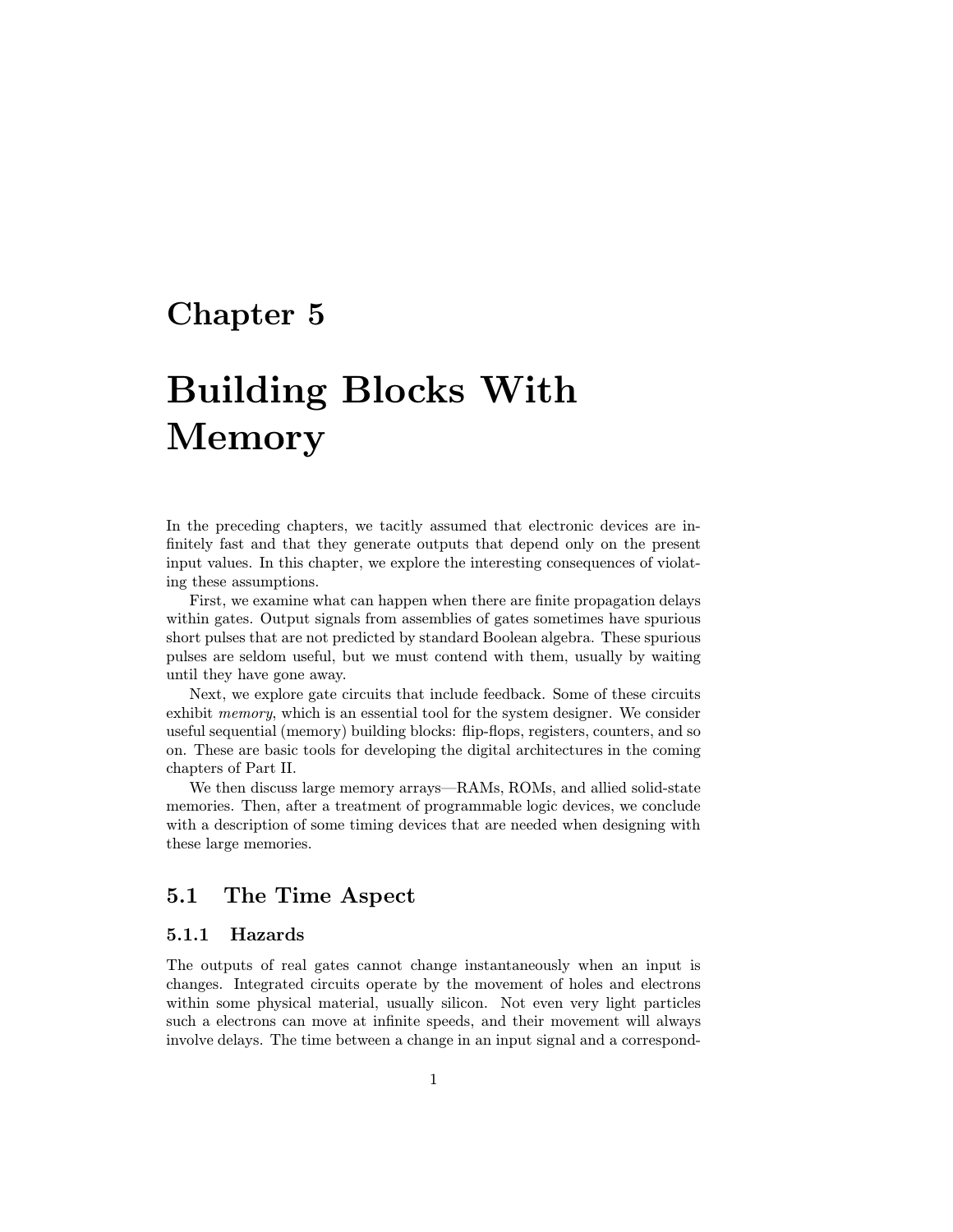# Chapter 5

# Building Blocks With Memory

In the preceding chapters, we tacitly assumed that electronic devices are infinitely fast and that they generate outputs that depend only on the present input values. In this chapter, we explore the interesting consequences of violating these assumptions.

First, we examine what can happen when there are finite propagation delays within gates. Output signals from assemblies of gates sometimes have spurious short pulses that are not predicted by standard Boolean algebra. These spurious pulses are seldom useful, but we must contend with them, usually by waiting until they have gone away.

Next, we explore gate circuits that include feedback. Some of these circuits exhibit *memory*, which is an essential tool for the system designer. We consider useful sequential (memory) building blocks: flip-flops, registers, counters, and so on. These are basic tools for developing the digital architectures in the coming chapters of Part II.

We then discuss large memory arrays—RAMs, ROMs, and allied solid-state memories. Then, after a treatment of programmable logic devices, we conclude with a description of some timing devices that are needed when designing with these large memories.

## 5.1 The Time Aspect

### 5.1.1 Hazards

The outputs of real gates cannot change instantaneously when an input is changes. Integrated circuits operate by the movement of holes and electrons within some physical material, usually silicon. Not even very light particles such a electrons can move at infinite speeds, and their movement will always involve delays. The time between a change in an input signal and a correspond-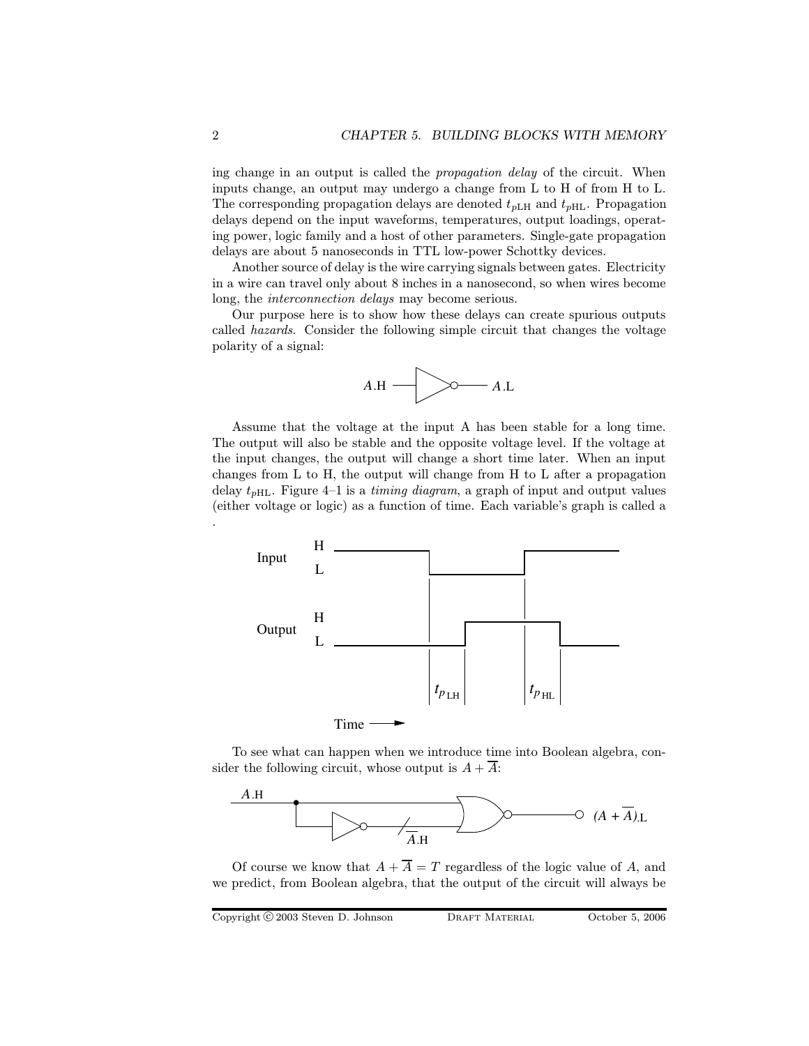ing change in an output is called the *propagation delay* of the circuit. When inputs change, an output may undergo a change from L to H of from H to L. The corresponding propagation delays are denoted $t_{p\mathrm{LH}}$ and $t_{p\mathrm{HL}}$. Propagation delays depend on the input waveforms, temperatures, output loadings, operating power, logic family and a host of other parameters. Single-gate propagation delays are about 5 nanoseconds in TTL low-power Schottky devices.

Another source of delay is the wire carrying signals between gates. Electricity in a wire can travel only about 8 inches in a nanosecond, so when wires become long, the *interconnection delays* may become serious.

Our purpose here is to show how these delays can create spurious outputs called *hazards*. Consider the following simple circuit that changes the voltage polarity of a signal:

Assume that the voltage at the input A has been stable for a long time. The output will also be stable and the opposite voltage level. If the voltage at the input changes, the output will change a short time later. When an input changes from L to H, the output will change from H to L after a propagation delay $t_{p\mathrm{HL}}$. Figure 4–1 is a *timing diagram*, a graph of input and output values (either voltage or logic) as a function of time. Each variable's graph is called a .

To see what can happen when we introduce time into Boolean algebra, consider the following circuit, whose output is $A + \overline{A}$:

Of course we know that $A + \overline{A} = T$ regardless of the logic value of $A$, and we predict, from Boolean algebra, that the output of the circuit will always be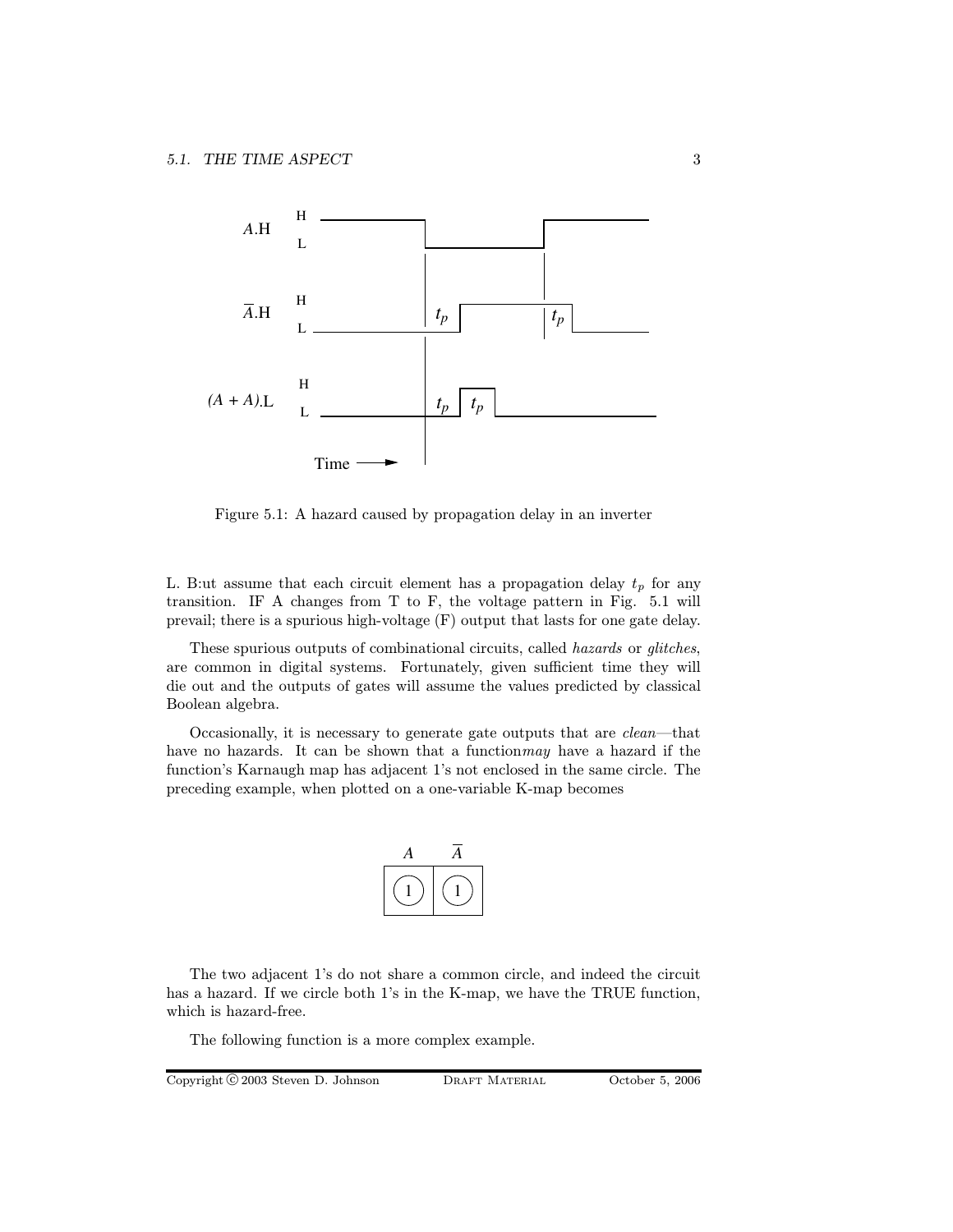A.H
H
L

$\overline{A}$.H
H
L
$t_p$
$t_p$

(A + A).L
H
L
$t_p$
$t_p$

Time

Figure 5.1: A hazard caused by propagation delay in an inverter

L. B:ut assume that each circuit element has a propagation delay $t_p$ for any transition. IF A changes from T to F, the voltage pattern in Fig. 5.1 will prevail; there is a spurious high-voltage (F) output that lasts for one gate delay.

These spurious outputs of combinational circuits, called *hazards* or *glitches*, are common in digital systems. Fortunately, given sufficient time they will die out and the outputs of gates will assume the values predicted by classical Boolean algebra.

Occasionally, it is necessary to generate gate outputs that are *clean*—that have no hazards. It can be shown that a function*may* have a hazard if the function's Karnaugh map has adjacent 1's not enclosed in the same circle. The preceding example, when plotted on a one-variable K-map becomes

| $A$ | $\overline{A}$ |
|---|---|
| 1 | 1 |

The two adjacent 1's do not share a common circle, and indeed the circuit has a hazard. If we circle both 1's in the K-map, we have the TRUE function, which is hazard-free.

The following function is a more complex example.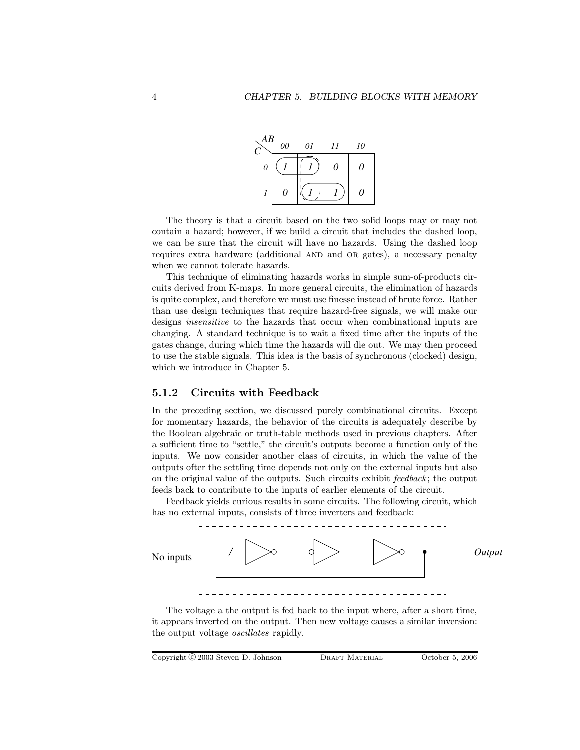| C \ AB | 00 | 01 | 11 | 10 |
|---|---|---|---|---|
| 0 | 1 | 1 | 0 | 0 |
| 1 | 0 | 1 | 1 | 0 |

The theory is that a circuit based on the two solid loops may or may not contain a hazard; however, if we build a circuit that includes the dashed loop, we can be sure that the circuit will have no hazards. Using the dashed loop requires extra hardware (additional AND and OR gates), a necessary penalty when we cannot tolerate hazards.

This technique of eliminating hazards works in simple sum-of-products circuits derived from K-maps. In more general circuits, the elimination of hazards is quite complex, and therefore we must use finesse instead of brute force. Rather than use design techniques that require hazard-free signals, we will make our designs *insensitive* to the hazards that occur when combinational inputs are changing. A standard technique is to wait a fixed time after the inputs of the gates change, during which time the hazards will die out. We may then proceed to use the stable signals. This idea is the basis of synchronous (clocked) design, which we introduce in Chapter 5.

### 5.1.2 Circuits with Feedback

In the preceding section, we discussed purely combinational circuits. Except for momentary hazards, the behavior of the circuits is adequately describe by the Boolean algebraic or truth-table methods used in previous chapters. After a sufficient time to "settle," the circuit's outputs become a function only of the inputs. We now consider another class of circuits, in which the value of the outputs ofter the settling time depends not only on the external inputs but also on the original value of the outputs. Such circuits exhibit *feedback*; the output feeds back to contribute to the inputs of earlier elements of the circuit.

Feedback yields curious results in some circuits. The following circuit, which has no external inputs, consists of three inverters and feedback:

No inputs — Output

The voltage a the output is fed back to the input where, after a short time, it appears inverted on the output. Then new voltage causes a similar inversion: the output voltage *oscillates* rapidly.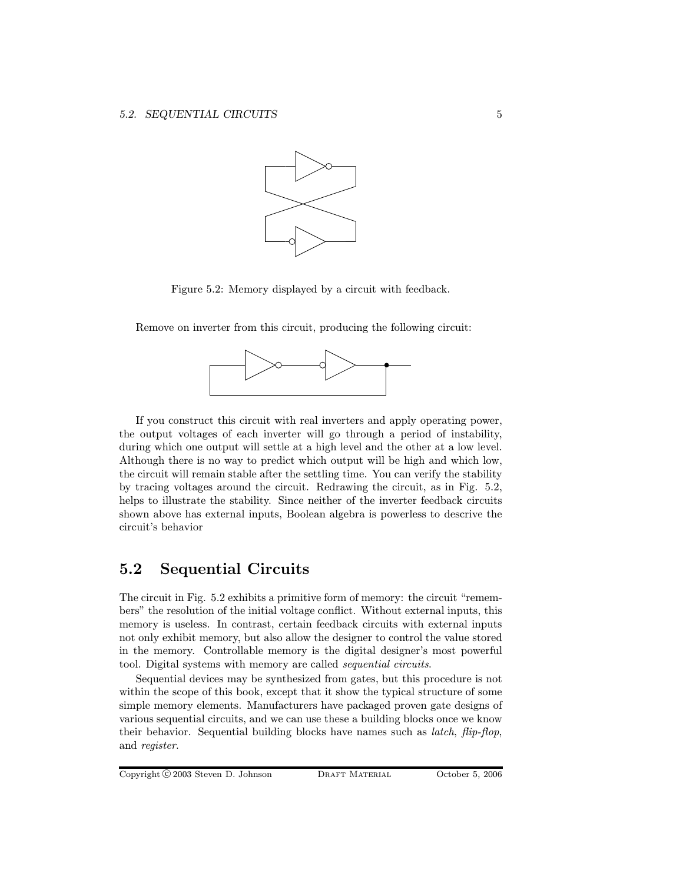Figure 5.2: Memory displayed by a circuit with feedback.

Remove on inverter from this circuit, producing the following circuit:

If you construct this circuit with real inverters and apply operating power, the output voltages of each inverter will go through a period of instability, during which one output will settle at a high level and the other at a low level. Although there is no way to predict which output will be high and which low, the circuit will remain stable after the settling time. You can verify the stability by tracing voltages around the circuit. Redrawing the circuit, as in Fig. 5.2, helps to illustrate the stability. Since neither of the inverter feedback circuits shown above has external inputs, Boolean algebra is powerless to descrive the circuit's behavior

## 5.2 Sequential Circuits

The circuit in Fig. 5.2 exhibits a primitive form of memory: the circuit "remembers" the resolution of the initial voltage conflict. Without external inputs, this memory is useless. In contrast, certain feedback circuits with external inputs not only exhibit memory, but also allow the designer to control the value stored in the memory. Controllable memory is the digital designer's most powerful tool. Digital systems with memory are called *sequential circuits*.

Sequential devices may be synthesized from gates, but this procedure is not within the scope of this book, except that it show the typical structure of some simple memory elements. Manufacturers have packaged proven gate designs of various sequential circuits, and we can use these a building blocks once we know their behavior. Sequential building blocks have names such as *latch*, *flip-flop*, and *register*.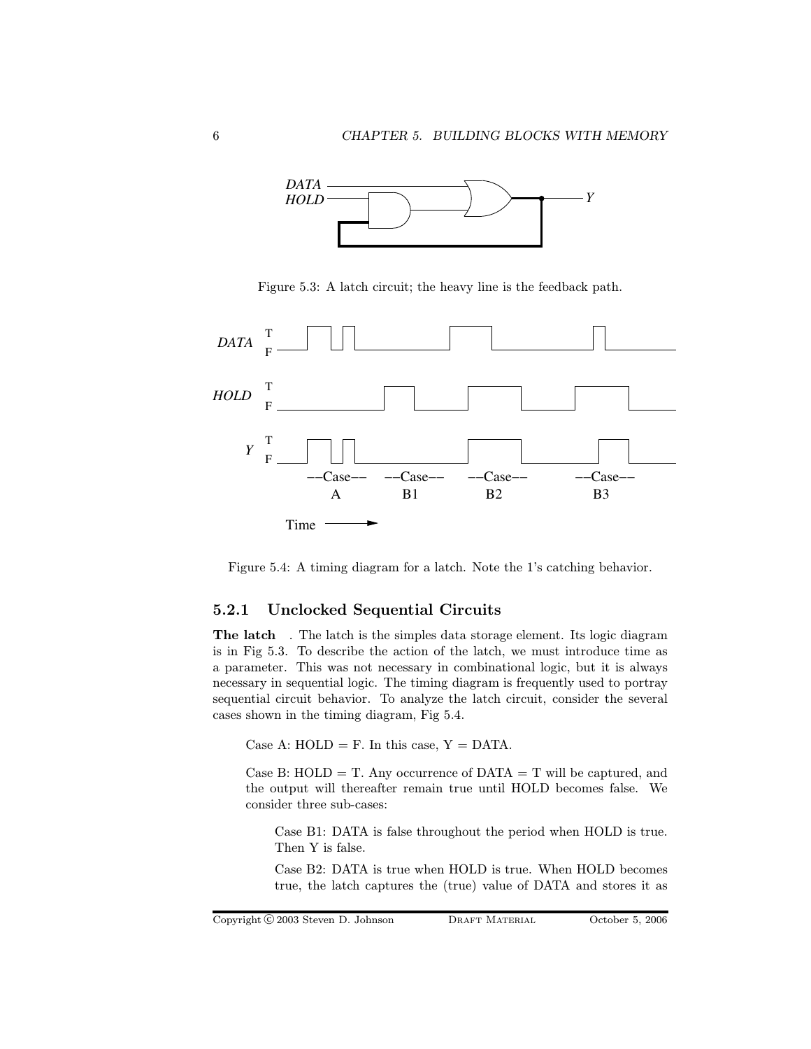DATA

HOLD

Y

Figure 5.3: A latch circuit; the heavy line is the feedback path.

DATA T F

HOLD T F

Y T F

--Case-- A

--Case-- B1

--Case-- B2

--Case-- B3

Time

Figure 5.4: A timing diagram for a latch. Note the 1's catching behavior.

### 5.2.1 Unclocked Sequential Circuits

**The latch** . The latch is the simples data storage element. Its logic diagram is in Fig 5.3. To describe the action of the latch, we must introduce time as a parameter. This was not necessary in combinational logic, but it is always necessary in sequential logic. The timing diagram is frequently used to portray sequential circuit behavior. To analyze the latch circuit, consider the several cases shown in the timing diagram, Fig 5.4.

> Case A: HOLD = F. In this case, Y = DATA.
>
> Case B: HOLD = T. Any occurrence of DATA = T will be captured, and the output will thereafter remain true until HOLD becomes false. We consider three sub-cases:
>
> > Case B1: DATA is false throughout the period when HOLD is true. Then Y is false.
> >
> > Case B2: DATA is true when HOLD is true. When HOLD becomes true, the latch captures the (true) value of DATA and stores it as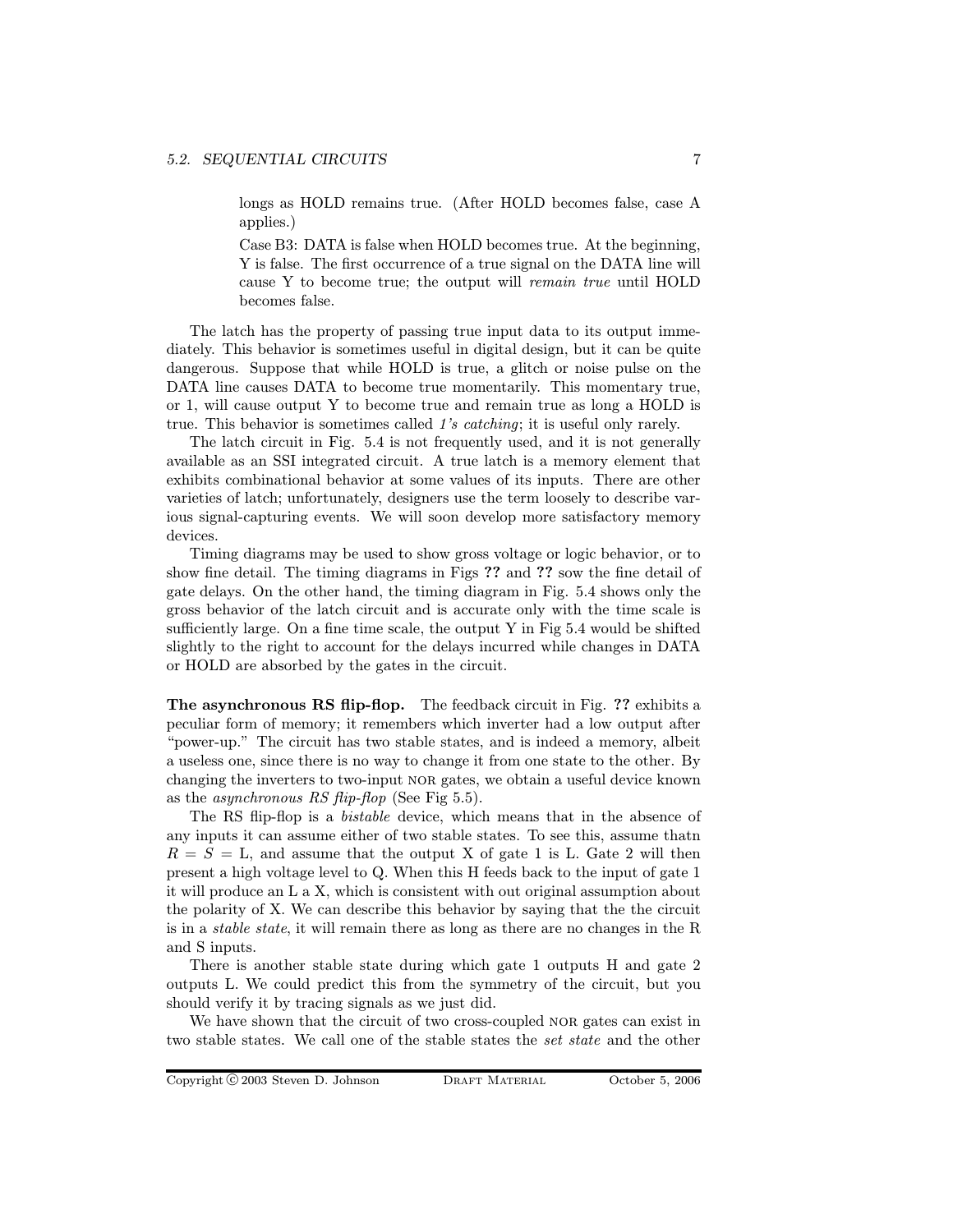longs as HOLD remains true. (After HOLD becomes false, case A applies.)

Case B3: DATA is false when HOLD becomes true. At the beginning, Y is false. The first occurrence of a true signal on the DATA line will cause Y to become true; the output will *remain true* until HOLD becomes false.

The latch has the property of passing true input data to its output immediately. This behavior is sometimes useful in digital design, but it can be quite dangerous. Suppose that while HOLD is true, a glitch or noise pulse on the DATA line causes DATA to become true momentarily. This momentary true, or 1, will cause output Y to become true and remain true as long a HOLD is true. This behavior is sometimes called *1's catching*; it is useful only rarely.

The latch circuit in Fig. 5.4 is not frequently used, and it is not generally available as an SSI integrated circuit. A true latch is a memory element that exhibits combinational behavior at some values of its inputs. There are other varieties of latch; unfortunately, designers use the term loosely to describe various signal-capturing events. We will soon develop more satisfactory memory devices.

Timing diagrams may be used to show gross voltage or logic behavior, or to show fine detail. The timing diagrams in Figs **??** and **??** sow the fine detail of gate delays. On the other hand, the timing diagram in Fig. 5.4 shows only the gross behavior of the latch circuit and is accurate only with the time scale is sufficiently large. On a fine time scale, the output Y in Fig 5.4 would be shifted slightly to the right to account for the delays incurred while changes in DATA or HOLD are absorbed by the gates in the circuit.

**The asynchronous RS flip-flop.** The feedback circuit in Fig. **??** exhibits a peculiar form of memory; it remembers which inverter had a low output after "power-up." The circuit has two stable states, and is indeed a memory, albeit a useless one, since there is no way to change it from one state to the other. By changing the inverters to two-input NOR gates, we obtain a useful device known as the *asynchronous RS flip-flop* (See Fig 5.5).

The RS flip-flop is a *bistable* device, which means that in the absence of any inputs it can assume either of two stable states. To see this, assume thatn $R = S =$ L, and assume that the output X of gate 1 is L. Gate 2 will then present a high voltage level to Q. When this H feeds back to the input of gate 1 it will produce an L a X, which is consistent with out original assumption about the polarity of X. We can describe this behavior by saying that the the circuit is in a *stable state*, it will remain there as long as there are no changes in the R and S inputs.

There is another stable state during which gate 1 outputs H and gate 2 outputs L. We could predict this from the symmetry of the circuit, but you should verify it by tracing signals as we just did.

We have shown that the circuit of two cross-coupled NOR gates can exist in two stable states. We call one of the stable states the *set state* and the other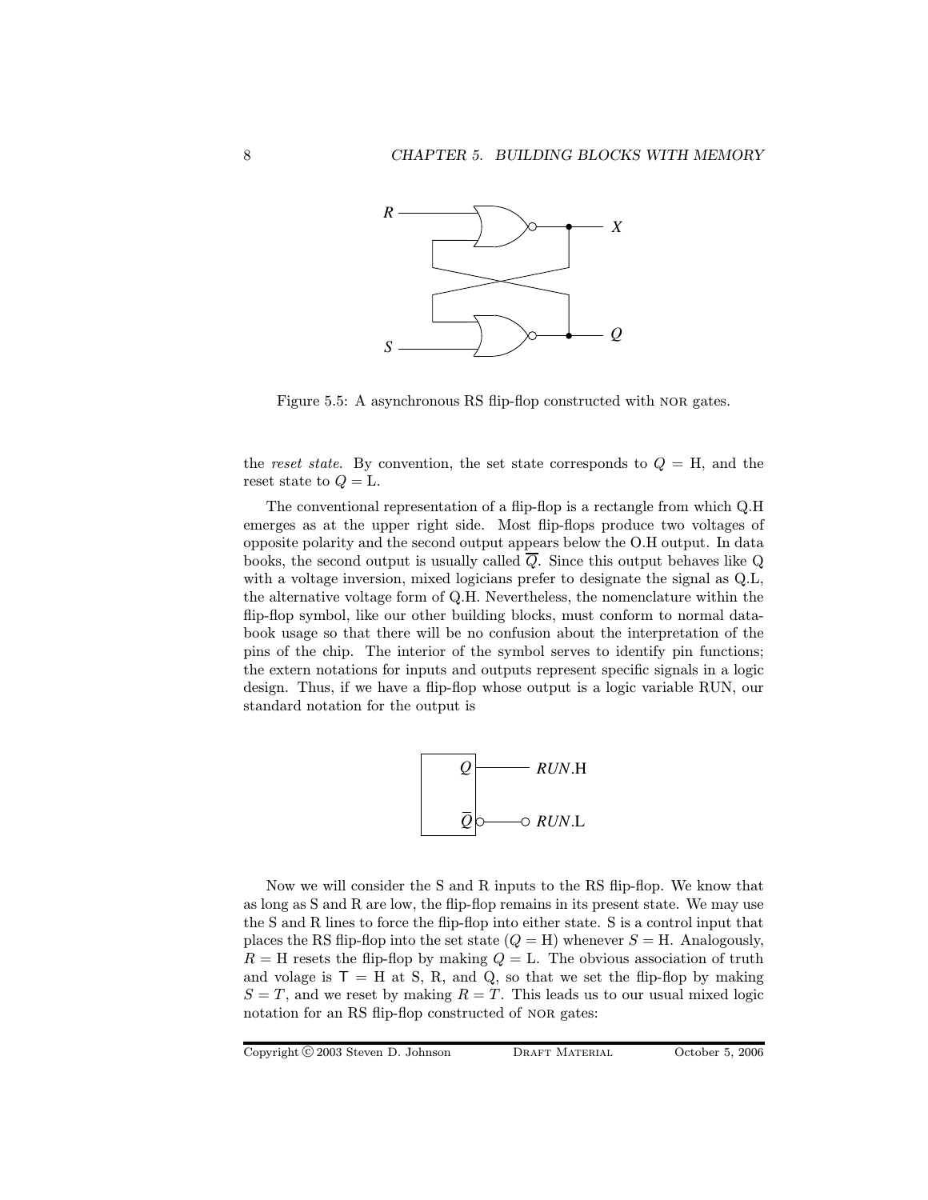Figure 5.5: A asynchronous RS flip-flop constructed with NOR gates.

the *reset state*. By convention, the set state corresponds to $Q = \text{H}$, and the reset state to $Q = \text{L}$.

The conventional representation of a flip-flop is a rectangle from which Q.H emerges as at the upper right side. Most flip-flops produce two voltages of opposite polarity and the second output appears below the O.H output. In data books, the second output is usually called $\overline{Q}$. Since this output behaves like Q with a voltage inversion, mixed logicians prefer to designate the signal as Q.L, the alternative voltage form of Q.H. Nevertheless, the nomenclature within the flip-flop symbol, like our other building blocks, must conform to normal data-book usage so that there will be no confusion about the interpretation of the pins of the chip. The interior of the symbol serves to identify pin functions; the extern notations for inputs and outputs represent specific signals in a logic design. Thus, if we have a flip-flop whose output is a logic variable RUN, our standard notation for the output is

Now we will consider the S and R inputs to the RS flip-flop. We know that as long as S and R are low, the flip-flop remains in its present state. We may use the S and R lines to force the flip-flop into either state. S is a control input that places the RS flip-flop into the set state ($Q = \text{H}$) whenever $S = \text{H}$. Analogously, $R = \text{H}$ resets the flip-flop by making $Q = \text{L}$. The obvious association of truth and volage is $\mathsf{T} = \text{H}$ at S, R, and Q, so that we set the flip-flop by making $S = T$, and we reset by making $R = T$. This leads us to our usual mixed logic notation for an RS flip-flop constructed of NOR gates: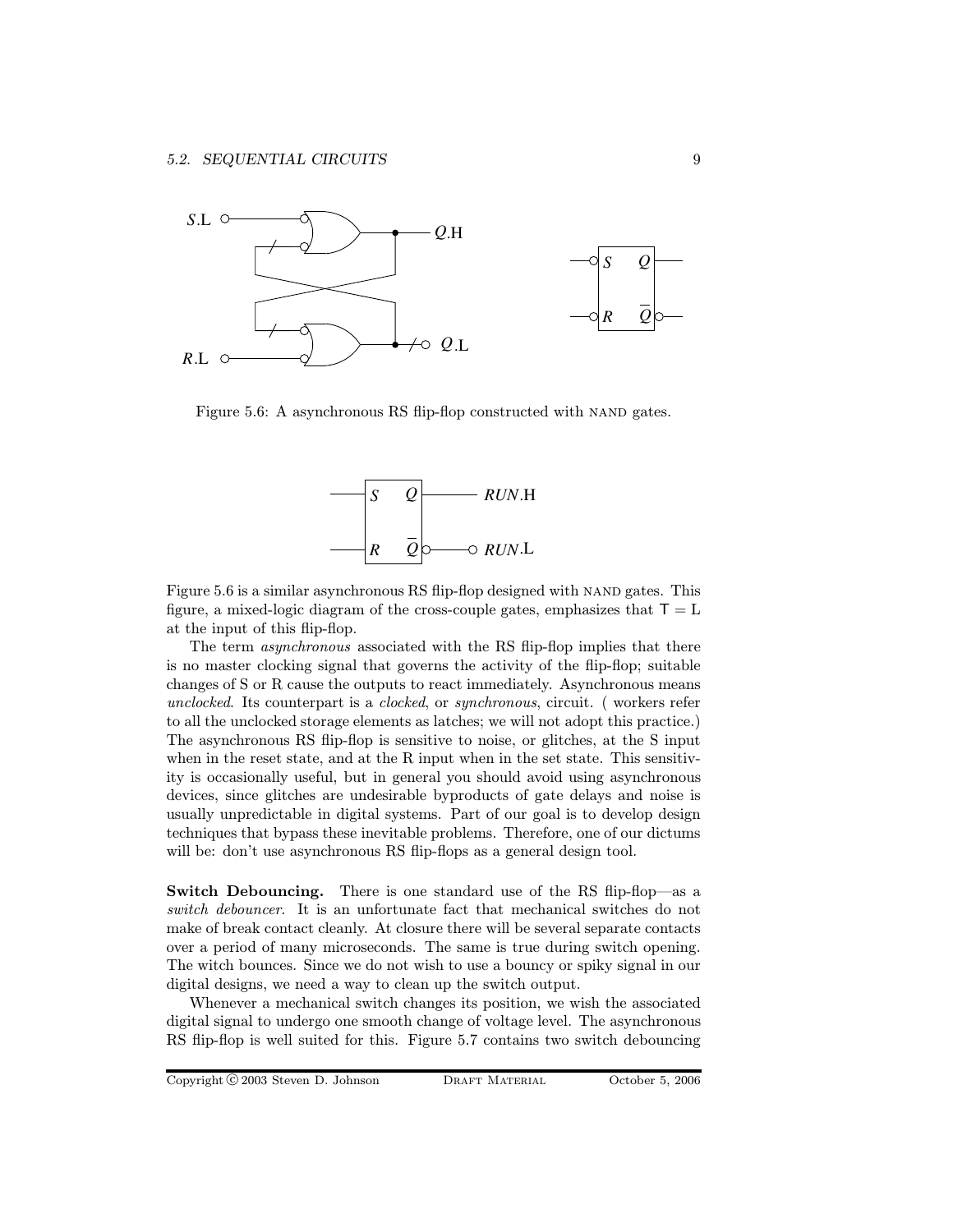S.L

Q.H

Q.L

R.L

S Q

R $\overline{Q}$

Figure 5.6: A asynchronous RS flip-flop constructed with NAND gates.

S Q RUN.H

R $\overline{Q}$ RUN.L

Figure 5.6 is a similar asynchronous RS flip-flop designed with NAND gates. This figure, a mixed-logic diagram of the cross-couple gates, emphasizes that $\mathsf{T} = \mathsf{L}$ at the input of this flip-flop.

The term *asynchronous* associated with the RS flip-flop implies that there is no master clocking signal that governs the activity of the flip-flop; suitable changes of S or R cause the outputs to react immediately. Asynchronous means *unclocked*. Its counterpart is a *clocked*, or *synchronous*, circuit. ( workers refer to all the unclocked storage elements as latches; we will not adopt this practice.) The asynchronous RS flip-flop is sensitive to noise, or glitches, at the S input when in the reset state, and at the R input when in the set state. This sensitivity is occasionally useful, but in general you should avoid using asynchronous devices, since glitches are undesirable byproducts of gate delays and noise is usually unpredictable in digital systems. Part of our goal is to develop design techniques that bypass these inevitable problems. Therefore, one of our dictums will be: don't use asynchronous RS flip-flops as a general design tool.

**Switch Debouncing.** There is one standard use of the RS flip-flop—as a *switch debouncer*. It is an unfortunate fact that mechanical switches do not make of break contact cleanly. At closure there will be several separate contacts over a period of many microseconds. The same is true during switch opening. The witch bounces. Since we do not wish to use a bouncy or spiky signal in our digital designs, we need a way to clean up the switch output.

Whenever a mechanical switch changes its position, we wish the associated digital signal to undergo one smooth change of voltage level. The asynchronous RS flip-flop is well suited for this. Figure 5.7 contains two switch debouncing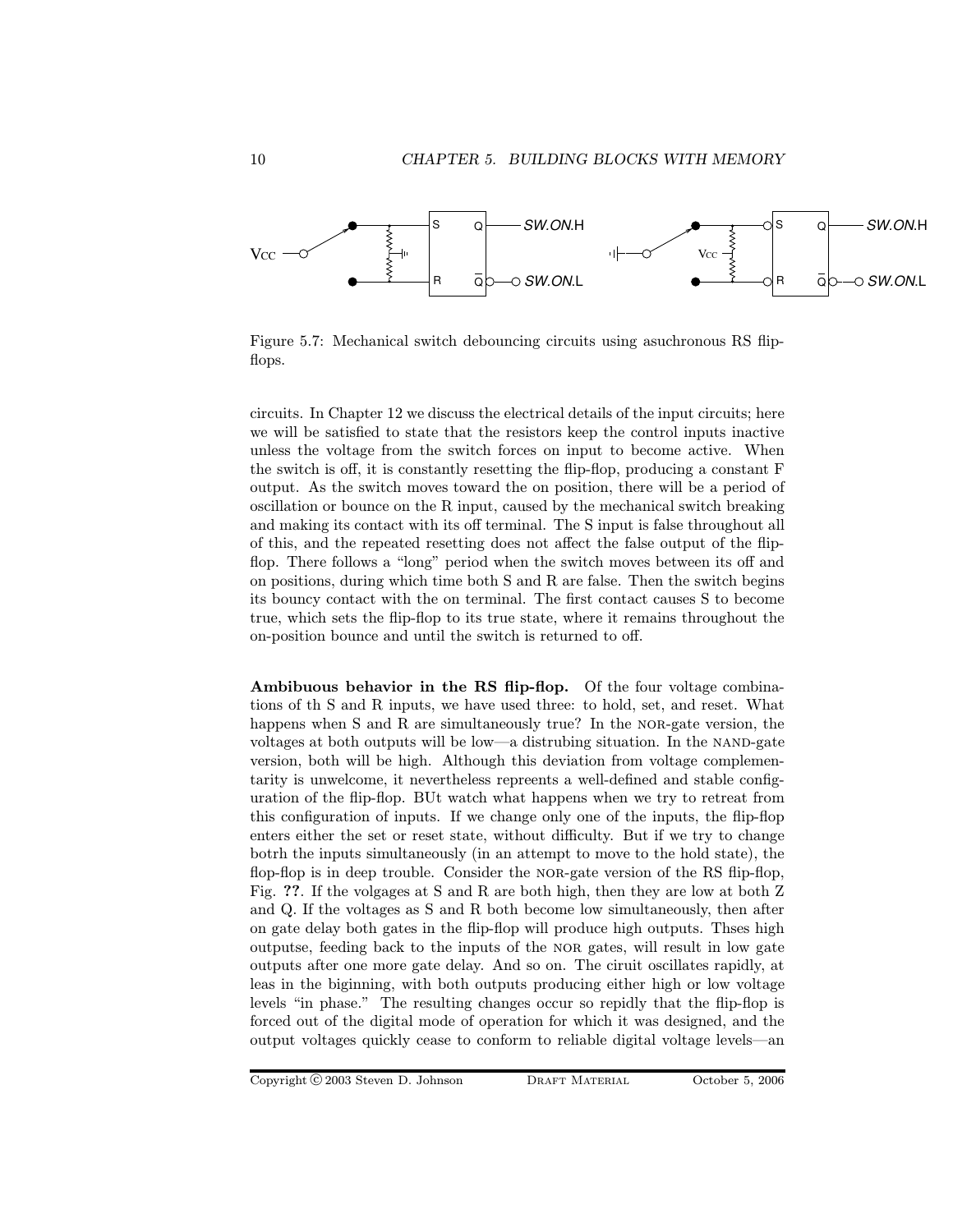Figure 5.7: Mechanical switch debouncing circuits using asuchronous RS flip-flops.

circuits. In Chapter 12 we discuss the electrical details of the input circuits; here we will be satisfied to state that the resistors keep the control inputs inactive unless the voltage from the switch forces on input to become active. When the switch is off, it is constantly resetting the flip-flop, producing a constant F output. As the switch moves toward the on position, there will be a period of oscillation or bounce on the R input, caused by the mechanical switch breaking and making its contact with its off terminal. The S input is false throughout all of this, and the repeated resetting does not affect the false output of the flip-flop. There follows a "long" period when the switch moves between its off and on positions, during which time both S and R are false. Then the switch begins its bouncy contact with the on terminal. The first contact causes S to become true, which sets the flip-flop to its true state, where it remains throughout the on-position bounce and until the switch is returned to off.

**Ambibuous behavior in the RS flip-flop.** Of the four voltage combinations of th S and R inputs, we have used three: to hold, set, and reset. What happens when S and R are simultaneously true? In the NOR-gate version, the voltages at both outputs will be low—a distrubing situation. In the NAND-gate version, both will be high. Although this deviation from voltage complementarity is unwelcome, it nevertheless repreents a well-defined and stable configuration of the flip-flop. BUt watch what happens when we try to retreat from this configuration of inputs. If we change only one of the inputs, the flip-flop enters either the set or reset state, without difficulty. But if we try to change botrh the inputs simultaneously (in an attempt to move to the hold state), the flop-flop is in deep trouble. Consider the NOR-gate version of the RS flip-flop, Fig. **??**. If the volgages at S and R are both high, then they are low at both Z and Q. If the voltages as S and R both become low simultaneously, then after on gate delay both gates in the flip-flop will produce high outputs. Thses high outputse, feeding back to the inputs of the NOR gates, will result in low gate outputs after one more gate delay. And so on. The ciruit oscillates rapidly, at leas in the biginning, with both outputs producing either high or low voltage levels "in phase." The resulting changes occur so repidly that the flip-flop is forced out of the digital mode of operation for which it was designed, and the output voltages quickly cease to conform to reliable digital voltage levels—an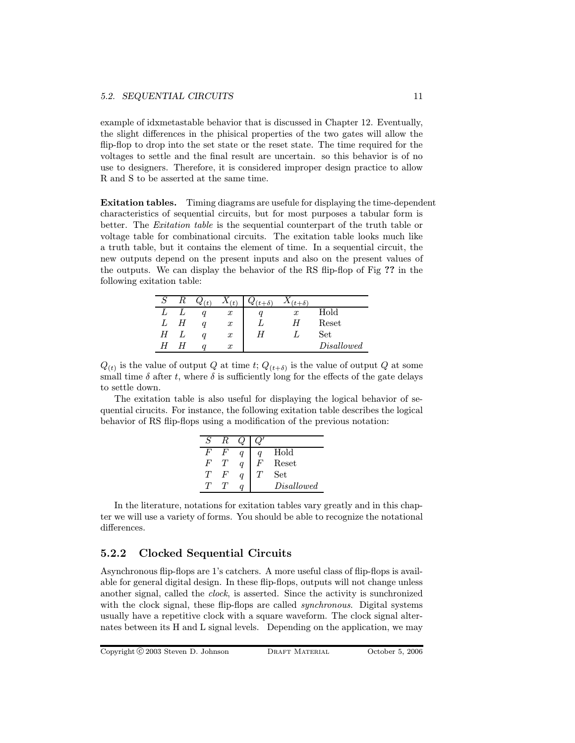example of idxmetastable behavior that is discussed in Chapter 12. Eventually, the slight differences in the phisical properties of the two gates will allow the flip-flop to drop into the set state or the reset state. The time required for the voltages to settle and the final result are uncertain. so this behavior is of no use to designers. Therefore, it is considered improper design practice to allow R and S to be asserted at the same time.

**Exitation tables.** Timing diagrams are usefule for displaying the time-dependent characteristics of sequential circuits, but for most purposes a tabular form is better. The *Exitation table* is the sequential counterpart of the truth table or voltage table for combinational circuits. The exitation table looks much like a truth table, but it contains the element of time. In a sequential circuit, the new outputs depend on the present inputs and also on the present values of the outputs. We can display the behavior of the RS flip-flop of Fig **??** in the following exitation table:

| $S$ | $R$ | $Q_{(t)}$ | $X_{(t)}$ | $Q_{(t+\delta)}$ | $X_{(t+\delta)}$ | |
|---|---|---|---|---|---|---|
| $L$ | $L$ | $q$ | $x$ | $q$ | $x$ | Hold |
| $L$ | $H$ | $q$ | $x$ | $L$ | $H$ | Reset |
| $H$ | $L$ | $q$ | $x$ | $H$ | $L$ | Set |
| $H$ | $H$ | $q$ | $x$ | | | *Disallowed* |

$Q_{(t)}$ is the value of output $Q$ at time $t$; $Q_{(t+\delta)}$ is the value of output $Q$ at some small time $\delta$ after $t$, where $\delta$ is sufficiently long for the effects of the gate delays to settle down.

The exitation table is also useful for displaying the logical behavior of sequential cirucits. For instance, the following exitation table describes the logical behavior of RS flip-flops using a modification of the previous notation:

| $S$ | $R$ | $Q$ | $Q'$ | |
|---|---|---|---|---|
| $F$ | $F$ | $q$ | $q$ | Hold |
| $F$ | $T$ | $q$ | $F$ | Reset |
| $T$ | $F$ | $q$ | $T$ | Set |
| $T$ | $T$ | $q$ | | *Disallowed* |

In the literature, notations for exitation tables vary greatly and in this chapter we will use a variety of forms. You should be able to recognize the notational differences.

### 5.2.2 Clocked Sequential Circuits

Asynchronous flip-flops are 1's catchers. A more useful class of flip-flops is available for general digital design. In these flip-flops, outputs will not change unless another signal, called the *clock*, is asserted. Since the activity is sunchronized with the clock signal, these flip-flops are called *synchronous.* Digital systems usually have a repetitive clock with a square waveform. The clock signal alternates between its H and L signal levels. Depending on the application, we may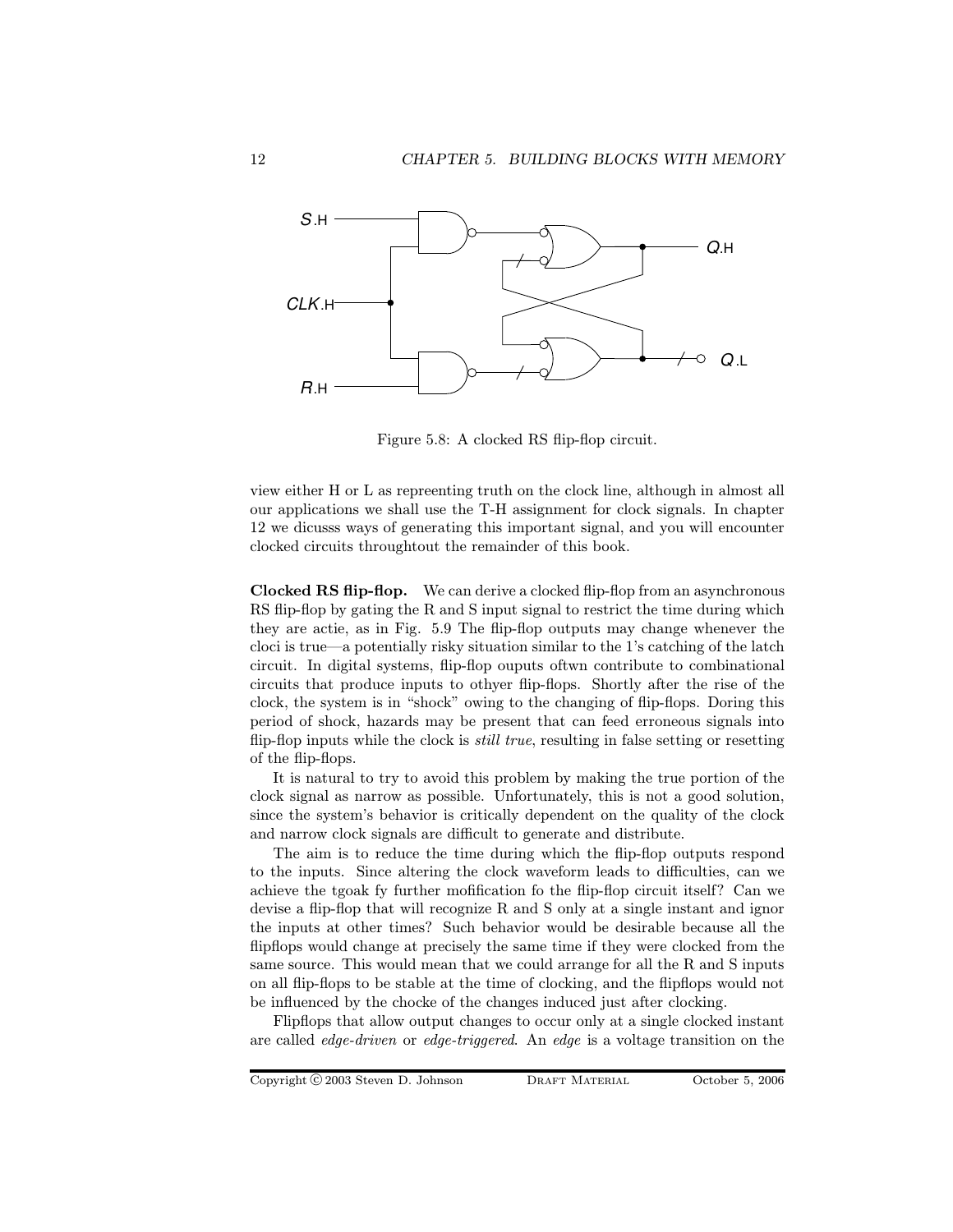S.H

CLK.H

R.H

Q.H

Q.L

Figure 5.8: A clocked RS flip-flop circuit.

view either H or L as repreenting truth on the clock line, although in almost all our applications we shall use the T-H assignment for clock signals. In chapter 12 we dicusss ways of generating this important signal, and you will encounter clocked circuits throughtout the remainder of this book.

**Clocked RS flip-flop.** We can derive a clocked flip-flop from an asynchronous RS flip-flop by gating the R and S input signal to restrict the time during which they are actie, as in Fig. 5.9 The flip-flop outputs may change whenever the cloci is true—a potentially risky situation similar to the 1's catching of the latch circuit. In digital systems, flip-flop ouputs oftwn contribute to combinational circuits that produce inputs to othyer flip-flops. Shortly after the rise of the clock, the system is in "shock" owing to the changing of flip-flops. Doring this period of shock, hazards may be present that can feed erroneous signals into flip-flop inputs while the clock is *still true*, resulting in false setting or resetting of the flip-flops.

It is natural to try to avoid this problem by making the true portion of the clock signal as narrow as possible. Unfortunately, this is not a good solution, since the system's behavior is critically dependent on the quality of the clock and narrow clock signals are difficult to generate and distribute.

The aim is to reduce the time during which the flip-flop outputs respond to the inputs. Since altering the clock waveform leads to difficulties, can we achieve the tgoak fy further mofification fo the flip-flop circuit itself? Can we devise a flip-flop that will recognize R and S only at a single instant and ignor the inputs at other times? Such behavior would be desirable because all the flipflops would change at precisely the same time if they were clocked from the same source. This would mean that we could arrange for all the R and S inputs on all flip-flops to be stable at the time of clocking, and the flipflops would not be influenced by the chocke of the changes induced just after clocking.

Flipflops that allow output changes to occur only at a single clocked instant are called *edge-driven* or *edge-triggered*. An *edge* is a voltage transition on the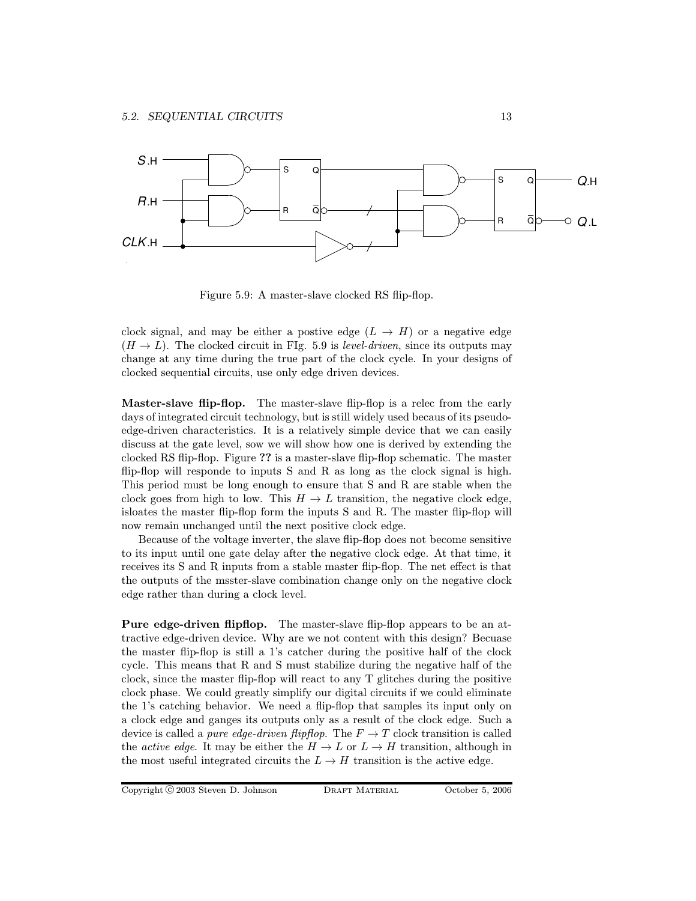S.H

R.H

CLK.H

Q.H

Q.L

Figure 5.9: A master-slave clocked RS flip-flop.

clock signal, and may be either a postive edge ($L \rightarrow H$) or a negative edge ($H \rightarrow L$). The clocked circuit in FIg. 5.9 is *level-driven*, since its outputs may change at any time during the true part of the clock cycle. In your designs of clocked sequential circuits, use only edge driven devices.

**Master-slave flip-flop.** The master-slave flip-flop is a relec from the early days of integrated circuit technology, but is still widely used becaus of its pseudo-edge-driven characteristics. It is a relatively simple device that we can easily discuss at the gate level, sow we will show how one is derived by extending the clocked RS flip-flop. Figure **??** is a master-slave flip-flop schematic. The master flip-flop will responde to inputs S and R as long as the clock signal is high. This period must be long enough to ensure that S and R are stable when the clock goes from high to low. This $H \rightarrow L$ transition, the negative clock edge, isloates the master flip-flop form the inputs S and R. The master flip-flop will now remain unchanged until the next positive clock edge.

Because of the voltage inverter, the slave flip-flop does not become sensitive to its input until one gate delay after the negative clock edge. At that time, it receives its S and R inputs from a stable master flip-flop. The net effect is that the outputs of the mssster-slave combination change only on the negative clock edge rather than during a clock level.

**Pure edge-driven flipflop.** The master-slave flip-flop appears to be an attractive edge-driven device. Why are we not content with this design? Becuase the master flip-flop is still a 1's catcher during the positive half of the clock cycle. This means that R and S must stabilize during the negative half of the clock, since the master flip-flop will react to any T glitches during the positive clock phase. We could greatly simplify our digital circuits if we could eliminate the 1's catching behavior. We need a flip-flop that samples its input only on a clock edge and ganges its outputs only as a result of the clock edge. Such a device is called a *pure edge-driven flipflop.* The $F \rightarrow T$ clock transition is called the *active edge*. It may be either the $H \rightarrow L$ or $L \rightarrow H$ transition, although in the most useful integrated circuits the $L \rightarrow H$ transition is the active edge.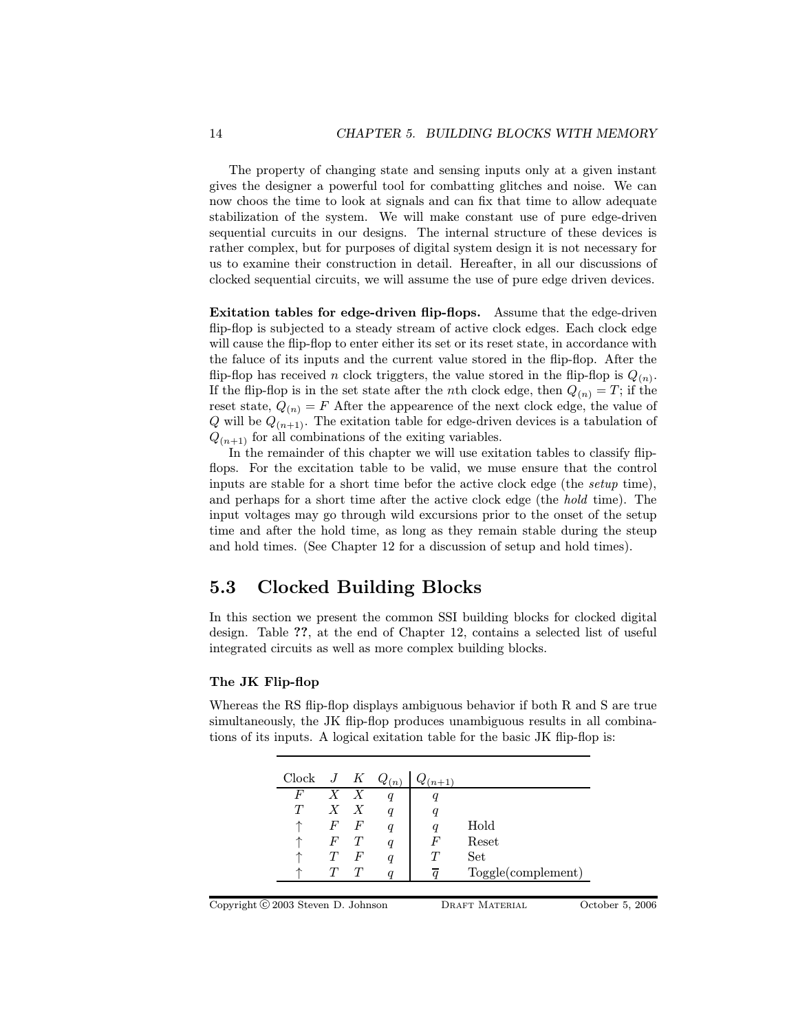The property of changing state and sensing inputs only at a given instant gives the designer a powerful tool for combatting glitches and noise. We can now choos the time to look at signals and can fix that time to allow adequate stabilization of the system. We will make constant use of pure edge-driven sequential curcuits in our designs. The internal structure of these devices is rather complex, but for purposes of digital system design it is not necessary for us to examine their construction in detail. Hereafter, in all our discussions of clocked sequential circuits, we will assume the use of pure edge driven devices.

**Exitation tables for edge-driven flip-flops.** Assume that the edge-driven flip-flop is subjected to a steady stream of active clock edges. Each clock edge will cause the flip-flop to enter either its set or its reset state, in accordance with the faluce of its inputs and the current value stored in the flip-flop. After the flip-flop has received $n$ clock triggters, the value stored in the flip-flop is $Q_{(n)}$. If the flip-flop is in the set state after the $n$th clock edge, then $Q_{(n)} = T$; if the reset state, $Q_{(n)} = F$ After the appearence of the next clock edge, the value of $Q$ will be $Q_{(n+1)}$. The exitation table for edge-driven devices is a tabulation of $Q_{(n+1)}$ for all combinations of the exiting variables.

In the remainder of this chapter we will use exitation tables to classify flip-flops. For the excitation table to be valid, we muse ensure that the control inputs are stable for a short time befor the active clock edge (the *setup* time), and perhaps for a short time after the active clock edge (the *hold* time). The input voltages may go through wild excursions prior to the onset of the setup time and after the hold time, as long as they remain stable during the steup and hold times. (See Chapter 12 for a discussion of setup and hold times).

## 5.3 Clocked Building Blocks

In this section we present the common SSI building blocks for clocked digital design. Table **??**, at the end of Chapter 12, contains a selected list of useful integrated circuits as well as more complex building blocks.

### The JK Flip-flop

Whereas the RS flip-flop displays ambiguous behavior if both R and S are true simultaneously, the JK flip-flop produces unambiguous results in all combinations of its inputs. A logical exitation table for the basic JK flip-flop is:

| Clock | $J$ | $K$ | $Q_{(n)}$ | $Q_{(n+1)}$ | |
|---|---|---|---|---|---|
| $F$ | $X$ | $X$ | $q$ | $q$ | |
| $T$ | $X$ | $X$ | $q$ | $q$ | |
| $\uparrow$ | $F$ | $F$ | $q$ | $q$ | Hold |
| $\uparrow$ | $F$ | $T$ | $q$ | $F$ | Reset |
| $\uparrow$ | $T$ | $F$ | $q$ | $T$ | Set |
| $\uparrow$ | $T$ | $T$ | $q$ | $\overline{q}$ | Toggle(complement) |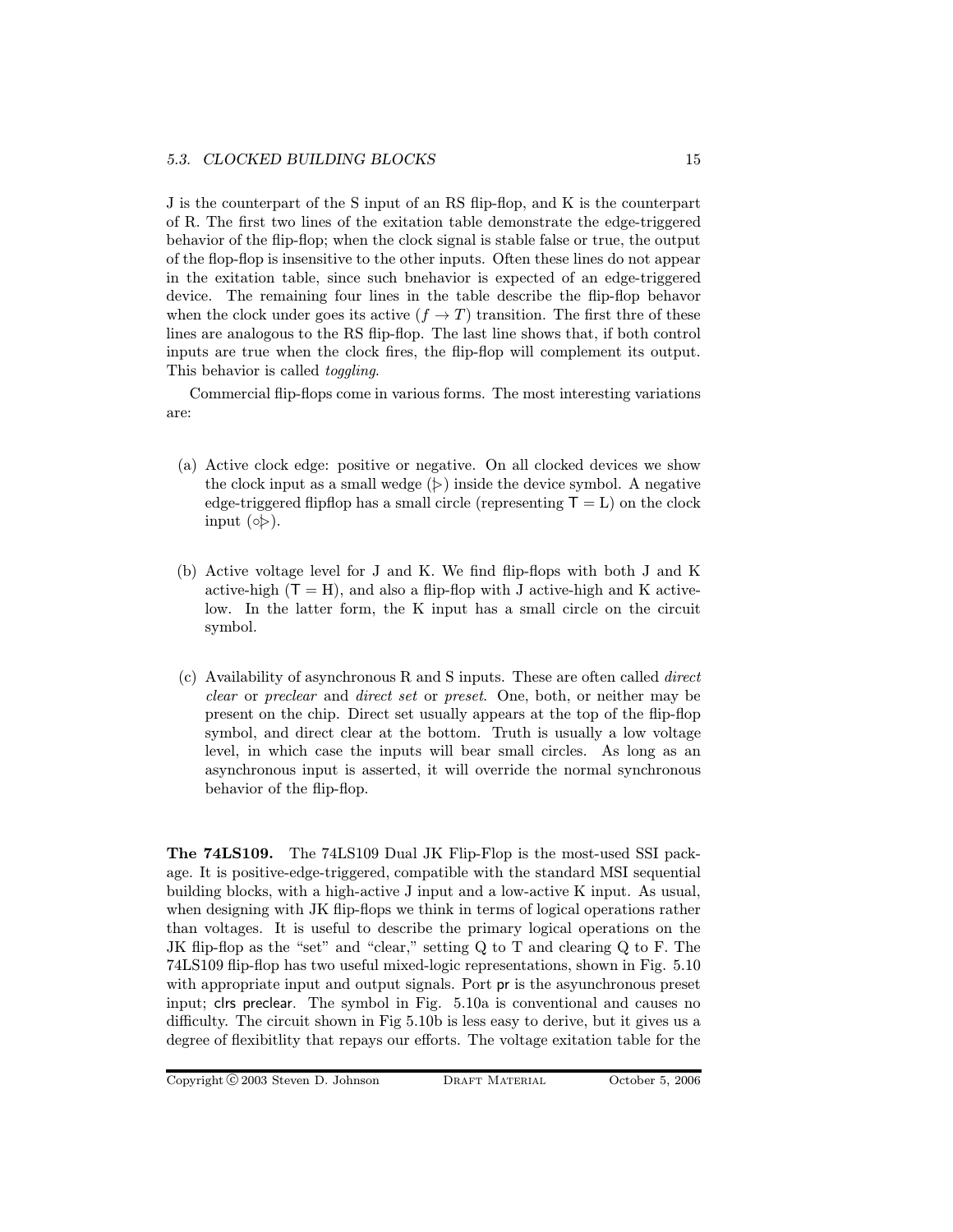J is the counterpart of the S input of an RS flip-flop, and K is the counterpart of R. The first two lines of the exitation table demonstrate the edge-triggered behavior of the flip-flop; when the clock signal is stable false or true, the output of the flop-flop is insensitive to the other inputs. Often these lines do not appear in the exitation table, since such bnehavior is expected of an edge-triggered device. The remaining four lines in the table describe the flip-flop behavor when the clock under goes its active ($f \to T$) transition. The first thre of these lines are analogous to the RS flip-flop. The last line shows that, if both control inputs are true when the clock fires, the flip-flop will complement its output. This behavior is called *toggling*.

Commercial flip-flops come in various forms. The most interesting variations are:

(a) Active clock edge: positive or negative. On all clocked devices we show the clock input as a small wedge ($\triangleright$) inside the device symbol. A negative edge-triggered flipflop has a small circle (representing $\mathsf{T} = \mathrm{L}$) on the clock input ($\circ\!\triangleright$).

(b) Active voltage level for J and K. We find flip-flops with both J and K active-high ($\mathsf{T} = \mathrm{H}$), and also a flip-flop with J active-high and K active-low. In the latter form, the K input has a small circle on the circuit symbol.

(c) Availability of asynchronous R and S inputs. These are often called *direct clear* or *preclear* and *direct set* or *preset*. One, both, or neither may be present on the chip. Direct set usually appears at the top of the flip-flop symbol, and direct clear at the bottom. Truth is usually a low voltage level, in which case the inputs will bear small circles. As long as an asynchronous input is asserted, it will override the normal synchronous behavior of the flip-flop.

**The 74LS109.** The 74LS109 Dual JK Flip-Flop is the most-used SSI package. It is positive-edge-triggered, compatible with the standard MSI sequential building blocks, with a high-active J input and a low-active K input. As usual, when designing with JK flip-flops we think in terms of logical operations rather than voltages. It is useful to describe the primary logical operations on the JK flip-flop as the "set" and "clear," setting Q to T and clearing Q to F. The 74LS109 flip-flop has two useful mixed-logic representations, shown in Fig. 5.10 with appropriate input and output signals. Port pr is the asyunchronous preset input; clrs preclear. The symbol in Fig. 5.10a is conventional and causes no difficulty. The circuit shown in Fig 5.10b is less easy to derive, but it gives us a degree of flexibitlity that repays our efforts. The voltage exitation table for the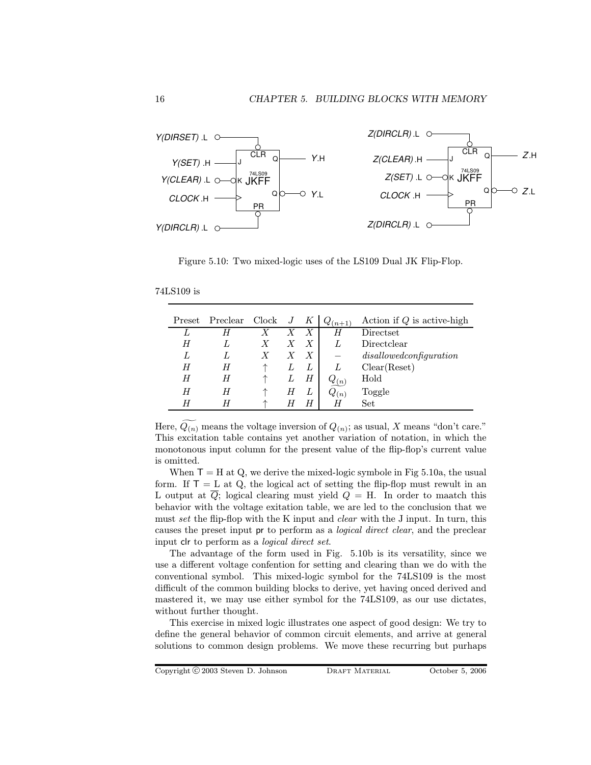Y(DIRSET) .L

Y(SET) .H

Y(CLEAR) .L

CLOCK .H

Y(DIRCLR) .L

CLR

J

K

74LS09

JKFF

PR

Q

Q

Y.H

Y.L

Z(DIRCLR) .L

Z(CLEAR) .H

Z(SET) .L

CLOCK .H

Z(DIRCLR) .L

CLR

J

K

74LS09

JKFF

PR

Q

Q

Z.H

Z.L

Figure 5.10: Two mixed-logic uses of the LS109 Dual JK Flip-Flop.

74LS109 is

| Preset | Preclear | Clock | $J$ | $K$ | $Q_{(n+1)}$ | Action if $Q$ is active-high |
|---|---|---|---|---|---|---|
| $L$ | $H$ | $X$ | $X$ | $X$ | $H$ | Directset |
| $H$ | $L$ | $X$ | $X$ | $X$ | $L$ | Directclear |
| $L$ | $L$ | $X$ | $X$ | $X$ | $-$ | *disallowedconfiguration* |
| $H$ | $H$ | $\uparrow$ | $L$ | $L$ | $L$ | Clear(Reset) |
| $H$ | $H$ | $\uparrow$ | $L$ | $H$ | $Q_{(n)}$ | Hold |
| $H$ | $H$ | $\uparrow$ | $H$ | $L$ | $\widetilde{Q_{(n)}}$ | Toggle |
| $H$ | $H$ | $\uparrow$ | $H$ | $H$ | $H$ | Set |

Here, $\widetilde{Q_{(n)}}$ means the voltage inversion of $Q_{(n)}$; as usual, $X$ means "don't care." This excitation table contains yet another variation of notation, in which the monotonous input column for the present value of the flip-flop's current value is omitted.

When $\mathsf{T} = \mathrm{H}$ at Q, we derive the mixed-logic symbole in Fig 5.10a, the usual form. If $\mathsf{T} = \mathrm{L}$ at Q, the logical act of setting the flip-flop must rewult in an L output at $\overline{Q}$; logical clearing must yield $Q = \mathrm{H}$. In order to maatch this behavior with the voltage exitation table, we are led to the conclusion that we must *set* the flip-flop with the K input and *clear* with the J input. In turn, this causes the preset input pr to perform as a *logical direct clear*, and the preclear input clr to perform as a *logical direct set*.

The advantage of the form used in Fig. 5.10b is its versatility, since we use a different voltage confention for setting and clearing than we do with the conventional symbol. This mixed-logic symbol for the 74LS109 is the most difficult of the common building blocks to derive, yet having onced derived and mastered it, we may use either symbol for the 74LS109, as our use dictates, without further thought.

This exercise in mixed logic illustrates one aspect of good design: We try to define the general behavior of common circuit elements, and arrive at general solutions to common design problems. We move these recurring but purhaps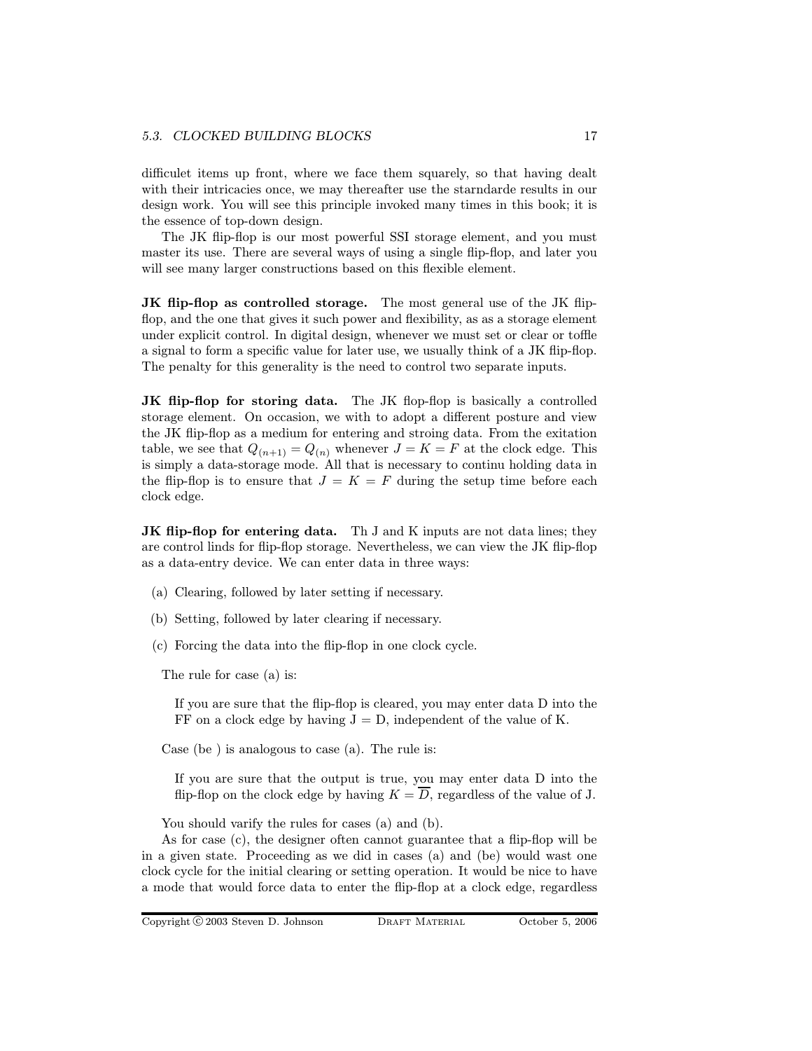difficulet items up front, where we face them squarely, so that having dealt with their intricacies once, we may thereafter use the starndarde results in our design work. You will see this principle invoked many times in this book; it is the essence of top-down design.

The JK flip-flop is our most powerful SSI storage element, and you must master its use. There are several ways of using a single flip-flop, and later you will see many larger constructions based on this flexible element.

**JK flip-flop as controlled storage.** The most general use of the JK flip-flop, and the one that gives it such power and flexibility, as as a storage element under explicit control. In digital design, whenever we must set or clear or toffle a signal to form a specific value for later use, we usually think of a JK flip-flop. The penalty for this generality is the need to control two separate inputs.

**JK flip-flop for storing data.** The JK flop-flop is basically a controlled storage element. On occasion, we with to adopt a different posture and view the JK flip-flop as a medium for entering and stroing data. From the exitation table, we see that $Q_{(n+1)} = Q_{(n)}$ whenever $J = K = F$ at the clock edge. This is simply a data-storage mode. All that is necessary to continu holding data in the flip-flop is to ensure that $J = K = F$ during the setup time before each clock edge.

**JK flip-flop for entering data.** Th J and K inputs are not data lines; they are control linds for flip-flop storage. Nevertheless, we can view the JK flip-flop as a data-entry device. We can enter data in three ways:

(a) Clearing, followed by later setting if necessary.

(b) Setting, followed by later clearing if necessary.

(c) Forcing the data into the flip-flop in one clock cycle.

The rule for case (a) is:

> If you are sure that the flip-flop is cleared, you may enter data D into the FF on a clock edge by having J = D, independent of the value of K.

Case (be ) is analogous to case (a). The rule is:

> If you are sure that the output is true, you may enter data D into the flip-flop on the clock edge by having $K = \overline{D}$, regardless of the value of J.

You should varify the rules for cases (a) and (b).

As for case (c), the designer often cannot guarantee that a flip-flop will be in a given state. Proceeding as we did in cases (a) and (be) would wast one clock cycle for the initial clearing or setting operation. It would be nice to have a mode that would force data to enter the flip-flop at a clock edge, regardless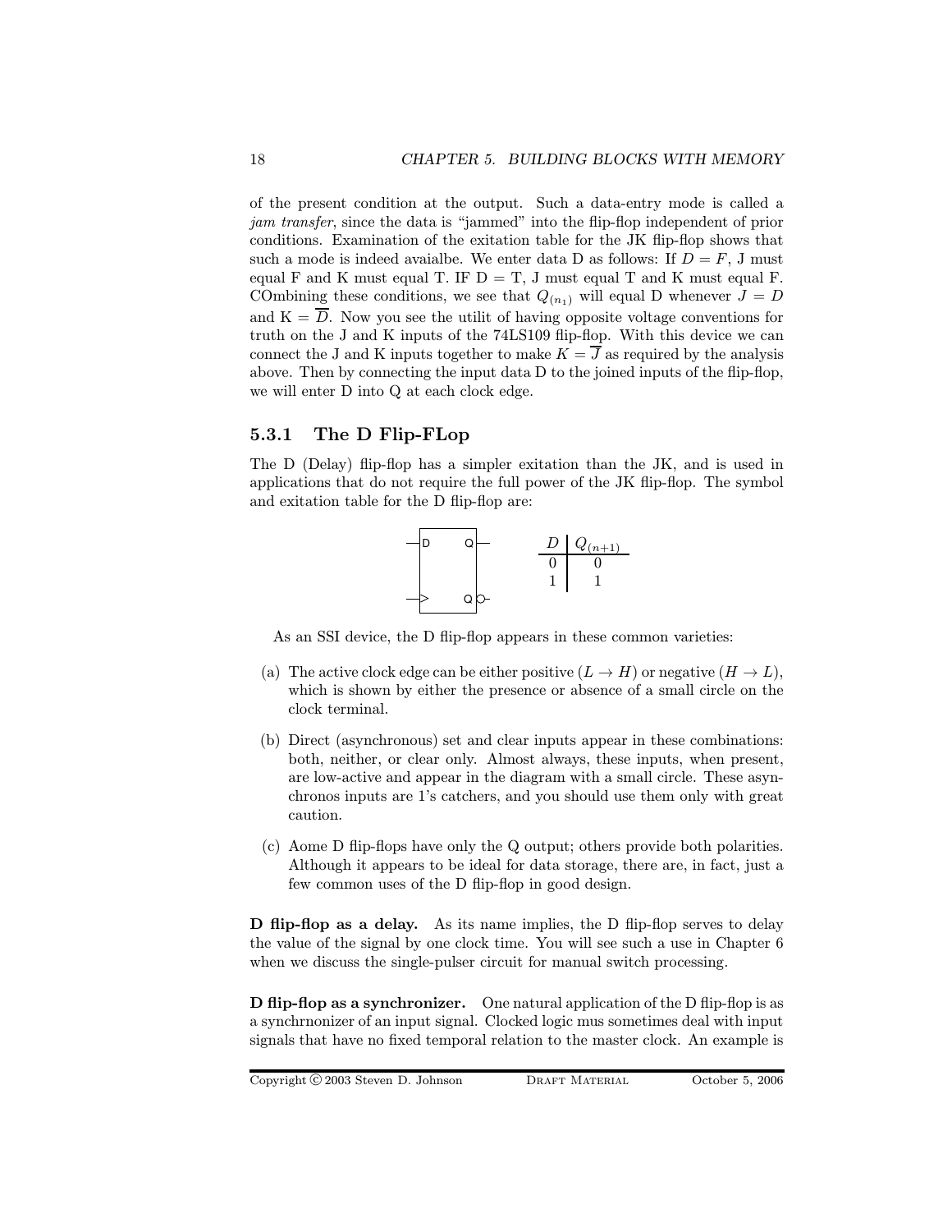of the present condition at the output. Such a data-entry mode is called a *jam transfer*, since the data is "jammed" into the flip-flop independent of prior conditions. Examination of the exitation table for the JK flip-flop shows that such a mode is indeed avaialbe. We enter data D as follows: If $D = F$, J must equal F and K must equal T. IF D = T, J must equal T and K must equal F. COmbining these conditions, we see that $Q_{(n_1)}$ will equal D whenever $J = D$ and K = $\overline{D}$. Now you see the utilit of having opposite voltage conventions for truth on the J and K inputs of the 74LS109 flip-flop. With this device we can connect the J and K inputs together to make $K = \overline{J}$ as required by the analysis above. Then by connecting the input data D to the joined inputs of the flip-flop, we will enter D into Q at each clock edge.

### 5.3.1 The D Flip-FLop

The D (Delay) flip-flop has a simpler exitation than the JK, and is used in applications that do not require the full power of the JK flip-flop. The symbol and exitation table for the D flip-flop are:

| $D$ | $Q_{(n+1)}$ |
|---|---|
| 0 | 0 |
| 1 | 1 |

As an SSI device, the D flip-flop appears in these common varieties:

(a) The active clock edge can be either positive ($L \rightarrow H$) or negative ($H \rightarrow L$), which is shown by either the presence or absence of a small circle on the clock terminal.

(b) Direct (asynchronous) set and clear inputs appear in these combinations: both, neither, or clear only. Almost always, these inputs, when present, are low-active and appear in the diagram with a small circle. These asynchronos inputs are 1's catchers, and you should use them only with great caution.

(c) Aome D flip-flops have only the Q output; others provide both polarities. Although it appears to be ideal for data storage, there are, in fact, just a few common uses of the D flip-flop in good design.

**D flip-flop as a delay.** As its name implies, the D flip-flop serves to delay the value of the signal by one clock time. You will see such a use in Chapter 6 when we discuss the single-pulser circuit for manual switch processing.

**D flip-flop as a synchronizer.** One natural application of the D flip-flop is as a synchrnonizer of an input signal. Clocked logic mus sometimes deal with input signals that have no fixed temporal relation to the master clock. An example is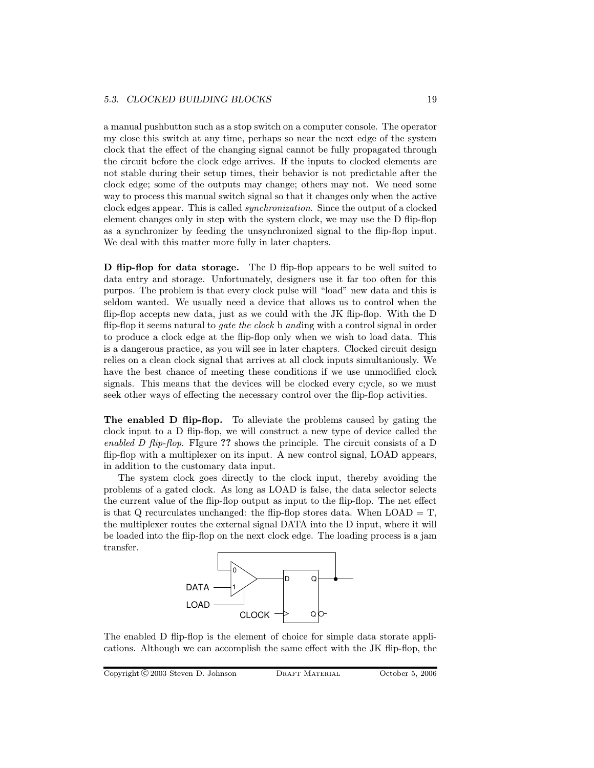a manual pushbutton such as a stop switch on a computer console. The operator my close this switch at any time, perhaps so near the next edge of the system clock that the effect of the changing signal cannot be fully propagated through the circuit before the clock edge arrives. If the inputs to clocked elements are not stable during their setup times, their behavior is not predictable after the clock edge; some of the outputs may change; others may not. We need some way to process this manual switch signal so that it changes only when the active clock edges appear. This is called *synchronization*. Since the output of a clocked element changes only in step with the system clock, we may use the D flip-flop as a synchronizer by feeding the unsynchronized signal to the flip-flop input. We deal with this matter more fully in later chapters.

**D flip-flop for data storage.** The D flip-flop appears to be well suited to data entry and storage. Unfortunately, designers use it far too often for this purpos. The problem is that every clock pulse will "load" new data and this is seldom wanted. We usually need a device that allows us to control when the flip-flop accepts new data, just as we could with the JK flip-flop. With the D flip-flop it seems natural to *gate the clock* b *and*ing with a control signal in order to produce a clock edge at the flip-flop only when we wish to load data. This is a dangerous practice, as you will see in later chapters. Clocked circuit design relies on a clean clock signal that arrives at all clock inputs simultaniously. We have the best chance of meeting these conditions if we use unmodified clock signals. This means that the devices will be clocked every c;ycle, so we must seek other ways of effecting the necessary control over the flip-flop activities.

**The enabled D flip-flop.** To alleviate the problems caused by gating the clock input to a D flip-flop, we will construct a new type of device called the *enabled D flip-flop*. FIgure **??** shows the principle. The circuit consists of a D flip-flop with a multiplexer on its input. A new control signal, LOAD appears, in addition to the customary data input.

The system clock goes directly to the clock input, thereby avoiding the problems of a gated clock. As long as LOAD is false, the data selector selects the current value of the flip-flop output as input to the flip-flop. The net effect is that Q recurculates unchanged: the flip-flop stores data. When LOAD = T, the multiplexer routes the external signal DATA into the D input, where it will be loaded into the flip-flop on the next clock edge. The loading process is a jam transfer.

0
DATA 1
LOAD
D Q
CLOCK
Q

The enabled D flip-flop is the element of choice for simple data storate applications. Although we can accomplish the same effect with the JK flip-flop, the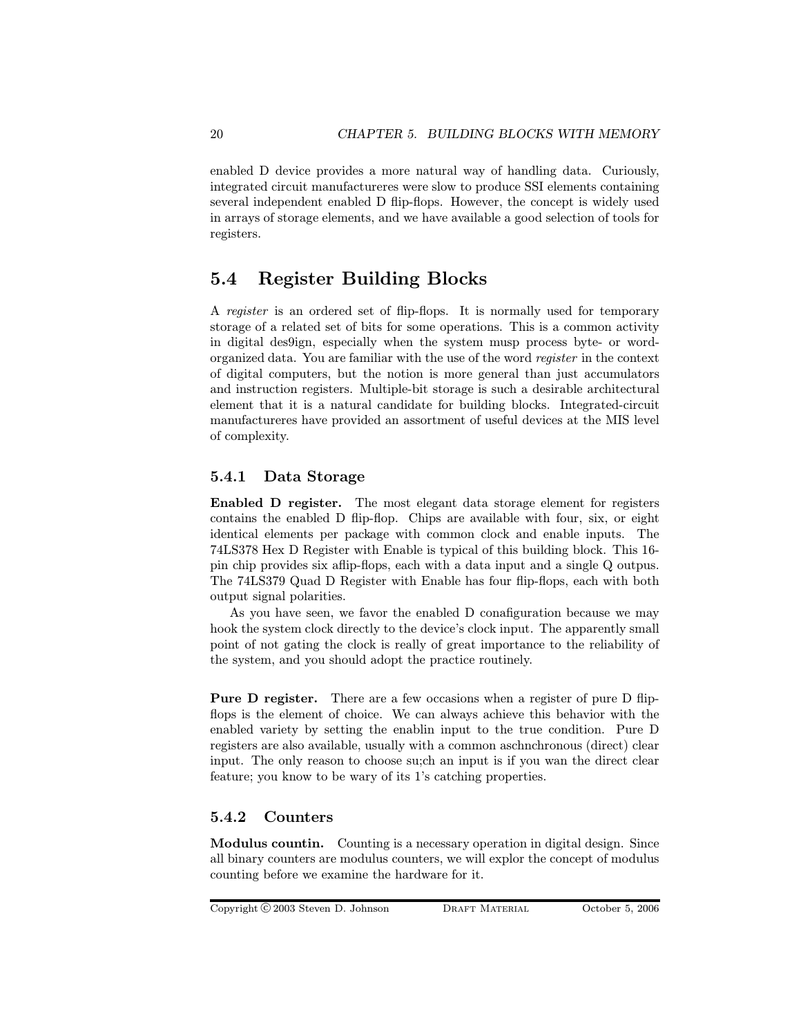enabled D device provides a more natural way of handling data. Curiously, integrated circuit manufactureres were slow to produce SSI elements containing several independent enabled D flip-flops. However, the concept is widely used in arrays of storage elements, and we have available a good selection of tools for registers.

## 5.4 Register Building Blocks

A *register* is an ordered set of flip-flops. It is normally used for temporary storage of a related set of bits for some operations. This is a common activity in digital des9ign, especially when the system musp process byte- or word-organized data. You are familiar with the use of the word *register* in the context of digital computers, but the notion is more general than just accumulators and instruction registers. Multiple-bit storage is such a desirable architectural element that it is a natural candidate for building blocks. Integrated-circuit manufactureres have provided an assortment of useful devices at the MIS level of complexity.

### 5.4.1 Data Storage

**Enabled D register.** The most elegant data storage element for registers contains the enabled D flip-flop. Chips are available with four, six, or eight identical elements per package with common clock and enable inputs. The 74LS378 Hex D Register with Enable is typical of this building block. This 16-pin chip provides six aflip-flops, each with a data input and a single Q outpus. The 74LS379 Quad D Register with Enable has four flip-flops, each with both output signal polarities.

As you have seen, we favor the enabled D conafiguration because we may hook the system clock directly to the device's clock input. The apparently small point of not gating the clock is really of great importance to the reliability of the system, and you should adopt the practice routinely.

**Pure D register.** There are a few occasions when a register of pure D flip-flops is the element of choice. We can always achieve this behavior with the enabled variety by setting the enablin input to the true condition. Pure D registers are also available, usually with a common aschnchronous (direct) clear input. The only reason to choose su;ch an input is if you wan the direct clear feature; you know to be wary of its 1's catching properties.

### 5.4.2 Counters

**Modulus countin.** Counting is a necessary operation in digital design. Since all binary counters are modulus counters, we will explor the concept of modulus counting before we examine the hardware for it.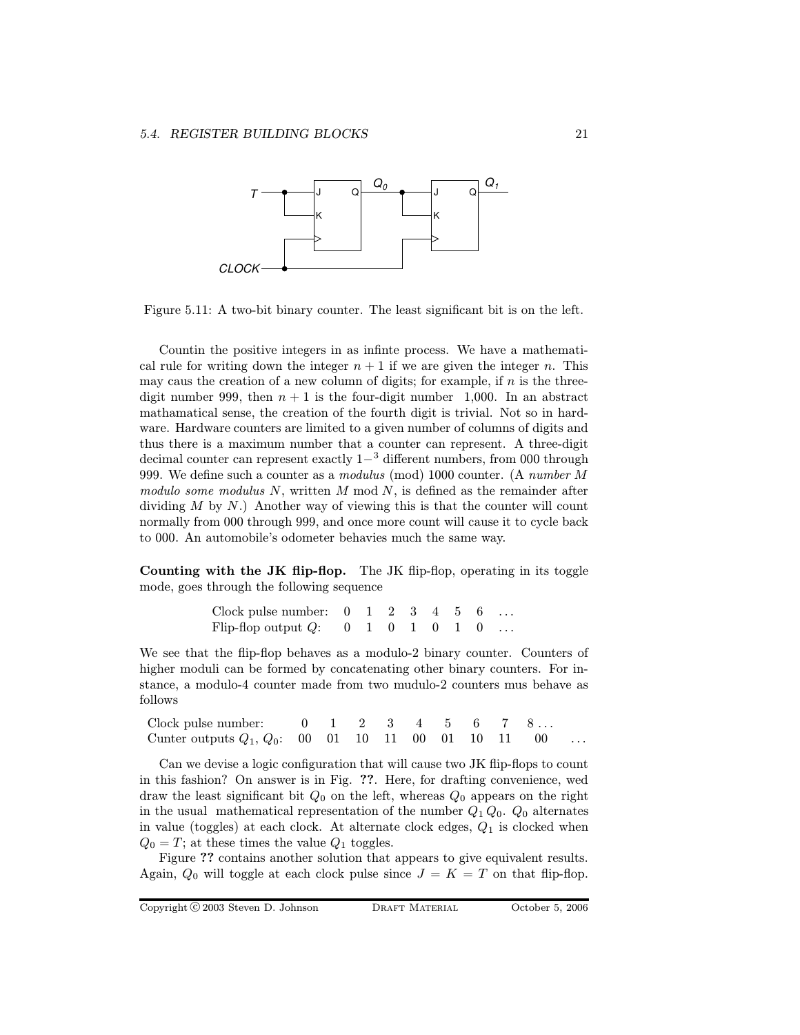Figure 5.11: A two-bit binary counter. The least significant bit is on the left.

Countin the positive integers in as infinte process. We have a mathematical rule for writing down the integer $n+1$ if we are given the integer $n$. This may caus the creation of a new column of digits; for example, if $n$ is the three-digit number 999, then $n+1$ is the four-digit number 1,000. In an abstract mathamatical sense, the creation of the fourth digit is trivial. Not so in hardware. Hardware counters are limited to a given number of columns of digits and thus there is a maximum number that a counter can represent. A three-digit decimal counter can represent exactly $1-^3$ different numbers, from 000 through 999. We define such a counter as a *modulus* (mod) 1000 counter. (A *number M modulo some modulus N*, written $M$ mod $N$, is defined as the remainder after dividing $M$ by $N$.) Another way of viewing this is that the counter will count normally from 000 through 999, and once more count will cause it to cycle back to 000. An automobile's odometer behavies much the same way.

**Counting with the JK flip-flop.** The JK flip-flop, operating in its toggle mode, goes through the following sequence

| Clock pulse number: | 0 | 1 | 2 | 3 | 4 | 5 | 6 | ... |
|---|---|---|---|---|---|---|---|---|
| Flip-flop output $Q$: | 0 | 1 | 0 | 1 | 0 | 1 | 0 | ... |

We see that the flip-flop behaves as a modulo-2 binary counter. Counters of higher moduli can be formed by concatenating other binary counters. For instance, a modulo-4 counter made from two mudulo-2 counters mus behave as follows

| Clock pulse number: | 0 | 1 | 2 | 3 | 4 | 5 | 6 | 7 | 8 ... | |
|---|---|---|---|---|---|---|---|---|---|---|
| Cunter outputs $Q_1$, $Q_0$: | 00 | 01 | 10 | 11 | 00 | 01 | 10 | 11 | 00 | ... |

Can we devise a logic configuration that will cause two JK flip-flops to count in this fashion? On answer is in Fig. **??**. Here, for drafting convenience, wed draw the least significant bit $Q_0$ on the left, whereas $Q_0$ appears on the right in the usual mathematical representation of the number $Q_1\,Q_0$. $Q_0$ alternates in value (toggles) at each clock. At alternate clock edges, $Q_1$ is clocked when $Q_0 = T$; at these times the value $Q_1$ toggles.

Figure **??** contains another solution that appears to give equivalent results. Again, $Q_0$ will toggle at each clock pulse since $J = K = T$ on that flip-flop.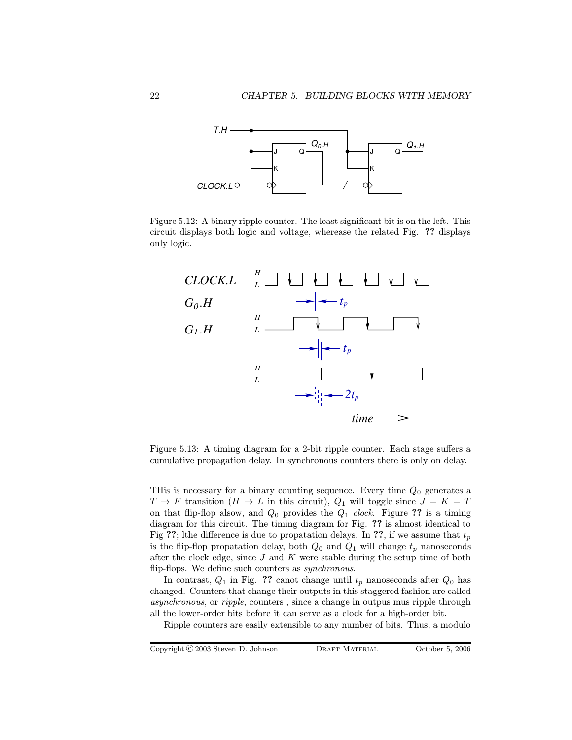T.H

CLOCK.L

J Q $Q_0.H$ K

J Q $Q_1.H$ K

Figure 5.12: A binary ripple counter. The least significant bit is on the left. This circuit displays both logic and voltage, wherease the related Fig. **??** displays only logic.

CLOCK.L

$G_0.H$

$G_1.H$

H

L

$t_p$

$2t_p$

time

Figure 5.13: A timing diagram for a 2-bit ripple counter. Each stage suffers a cumulative propagation delay. In synchronous counters there is only on delay.

THis is necessary for a binary counting sequence. Every time $Q_0$ generates a $T \rightarrow F$ transition ($H \rightarrow L$ in this circuit), $Q_1$ will toggle since $J = K = T$ on that flip-flop alsow, and $Q_0$ provides the $Q_1$ *clock*. Figure **??** is a timing diagram for this circuit. The timing diagram for Fig. **??** is almost identical to Fig **??**; lthe difference is due to propatation delays. In **??**, if we assume that $t_p$ is the flip-flop propatation delay, both $Q_0$ and $Q_1$ will change $t_p$ nanoseconds after the clock edge, since $J$ and $K$ were stable during the setup time of both flip-flops. We define such counters as *synchronous*.

In contrast, $Q_1$ in Fig. **??** canot change until $t_p$ nanoseconds after $Q_0$ has changed. Counters that change their outputs in this staggered fashion are called *asynchronous*, or *ripple*, counters , since a change in outpus mus ripple through all the lower-order bits before it can serve as a clock for a high-order bit.

Ripple counters are easily extensible to any number of bits. Thus, a modulo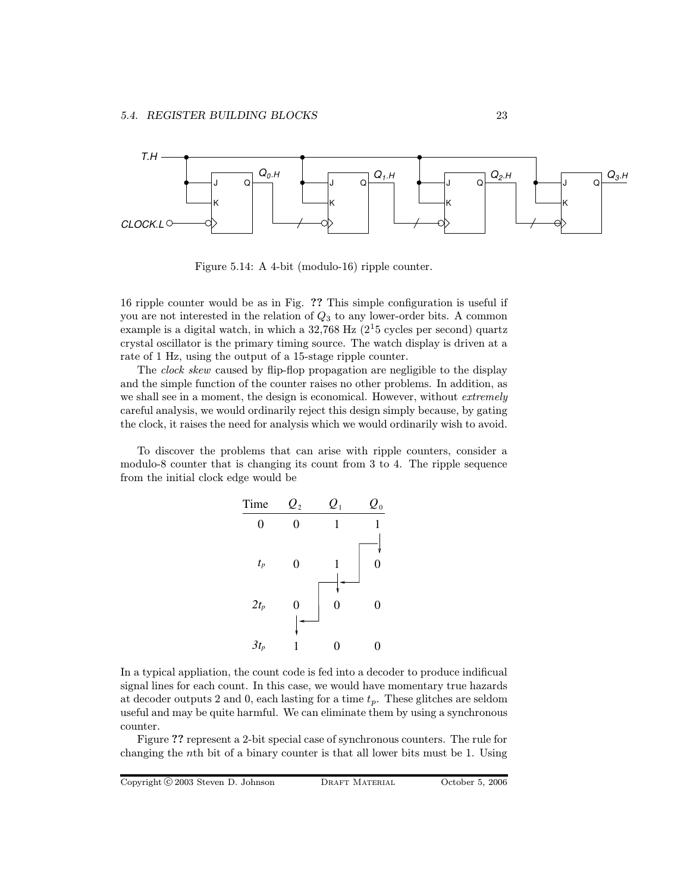T.H

$Q_{0}.H$ $Q_{1}.H$ $Q_{2}.H$ $Q_{3}.H$

J Q K

CLOCK.L

Figure 5.14: A 4-bit (modulo-16) ripple counter.

16 ripple counter would be as in Fig. **??** This simple configuration is useful if you are not interested in the relation of $Q_3$ to any lower-order bits. A common example is a digital watch, in which a 32,768 Hz ($2^15$ cycles per second) quartz crystal oscillator is the primary timing source. The watch display is driven at a rate of 1 Hz, using the output of a 15-stage ripple counter.

The *clock skew* caused by flip-flop propagation are negligible to the display and the simple function of the counter raises no other problems. In addition, as we shall see in a moment, the design is economical. However, without *extremely* careful analysis, we would ordinarily reject this design simply because, by gating the clock, it raises the need for analysis which we would ordinarily wish to avoid.

To discover the problems that can arise with ripple counters, consider a modulo-8 counter that is changing its count from 3 to 4. The ripple sequence from the initial clock edge would be

| Time | $Q_2$ | $Q_1$ | $Q_0$ |
|---|---|---|---|
| 0 | 0 | 1 | 1 |
| $t_p$ | 0 | 1 | 0 |
| $2t_p$ | 0 | 0 | 0 |
| $3t_p$ | 1 | 0 | 0 |

In a typical appliation, the count code is fed into a decoder to produce indificual signal lines for each count. In this case, we would have momentary true hazards at decoder outputs 2 and 0, each lasting for a time $t_p$. These glitches are seldom useful and may be quite harmful. We can eliminate them by using a synchronous counter.

Figure **??** represent a 2-bit special case of synchronous counters. The rule for changing the $n$th bit of a binary counter is that all lower bits must be 1. Using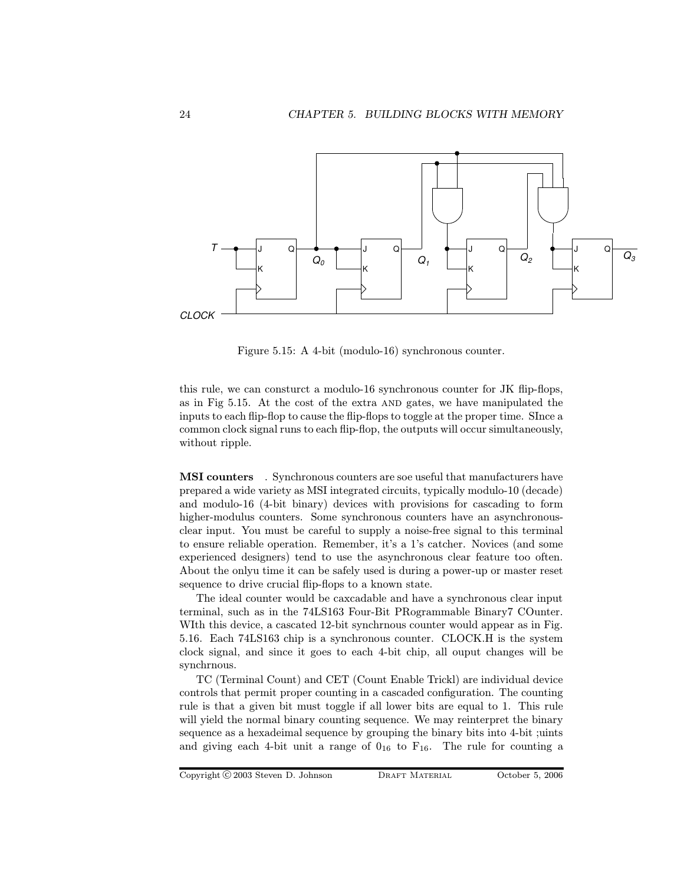T

J Q

K

$Q_0$

J Q

K

$Q_1$

J Q

K

$Q_2$

J Q

K

$Q_3$

CLOCK

Figure 5.15: A 4-bit (modulo-16) synchronous counter.

this rule, we can consturct a modulo-16 synchronous counter for JK flip-flops, as in Fig 5.15. At the cost of the extra AND gates, we have manipulated the inputs to each flip-flop to cause the flip-flops to toggle at the proper time. SInce a common clock signal runs to each flip-flop, the outputs will occur simultaneously, without ripple.

**MSI counters** . Synchronous counters are soe useful that manufacturers have prepared a wide variety as MSI integrated circuits, typically modulo-10 (decade) and modulo-16 (4-bit binary) devices with provisions for cascading to form higher-modulus counters. Some synchronous counters have an asynchronous-clear input. You must be careful to supply a noise-free signal to this terminal to ensure reliable operation. Remember, it's a 1's catcher. Novices (and some experienced designers) tend to use the asynchronous clear feature too often. About the onlyu time it can be safely used is during a power-up or master reset sequence to drive crucial flip-flops to a known state.

The ideal counter would be caxcadable and have a synchronous clear input terminal, such as in the 74LS163 Four-Bit PRogrammable Binary7 COunter. WIth this device, a cascated 12-bit synchrnous counter would appear as in Fig. 5.16. Each 74LS163 chip is a synchronous counter. CLOCK.H is the system clock signal, and since it goes to each 4-bit chip, all ouput changes will be synchrnous.

TC (Terminal Count) and CET (Count Enable Trickl) are individual device controls that permit proper counting in a cascaded configuration. The counting rule is that a given bit must toggle if all lower bits are equal to 1. This rule will yield the normal binary counting sequence. We may reinterpret the binary sequence as a hexadeimal sequence by grouping the binary bits into 4-bit ;uints and giving each 4-bit unit a range of $0_{16}$ to $F_{16}$. The rule for counting a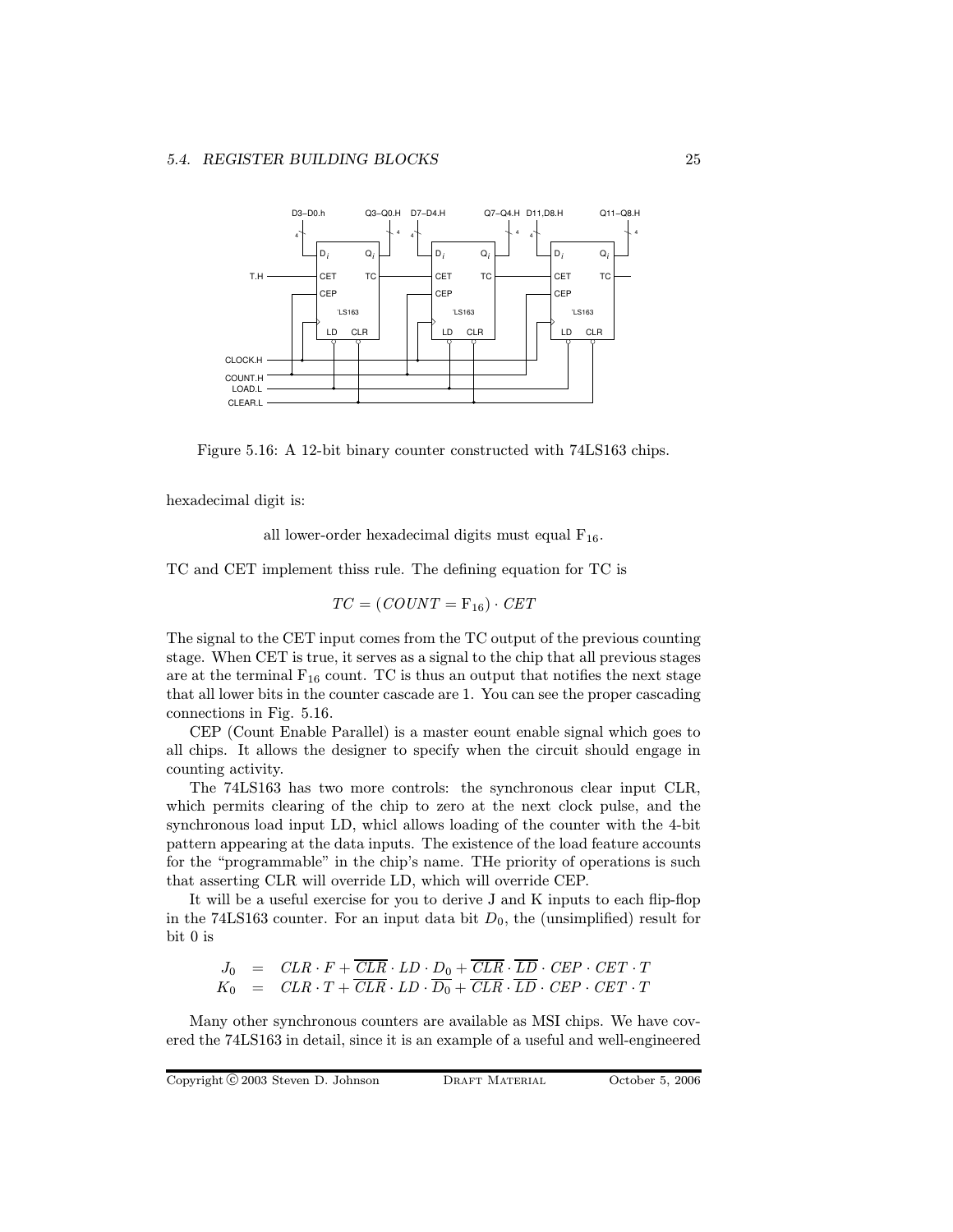D3–D0.h Q3–Q0.H D7–D4.H Q7–Q4.H D11,D8.H Q11–Q8.H

4 4 4 4 4 4

D$_i$ Q$_i$ D$_i$ Q$_i$ D$_i$ Q$_i$

T.H CET TC CET TC CET TC

CEP CEP CEP

'LS163 'LS163 'LS163

LD CLR LD CLR LD CLR

CLOCK.H

COUNT.H

LOAD.L

CLEAR.L

Figure 5.16: A 12-bit binary counter constructed with 74LS163 chips.

hexadecimal digit is:

all lower-order hexadecimal digits must equal $F_{16}$.

TC and CET implement thiss rule. The defining equation for TC is

$$TC = (COUNT = F_{16}) \cdot CET$$

The signal to the CET input comes from the TC output of the previous counting stage. When CET is true, it serves as a signal to the chip that all previous stages are at the terminal $F_{16}$ count. TC is thus an output that notifies the next stage that all lower bits in the counter cascade are 1. You can see the proper cascading connections in Fig. 5.16.

CEP (Count Enable Parallel) is a master eount enable signal which goes to all chips. It allows the designer to specify when the circuit should engage in counting activity.

The 74LS163 has two more controls: the synchronous clear input CLR, which permits clearing of the chip to zero at the next clock pulse, and the synchronous load input LD, whicl allows loading of the counter with the 4-bit pattern appearing at the data inputs. The existence of the load feature accounts for the "programmable" in the chip's name. THe priority of operations is such that asserting CLR will override LD, which will override CEP.

It will be a useful exercise for you to derive J and K inputs to each flip-flop in the 74LS163 counter. For an input data bit $D_0$, the (unsimplified) result for bit 0 is

$$\begin{aligned} J_0 &= CLR \cdot F + \overline{CLR} \cdot LD \cdot D_0 + \overline{CLR} \cdot \overline{LD} \cdot CEP \cdot CET \cdot T \\ K_0 &= CLR \cdot T + \overline{CLR} \cdot LD \cdot \overline{D_0} + \overline{CLR} \cdot \overline{LD} \cdot CEP \cdot CET \cdot T \end{aligned}$$

Many other synchronous counters are available as MSI chips. We have covered the 74LS163 in detail, since it is an example of a useful and well-engineered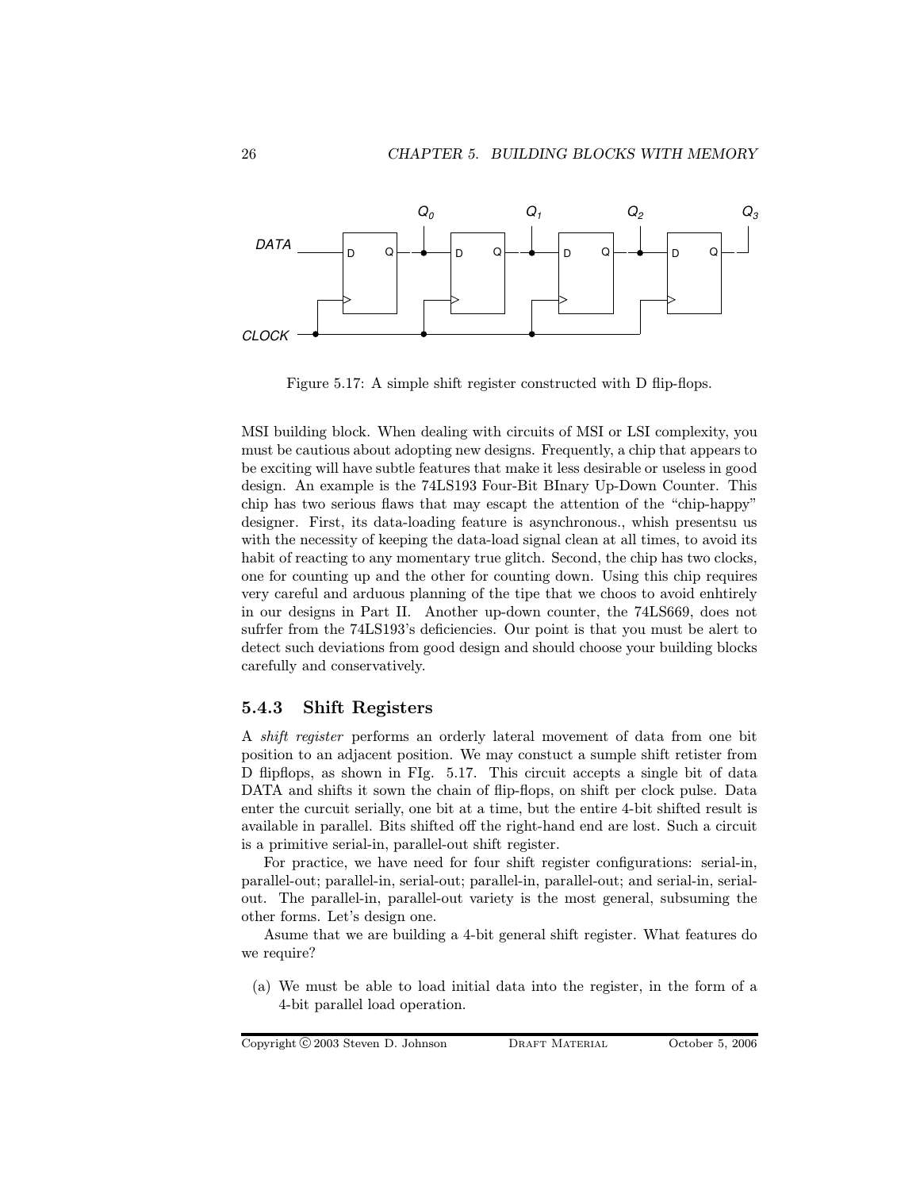Q0 Q1 Q2 Q3

DATA

CLOCK

D Q

Figure 5.17: A simple shift register constructed with D flip-flops.

MSI building block. When dealing with circuits of MSI or LSI complexity, you must be cautious about adopting new designs. Frequently, a chip that appears to be exciting will have subtle features that make it less desirable or useless in good design. An example is the 74LS193 Four-Bit BInary Up-Down Counter. This chip has two serious flaws that may escapt the attention of the "chip-happy" designer. First, its data-loading feature is asynchronous., whish presentsu us with the necessity of keeping the data-load signal clean at all times, to avoid its habit of reacting to any momentary true glitch. Second, the chip has two clocks, one for counting up and the other for counting down. Using this chip requires very careful and arduous planning of the tipe that we choos to avoid enhtirely in our designs in Part II. Another up-down counter, the 74LS669, does not sufrfer from the 74LS193's deficiencies. Our point is that you must be alert to detect such deviations from good design and should choose your building blocks carefully and conservatively.

### 5.4.3 Shift Registers

A *shift register* performs an orderly lateral movement of data from one bit position to an adjacent position. We may constuct a sumple shift retister from D flipflops, as shown in FIg. 5.17. This circuit accepts a single bit of data DATA and shifts it sown the chain of flip-flops, on shift per clock pulse. Data enter the curcuit serially, one bit at a time, but the entire 4-bit shifted result is available in parallel. Bits shifted off the right-hand end are lost. Such a circuit is a primitive serial-in, parallel-out shift register.

For practice, we have need for four shift register configurations: serial-in, parallel-out; parallel-in, serial-out; parallel-in, parallel-out; and serial-in, serial-out. The parallel-in, parallel-out variety is the most general, subsuming the other forms. Let's design one.

Asume that we are building a 4-bit general shift register. What features do we require?

(a) We must be able to load initial data into the register, in the form of a 4-bit parallel load operation.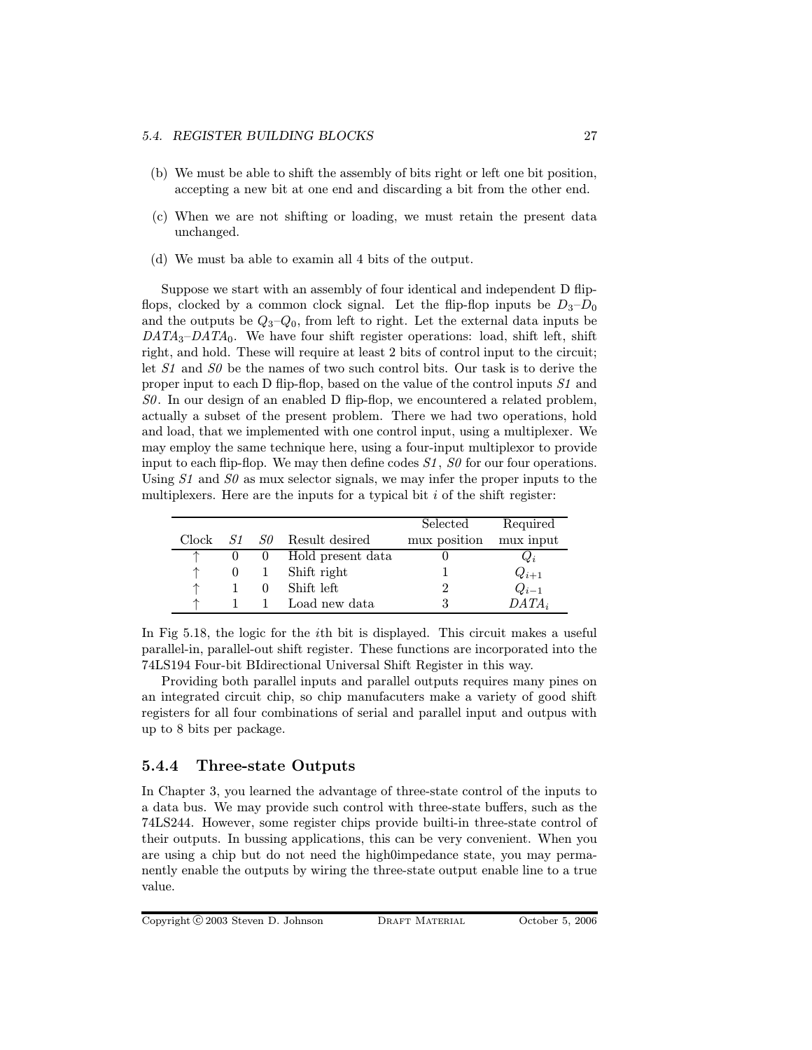(b) We must be able to shift the assembly of bits right or left one bit position, accepting a new bit at one end and discarding a bit from the other end.

(c) When we are not shifting or loading, we must retain the present data unchanged.

(d) We must ba able to examin all 4 bits of the output.

Suppose we start with an assembly of four identical and independent D flip-flops, clocked by a common clock signal. Let the flip-flop inputs be $D_3$–$D_0$ and the outputs be $Q_3$–$Q_0$, from left to right. Let the external data inputs be $DATA_3$–$DATA_0$. We have four shift register operations: load, shift left, shift right, and hold. These will require at least 2 bits of control input to the circuit; let *S1* and *S0* be the names of two such control bits. Our task is to derive the proper input to each D flip-flop, based on the value of the control inputs *S1* and *S0*. In our design of an enabled D flip-flop, we encountered a related problem, actually a subset of the present problem. There we had two operations, hold and load, that we implemented with one control input, using a multiplexer. We may employ the same technique here, using a four-input multiplexor to provide input to each flip-flop. We may then define codes *S1*, *S0* for our four operations. Using *S1* and *S0* as mux selector signals, we may infer the proper inputs to the multiplexers. Here are the inputs for a typical bit $i$ of the shift register:

| Clock | *S1* | *S0* | Result desired | Selected mux position | Required mux input |
|---|---|---|---|---|---|
| ↑ | 0 | 0 | Hold present data | 0 | $Q_i$ |
| ↑ | 0 | 1 | Shift right | 1 | $Q_{i+1}$ |
| ↑ | 1 | 0 | Shift left | 2 | $Q_{i-1}$ |
| ↑ | 1 | 1 | Load new data | 3 | $DATA_i$ |

In Fig 5.18, the logic for the $i$th bit is displayed. This circuit makes a useful parallel-in, parallel-out shift register. These functions are incorporated into the 74LS194 Four-bit BIdirectional Universal Shift Register in this way.

Providing both parallel inputs and parallel outputs requires many pines on an integrated circuit chip, so chip manufacuters make a variety of good shift registers for all four combinations of serial and parallel input and outpus with up to 8 bits per package.

### 5.4.4 Three-state Outputs

In Chapter 3, you learned the advantage of three-state control of the inputs to a data bus. We may provide such control with three-state buffers, such as the 74LS244. However, some register chips provide builti-in three-state control of their outputs. In bussing applications, this can be very convenient. When you are using a chip but do not need the high0impedance state, you may permanently enable the outputs by wiring the three-state output enable line to a true value.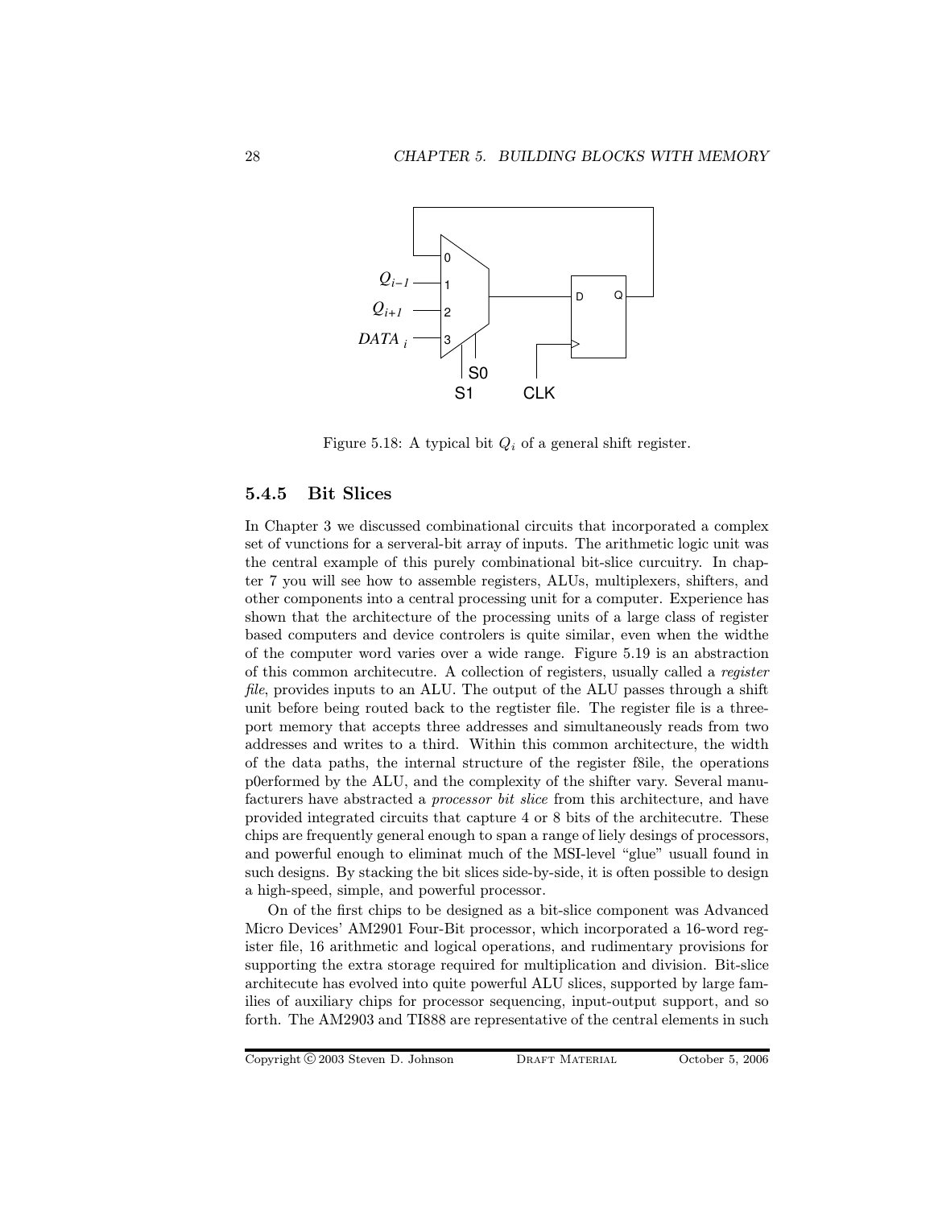$Q_{i-1}$

$Q_{i+1}$

$DATA_i$

0

1

2

3

S0

S1

CLK

D

Q

Figure 5.18: A typical bit $Q_i$ of a general shift register.

### 5.4.5 Bit Slices

In Chapter 3 we discussed combinational circuits that incorporated a complex set of vunctions for a serveral-bit array of inputs. The arithmetic logic unit was the central example of this purely combinational bit-slice curcuitry. In chapter 7 you will see how to assemble registers, ALUs, multiplexers, shifters, and other components into a central processing unit for a computer. Experience has shown that the architecture of the processing units of a large class of register based computers and device controlers is quite similar, even when the widthe of the computer word varies over a wide range. Figure 5.19 is an abstraction of this common architecutre. A collection of registers, usually called a *register file*, provides inputs to an ALU. The output of the ALU passes through a shift unit before being routed back to the regtister file. The register file is a three-port memory that accepts three addresses and simultaneously reads from two addresses and writes to a third. Within this common architecture, the width of the data paths, the internal structure of the register f8ile, the operations p0erformed by the ALU, and the complexity of the shifter vary. Several manufacturers have abstracted a *processor bit slice* from this architecture, and have provided integrated circuits that capture 4 or 8 bits of the architecutre. These chips are frequently general enough to span a range of liely desings of processors, and powerful enough to eliminat much of the MSI-level "glue" usuall found in such designs. By stacking the bit slices side-by-side, it is often possible to design a high-speed, simple, and powerful processor.

On of the first chips to be designed as a bit-slice component was Advanced Micro Devices' AM2901 Four-Bit processor, which incorporated a 16-word register file, 16 arithmetic and logical operations, and rudimentary provisions for supporting the extra storage required for multiplication and division. Bit-slice architecute has evolved into quite powerful ALU slices, supported by large families of auxiliary chips for processor sequencing, input-output support, and so forth. The AM2903 and TI888 are representative of the central elements in such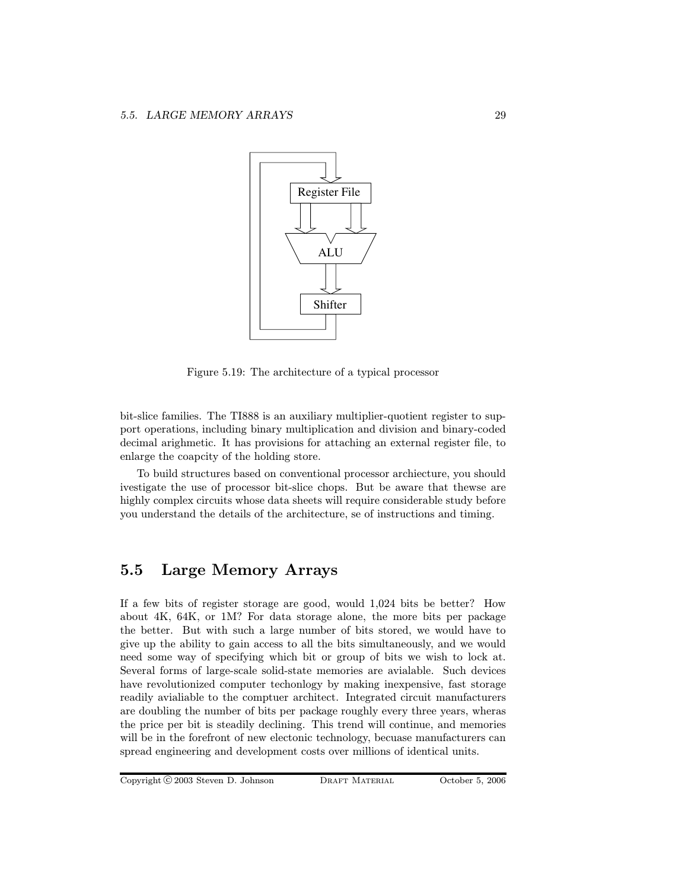Register File

ALU

Shifter

Figure 5.19: The architecture of a typical processor

bit-slice families. The TI888 is an auxiliary multiplier-quotient register to support operations, including binary multiplication and division and binary-coded decimal arighmetic. It has provisions for attaching an external register file, to enlarge the coapcity of the holding store.

To build structures based on conventional processor archiecture, you should ivestigate the use of processor bit-slice chops. But be aware that thewse are highly complex circuits whose data sheets will require considerable study before you understand the details of the architecture, se of instructions and timing.

## 5.5 Large Memory Arrays

If a few bits of register storage are good, would 1,024 bits be better? How about 4K, 64K, or 1M? For data storage alone, the more bits per package the better. But with such a large number of bits stored, we would have to give up the ability to gain access to all the bits simultaneously, and we would need some way of specifying which bit or group of bits we wish to lock at. Several forms of large-scale solid-state memories are avialable. Such devices have revolutionized computer techonlogy by making inexpensive, fast storage readily avialiable to the comptuer architect. Integrated circuit manufacturers are doubling the number of bits per package roughly every three years, wheras the price per bit is steadily declining. This trend will continue, and memories will be in the forefront of new electonic technology, becuase manufacturers can spread engineering and development costs over millions of identical units.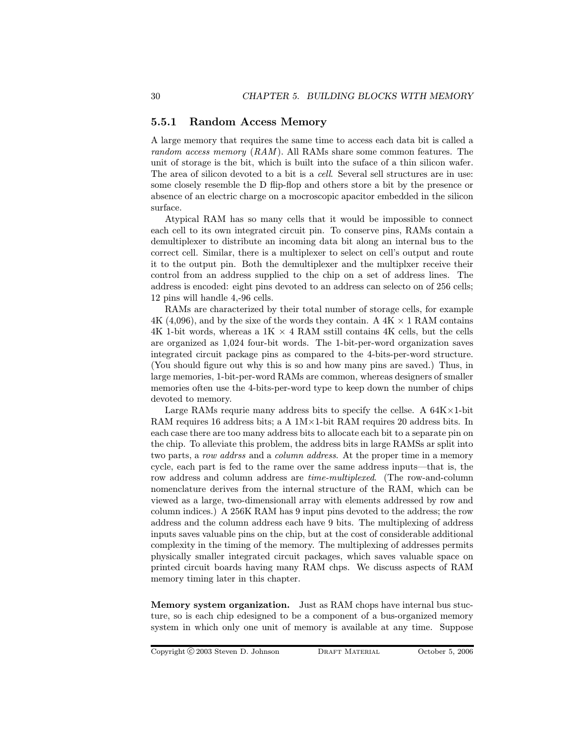### 5.5.1 Random Access Memory

A large memory that requires the same time to access each data bit is called a *random access memory* (*RAM*). All RAMs share some common features. The unit of storage is the bit, which is built into the suface of a thin silicon wafer. The area of silicon devoted to a bit is a *cell*. Several sell structures are in use: some closely resemble the D flip-flop and others store a bit by the presence or absence of an electric charge on a mocroscopic apacitor embedded in the silicon surface.

Atypical RAM has so many cells that it would be impossible to connect each cell to its own integrated circuit pin. To conserve pins, RAMs contain a demultiplexer to distribute an incoming data bit along an internal bus to the correct cell. Similar, there is a multiplexer to select on cell's output and route it to the output pin. Both the demultiplexer and the multiplxer receive their control from an address supplied to the chip on a set of address lines. The address is encoded: eight pins devoted to an address can selecto on of 256 cells; 12 pins will handle 4,-96 cells.

RAMs are characterized by their total number of storage cells, for example 4K (4,096), and by the sixe of the words they contain. A $4\text{K} \times 1$ RAM contains 4K 1-bit words, whereas a $1\text{K} \times 4$ RAM sstill contains 4K cells, but the cells are organized as 1,024 four-bit words. The 1-bit-per-word organization saves integrated circuit package pins as compared to the 4-bits-per-word structure. (You should figure out why this is so and how many pins are saved.) Thus, in large memories, 1-bit-per-word RAMs are common, whereas designers of smaller memories often use the 4-bits-per-word type to keep down the number of chips devoted to memory.

Large RAMs requrie many address bits to specify the cellse. A $64\text{K}\times1$-bit RAM requires 16 address bits; a A $1\text{M}\times1$-bit RAM requires 20 address bits. In each case there are too many address bits to allocate each bit to a separate pin on the chip. To alleviate this problem, the address bits in large RAMSs ar split into two parts, a *row addrss* and a *column address*. At the proper time in a memory cycle, each part is fed to the rame over the same address inputs—that is, the row address and column address are *time-multiplexed*. (The row-and-column nomenclature derives from the internal structure of the RAM, which can be viewed as a large, two-dimensionall array with elements addressed by row and column indices.) A 256K RAM has 9 input pins devoted to the address; the row address and the column address each have 9 bits. The multiplexing of address inputs saves valuable pins on the chip, but at the cost of considerable additional complexity in the timing of the memory. The multiplexing of addresses permits physically smaller integrated circuit packages, which saves valuable space on printed circuit boards having many RAM chps. We discuss aspects of RAM memory timing later in this chapter.

**Memory system organization.** Just as RAM chops have internal bus stucture, so is each chip edesigned to be a component of a bus-organized memory system in which only one unit of memory is available at any time. Suppose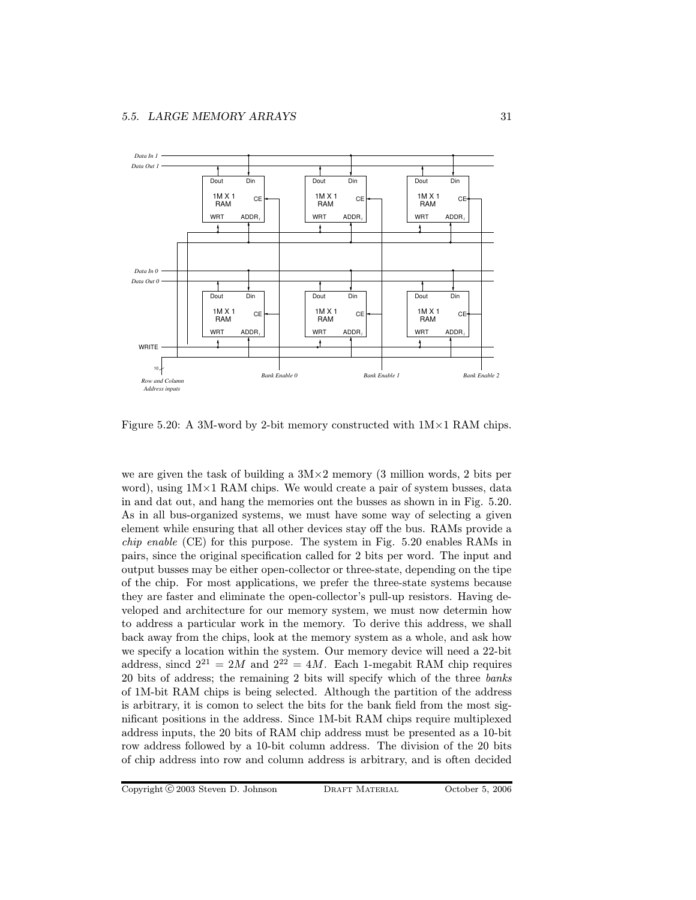Data In 1
Data Out 1
Dout Din
1M X 1 RAM CE
WRT $ADDR_i$
Data In 0
Data Out 0
WRITE
10
Row and Column Address inputs
Bank Enable 0
Bank Enable 1
Bank Enable 2

Figure 5.20: A 3M-word by 2-bit memory constructed with 1M×1 RAM chips.

we are given the task of building a 3M×2 memory (3 million words, 2 bits per word), using 1M×1 RAM chips. We would create a pair of system busses, data in and dat out, and hang the memories ont the busses as shown in in Fig. 5.20. As in all bus-organized systems, we must have some way of selecting a given element while ensuring that all other devices stay off the bus. RAMs provide a *chip enable* (CE) for this purpose. The system in Fig. 5.20 enables RAMs in pairs, since the original specification called for 2 bits per word. The input and output busses may be either open-collector or three-state, depending on the tipe of the chip. For most applications, we prefer the three-state systems because they are faster and eliminate the open-collector's pull-up resistors. Having developed and architecture for our memory system, we must now determin how to address a particular work in the memory. To derive this address, we shall back away from the chips, look at the memory system as a whole, and ask how we specify a location within the system. Our memory device will need a 22-bit address, sincd $2^{21} = 2M$ and $2^{22} = 4M$. Each 1-megabit RAM chip requires 20 bits of address; the remaining 2 bits will specify which of the three *banks* of 1M-bit RAM chips is being selected. Although the partition of the address is arbitrary, it is comon to select the bits for the bank field from the most significant positions in the address. Since 1M-bit RAM chips require multiplexed address inputs, the 20 bits of RAM chip address must be presented as a 10-bit row address followed by a 10-bit column address. The division of the 20 bits of chip address into row and column address is arbitrary, and is often decided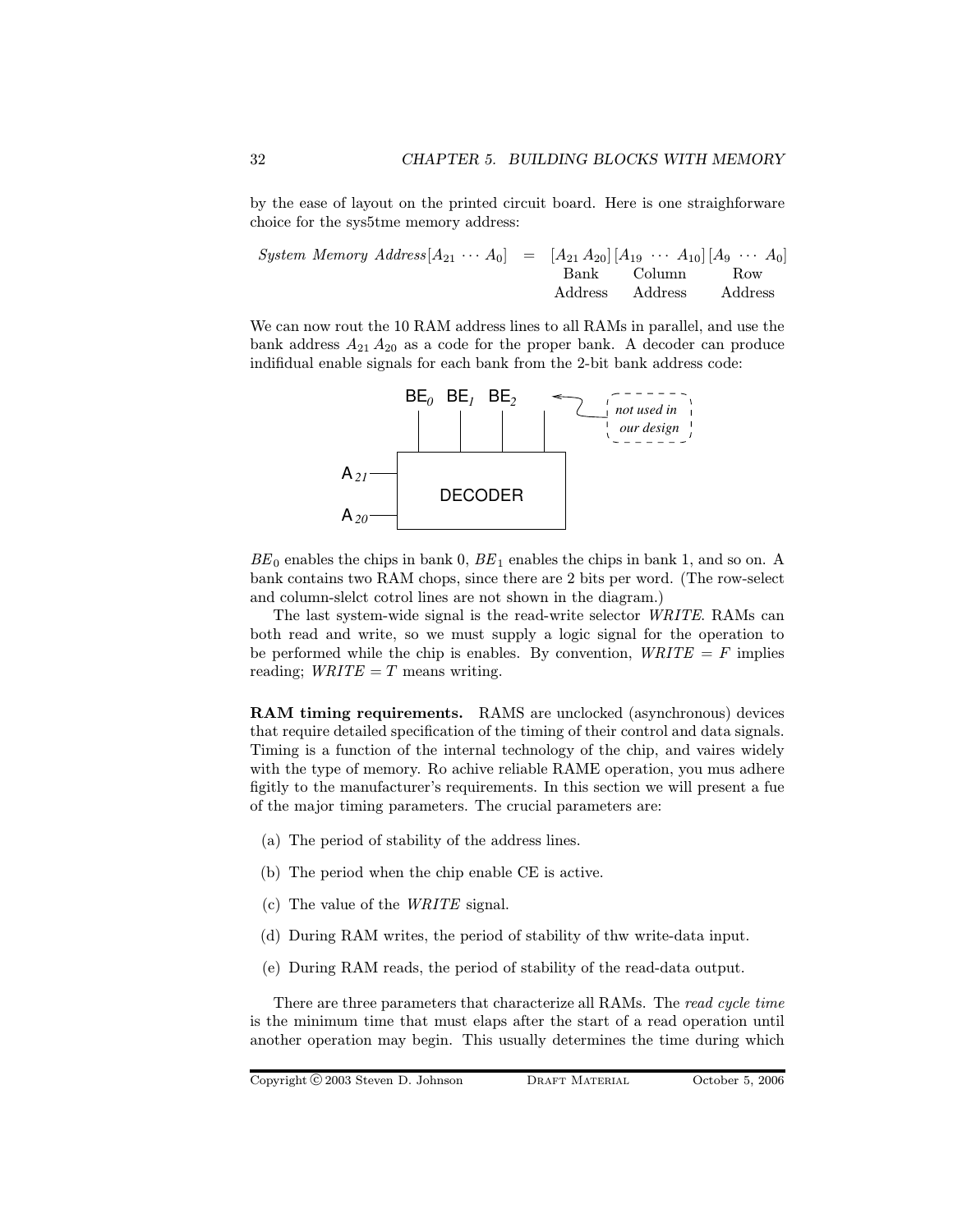by the ease of layout on the printed circuit board. Here is one straighforware choice for the sys5tme memory address:

$$\textit{System Memory Address}[A_{21} \cdots A_0] \;=\; \underset{\substack{\text{Bank}\\ \text{Address}}}{[A_{21}\, A_{20}]}\, \underset{\substack{\text{Column}\\ \text{Address}}}{[A_{19} \cdots A_{10}]}\, \underset{\substack{\text{Row}\\ \text{Address}}}{[A_9 \cdots A_0]}$$

We can now rout the 10 RAM address lines to all RAMs in parallel, and use the bank address $A_{21}\, A_{20}$ as a code for the proper bank. A decoder can produce indifidual enable signals for each bank from the 2-bit bank address code:

$BE_0$ $BE_1$ $BE_2$

*not used in our design*

$A_{21}$

DECODER

$A_{20}$

$BE_0$ enables the chips in bank 0, $BE_1$ enables the chips in bank 1, and so on. A bank contains two RAM chops, since there are 2 bits per word. (The row-select and column-slelct cotrol lines are not shown in the diagram.)

The last system-wide signal is the read-write selector *WRITE*. RAMs can both read and write, so we must supply a logic signal for the operation to be performed while the chip is enables. By convention, $WRITE = F$ implies reading; $WRITE = T$ means writing.

**RAM timing requirements.** RAMS are unclocked (asynchronous) devices that require detailed specification of the timing of their control and data signals. Timing is a function of the internal technology of the chip, and vaires widely with the type of memory. Ro achive reliable RAME operation, you mus adhere figitly to the manufacturer's requirements. In this section we will present a fue of the major timing parameters. The crucial parameters are:

(a) The period of stability of the address lines.

(b) The period when the chip enable CE is active.

(c) The value of the *WRITE* signal.

(d) During RAM writes, the period of stability of thw write-data input.

(e) During RAM reads, the period of stability of the read-data output.

There are three parameters that characterize all RAMs. The *read cycle time* is the minimum time that must elaps after the start of a read operation until another operation may begin. This usually determines the time during which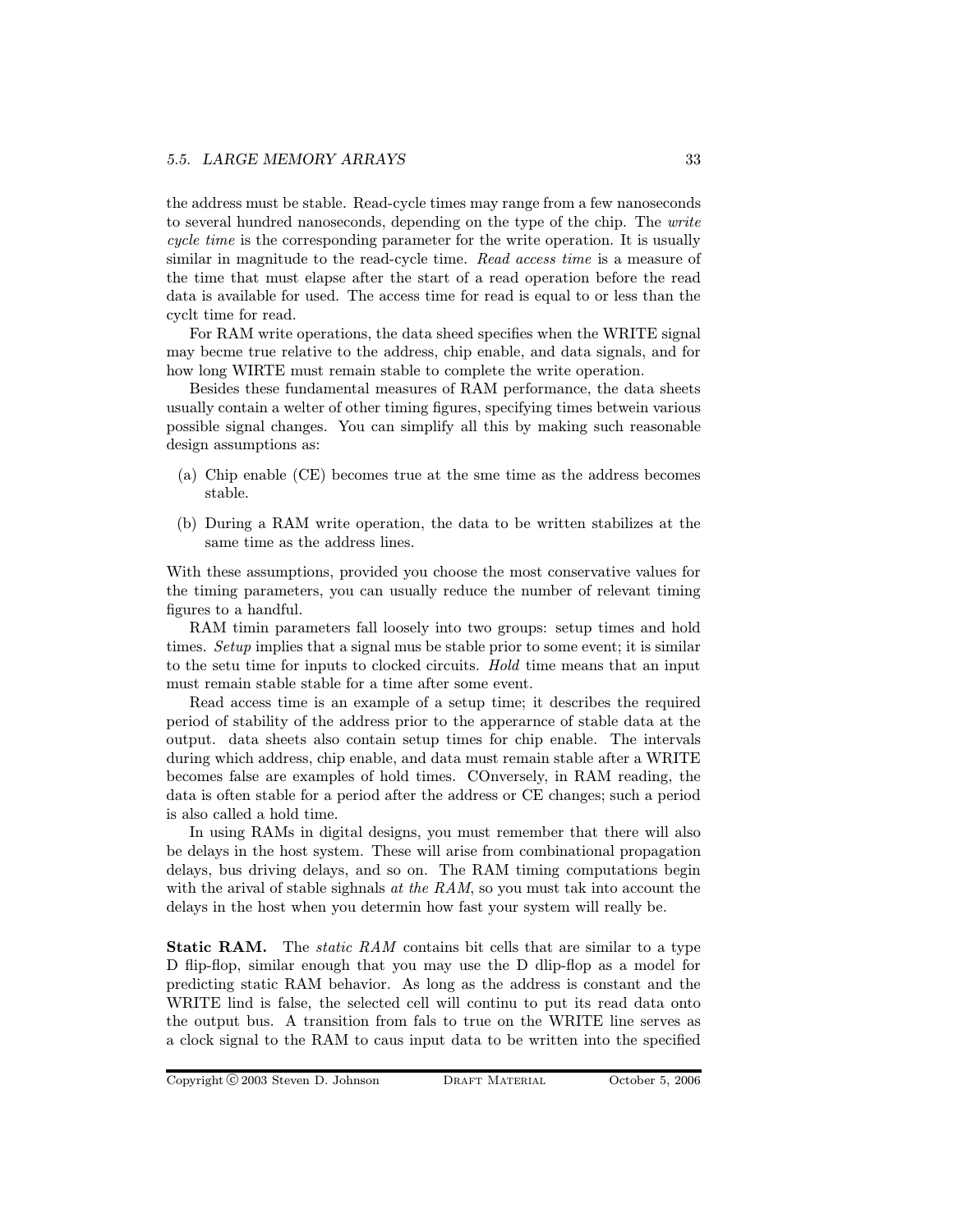the address must be stable. Read-cycle times may range from a few nanoseconds to several hundred nanoseconds, depending on the type of the chip. The *write cycle time* is the corresponding parameter for the write operation. It is usually similar in magnitude to the read-cycle time. *Read access time* is a measure of the time that must elapse after the start of a read operation before the read data is available for used. The access time for read is equal to or less than the cyclt time for read.

For RAM write operations, the data sheed specifies when the WRITE signal may becme true relative to the address, chip enable, and data signals, and for how long WIRTE must remain stable to complete the write operation.

Besides these fundamental measures of RAM performance, the data sheets usually contain a welter of other timing figures, specifying times betwein various possible signal changes. You can simplify all this by making such reasonable design assumptions as:

(a) Chip enable (CE) becomes true at the sme time as the address becomes stable.

(b) During a RAM write operation, the data to be written stabilizes at the same time as the address lines.

With these assumptions, provided you choose the most conservative values for the timing parameters, you can usually reduce the number of relevant timing figures to a handful.

RAM timin parameters fall loosely into two groups: setup times and hold times. *Setup* implies that a signal mus be stable prior to some event; it is similar to the setu time for inputs to clocked circuits. *Hold* time means that an input must remain stable stable for a time after some event.

Read access time is an example of a setup time; it describes the required period of stability of the address prior to the apperarnce of stable data at the output. data sheets also contain setup times for chip enable. The intervals during which address, chip enable, and data must remain stable after a WRITE becomes false are examples of hold times. COnversely, in RAM reading, the data is often stable for a period after the address or CE changes; such a period is also called a hold time.

In using RAMs in digital designs, you must remember that there will also be delays in the host system. These will arise from combinational propagation delays, bus driving delays, and so on. The RAM timing computations begin with the arival of stable sighnals *at the RAM*, so you must tak into account the delays in the host when you determin how fast your system will really be.

**Static RAM.** The *static RAM* contains bit cells that are similar to a type D flip-flop, similar enough that you may use the D dlip-flop as a model for predicting static RAM behavior. As long as the address is constant and the WRITE lind is false, the selected cell will continu to put its read data onto the output bus. A transition from fals to true on the WRITE line serves as a clock signal to the RAM to caus input data to be written into the specified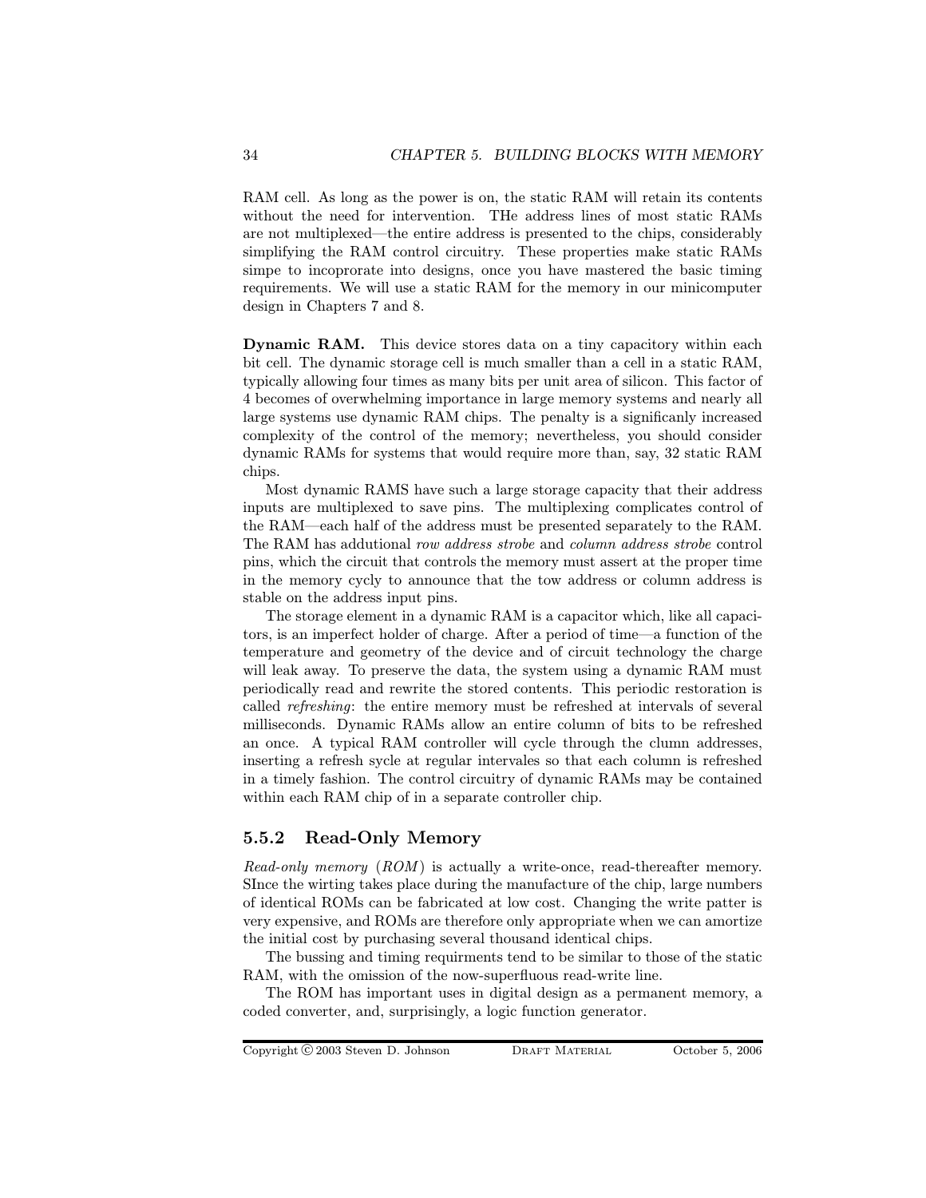RAM cell. As long as the power is on, the static RAM will retain its contents without the need for intervention. THe address lines of most static RAMs are not multiplexed—the entire address is presented to the chips, considerably simplifying the RAM control circuitry. These properties make static RAMs simpe to incoprorate into designs, once you have mastered the basic timing requirements. We will use a static RAM for the memory in our minicomputer design in Chapters 7 and 8.

**Dynamic RAM.** This device stores data on a tiny capacitory within each bit cell. The dynamic storage cell is much smaller than a cell in a static RAM, typically allowing four times as many bits per unit area of silicon. This factor of 4 becomes of overwhelming importance in large memory systems and nearly all large systems use dynamic RAM chips. The penalty is a significanly increased complexity of the control of the memory; nevertheless, you should consider dynamic RAMs for systems that would require more than, say, 32 static RAM chips.

Most dynamic RAMS have such a large storage capacity that their address inputs are multiplexed to save pins. The multiplexing complicates control of the RAM—each half of the address must be presented separately to the RAM. The RAM has addutional *row address strobe* and *column address strobe* control pins, which the circuit that controls the memory must assert at the proper time in the memory cycly to announce that the tow address or column address is stable on the address input pins.

The storage element in a dynamic RAM is a capacitor which, like all capacitors, is an imperfect holder of charge. After a period of time—a function of the temperature and geometry of the device and of circuit technology the charge will leak away. To preserve the data, the system using a dynamic RAM must periodically read and rewrite the stored contents. This periodic restoration is called *refreshing*: the entire memory must be refreshed at intervals of several milliseconds. Dynamic RAMs allow an entire column of bits to be refreshed an once. A typical RAM controller will cycle through the clumn addresses, inserting a refresh sycle at regular intervales so that each column is refreshed in a timely fashion. The control circuitry of dynamic RAMs may be contained within each RAM chip of in a separate controller chip.

### 5.5.2 Read-Only Memory

*Read-only memory* (*ROM*) is actually a write-once, read-thereafter memory. SInce the wirting takes place during the manufacture of the chip, large numbers of identical ROMs can be fabricated at low cost. Changing the write patter is very expensive, and ROMs are therefore only appropriate when we can amortize the initial cost by purchasing several thousand identical chips.

The bussing and timing requirments tend to be similar to those of the static RAM, with the omission of the now-superfluous read-write line.

The ROM has important uses in digital design as a permanent memory, a coded converter, and, surprisingly, a logic function generator.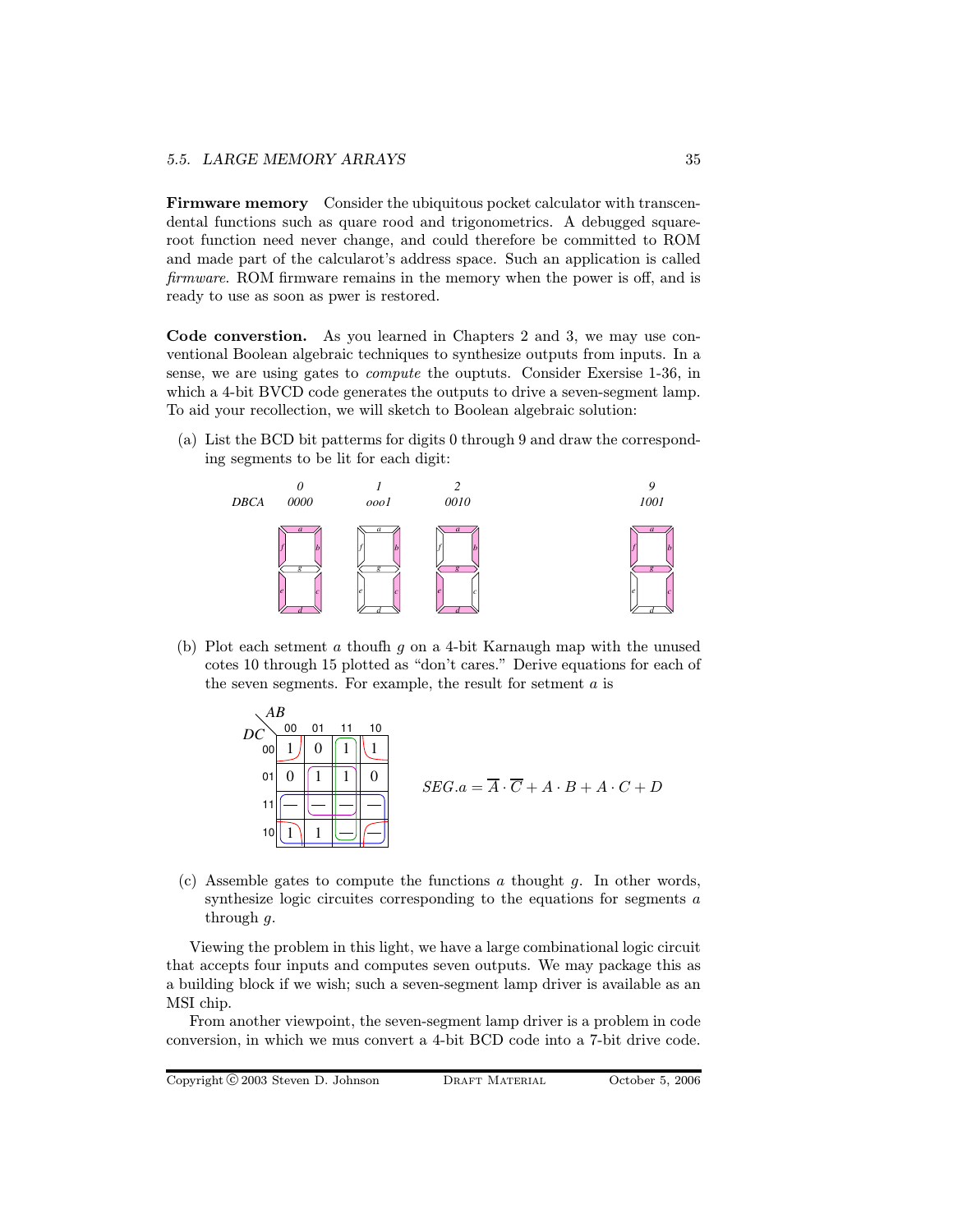**Firmware memory** Consider the ubiquitous pocket calculator with transcendental functions such as quare rood and trigonometrics. A debugged square-root function need never change, and could therefore be committed to ROM and made part of the calcularot's address space. Such an application is called *firmware*. ROM firmware remains in the memory when the power is off, and is ready to use as soon as pwer is restored.

**Code converstion.** As you learned in Chapters 2 and 3, we may use conventional Boolean algebraic techniques to synthesize outputs from inputs. In a sense, we are using gates to *compute* the ouptuts. Consider Exersise 1-36, in which a 4-bit BVCD code generates the outputs to drive a seven-segment lamp. To aid your recollection, we will sketch to Boolean algebraic solution:

(a) List the BCD bit patterms for digits 0 through 9 and draw the corresponding segments to be lit for each digit:

DBCA

*0* *0000*

*1* *ooo1*

*2* *0010*

*9* *1001*

a b c d e f g

(b) Plot each setment $a$ thoufh $g$ on a 4-bit Karnaugh map with the unused cotes 10 through 15 plotted as "don't cares." Derive equations for each of the seven segments. For example, the result for setment $a$ is

| DC \ AB | 00 | 01 | 11 | 10 |
|---|---|---|---|---|
| 00 | 1 | 0 | 1 | 1 |
| 01 | 0 | 1 | 1 | 0 |
| 11 | — | — | — | — |
| 10 | 1 | 1 | — | — |

$$SEG.a = \overline{A} \cdot \overline{C} + A \cdot B + A \cdot C + D$$

(c) Assemble gates to compute the functions $a$ thought $g$. In other words, synthesize logic circuites corresponding to the equations for segments $a$ through $g$.

Viewing the problem in this light, we have a large combinational logic circuit that accepts four inputs and computes seven outputs. We may package this as a building block if we wish; such a seven-segment lamp driver is available as an MSI chip.

From another viewpoint, the seven-segment lamp driver is a problem in code conversion, in which we mus convert a 4-bit BCD code into a 7-bit drive code.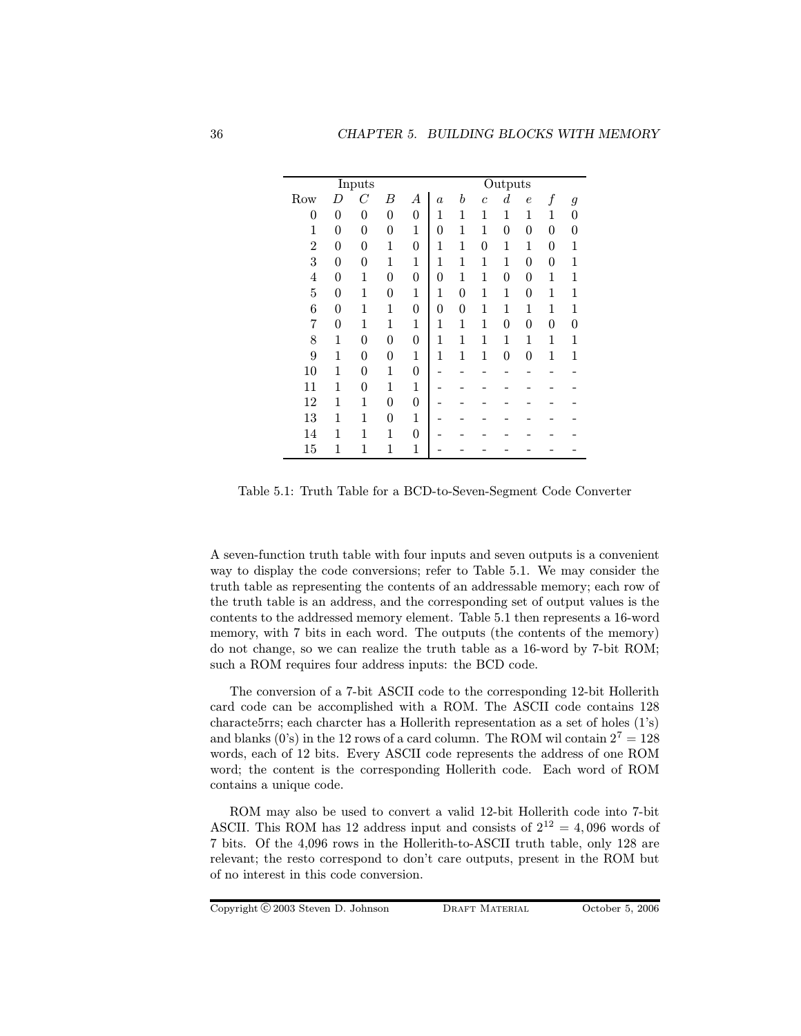| | Inputs | | | | Outputs | | | | | | |
|---|---|---|---|---|---|---|---|---|---|---|---|
| Row | $D$ | $C$ | $B$ | $A$ | $a$ | $b$ | $c$ | $d$ | $e$ | $f$ | $g$ |
| 0 | 0 | 0 | 0 | 0 | 1 | 1 | 1 | 1 | 1 | 1 | 0 |
| 1 | 0 | 0 | 0 | 1 | 0 | 1 | 1 | 0 | 0 | 0 | 0 |
| 2 | 0 | 0 | 1 | 0 | 1 | 1 | 0 | 1 | 1 | 0 | 1 |
| 3 | 0 | 0 | 1 | 1 | 1 | 1 | 1 | 1 | 0 | 0 | 1 |
| 4 | 0 | 1 | 0 | 0 | 0 | 1 | 1 | 0 | 0 | 1 | 1 |
| 5 | 0 | 1 | 0 | 1 | 1 | 0 | 1 | 1 | 0 | 1 | 1 |
| 6 | 0 | 1 | 1 | 0 | 0 | 0 | 1 | 1 | 1 | 1 | 1 |
| 7 | 0 | 1 | 1 | 1 | 1 | 1 | 1 | 0 | 0 | 0 | 0 |
| 8 | 1 | 0 | 0 | 0 | 1 | 1 | 1 | 1 | 1 | 1 | 1 |
| 9 | 1 | 0 | 0 | 1 | 1 | 1 | 1 | 0 | 0 | 1 | 1 |
| 10 | 1 | 0 | 1 | 0 | - | - | - | - | - | - | - |
| 11 | 1 | 0 | 1 | 1 | - | - | - | - | - | - | - |
| 12 | 1 | 1 | 0 | 0 | - | - | - | - | - | - | - |
| 13 | 1 | 1 | 0 | 1 | - | - | - | - | - | - | - |
| 14 | 1 | 1 | 1 | 0 | - | - | - | - | - | - | - |
| 15 | 1 | 1 | 1 | 1 | - | - | - | - | - | - | - |

Table 5.1: Truth Table for a BCD-to-Seven-Segment Code Converter

A seven-function truth table with four inputs and seven outputs is a convenient way to display the code conversions; refer to Table 5.1. We may consider the truth table as representing the contents of an addressable memory; each row of the truth table is an address, and the corresponding set of output values is the contents to the addressed memory element. Table 5.1 then represents a 16-word memory, with 7 bits in each word. The outputs (the contents of the memory) do not change, so we can realize the truth table as a 16-word by 7-bit ROM; such a ROM requires four address inputs: the BCD code.

The conversion of a 7-bit ASCII code to the corresponding 12-bit Hollerith card code can be accomplished with a ROM. The ASCII code contains 128 characte5rrs; each charcter has a Hollerith representation as a set of holes (1's) and blanks (0's) in the 12 rows of a card column. The ROM wil contain $2^7 = 128$ words, each of 12 bits. Every ASCII code represents the address of one ROM word; the content is the corresponding Hollerith code. Each word of ROM contains a unique code.

ROM may also be used to convert a valid 12-bit Hollerith code into 7-bit ASCII. This ROM has 12 address input and consists of $2^{12} = 4,096$ words of 7 bits. Of the 4,096 rows in the Hollerith-to-ASCII truth table, only 128 are relevant; the resto correspond to don't care outputs, present in the ROM but of no interest in this code conversion.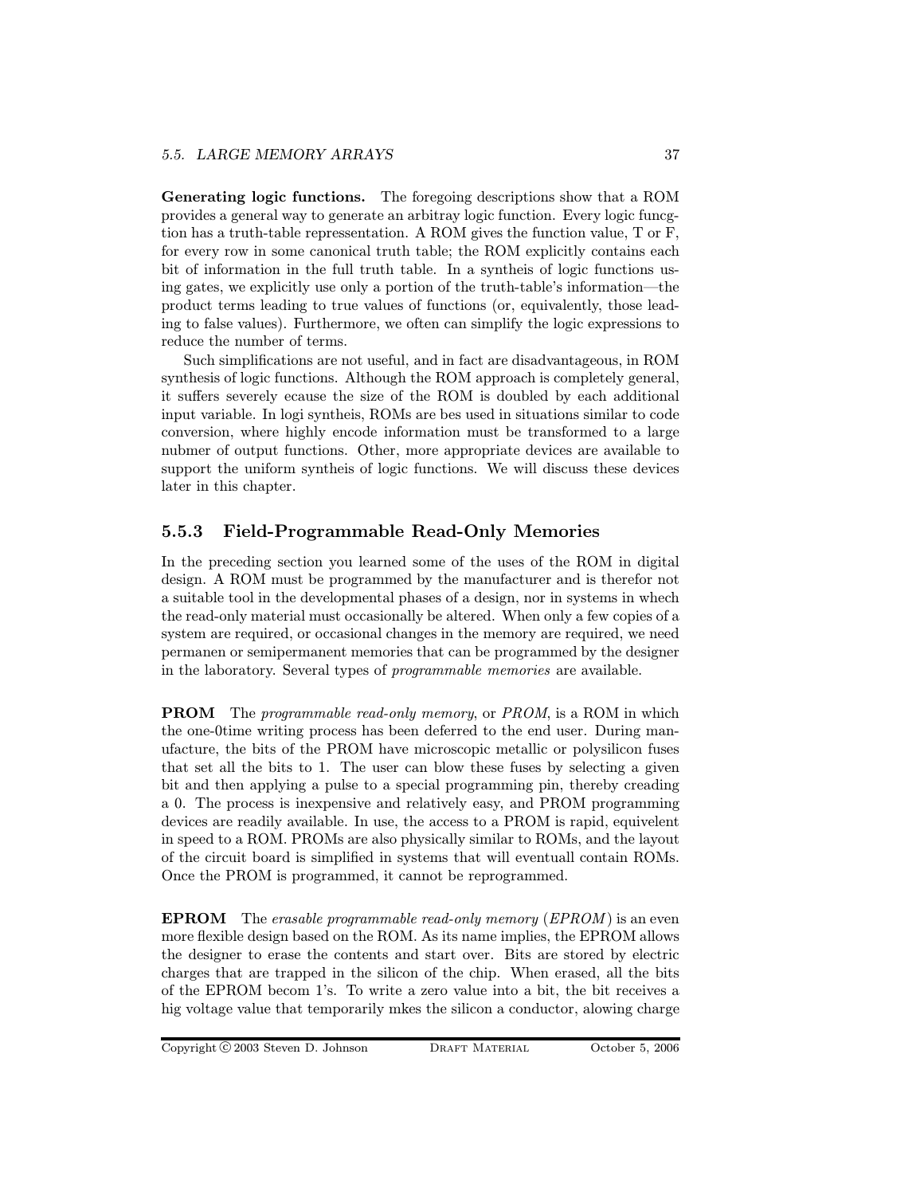**Generating logic functions.** The foregoing descriptions show that a ROM provides a general way to generate an arbitray logic function. Every logic funcg-tion has a truth-table repressentation. A ROM gives the function value, T or F, for every row in some canonical truth table; the ROM explicitly contains each bit of information in the full truth table. In a syntheis of logic functions using gates, we explicitly use only a portion of the truth-table's information—the product terms leading to true values of functions (or, equivalently, those leading to false values). Furthermore, we often can simplify the logic expressions to reduce the number of terms.

Such simplifications are not useful, and in fact are disadvantageous, in ROM synthesis of logic functions. Although the ROM approach is completely general, it suffers severely ecause the size of the ROM is doubled by each additional input variable. In logi syntheis, ROMs are bes used in situations similar to code conversion, where highly encode information must be transformed to a large nubmer of output functions. Other, more appropriate devices are available to support the uniform syntheis of logic functions. We will discuss these devices later in this chapter.

### 5.5.3 Field-Programmable Read-Only Memories

In the preceding section you learned some of the uses of the ROM in digital design. A ROM must be programmed by the manufacturer and is therefor not a suitable tool in the developmental phases of a design, nor in systems in whech the read-only material must occasionally be altered. When only a few copies of a system are required, or occasional changes in the memory are required, we need permanen or semipermanent memories that can be programmed by the designer in the laboratory. Several types of *programmable memories* are available.

**PROM** The *programmable read-only memory*, or *PROM*, is a ROM in which the one-0time writing process has been deferred to the end user. During manufacture, the bits of the PROM have microscopic metallic or polysilicon fuses that set all the bits to 1. The user can blow these fuses by selecting a given bit and then applying a pulse to a special programming pin, thereby creading a 0. The process is inexpensive and relatively easy, and PROM programming devices are readily available. In use, the access to a PROM is rapid, equivelent in speed to a ROM. PROMs are also physically similar to ROMs, and the layout of the circuit board is simplified in systems that will eventuall contain ROMs. Once the PROM is programmed, it cannot be reprogrammed.

**EPROM** The *erasable programmable read-only memory* (*EPROM*) is an even more flexible design based on the ROM. As its name implies, the EPROM allows the designer to erase the contents and start over. Bits are stored by electric charges that are trapped in the silicon of the chip. When erased, all the bits of the EPROM becom 1's. To write a zero value into a bit, the bit receives a hig voltage value that temporarily mkes the silicon a conductor, alowing charge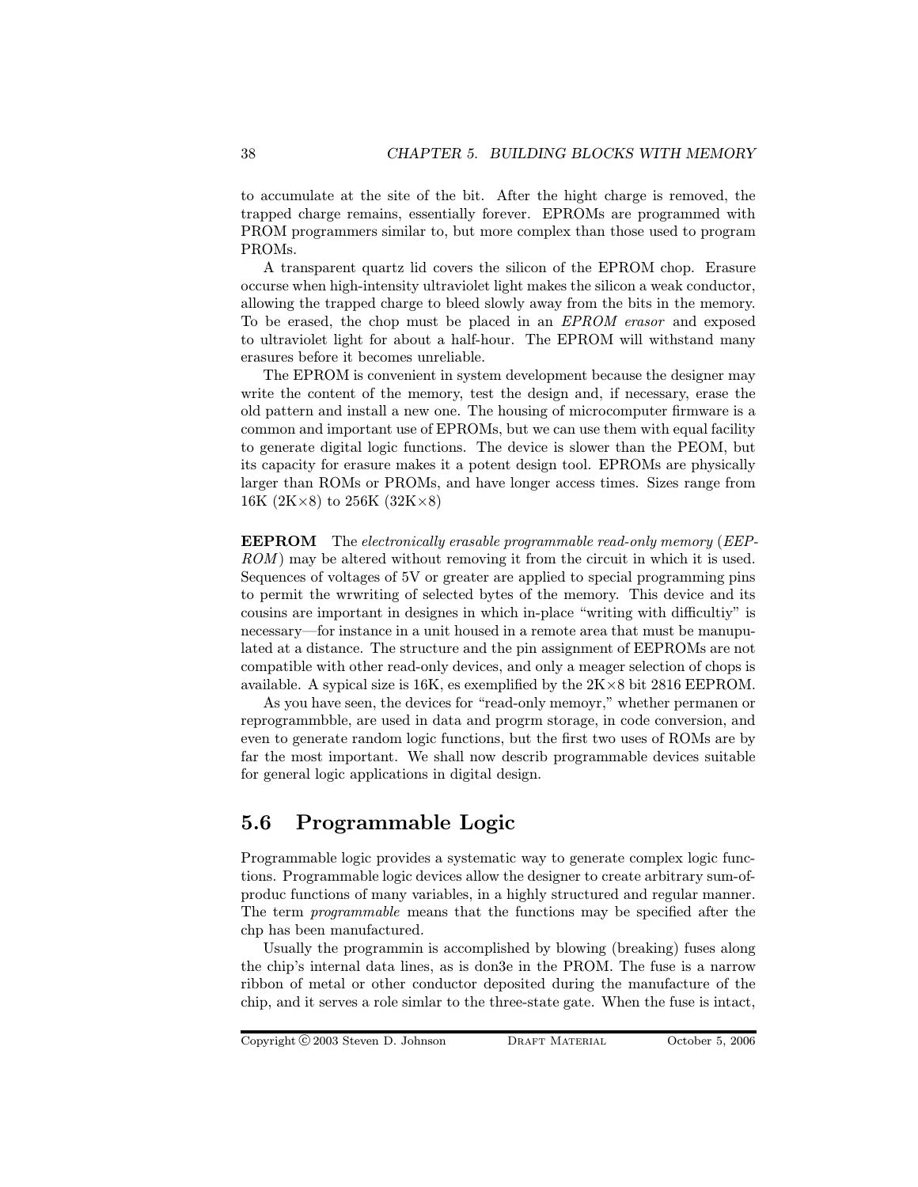to accumulate at the site of the bit. After the hight charge is removed, the trapped charge remains, essentially forever. EPROMs are programmed with PROM programmers similar to, but more complex than those used to program PROMs.

A transparent quartz lid covers the silicon of the EPROM chop. Erasure occurse when high-intensity ultraviolet light makes the silicon a weak conductor, allowing the trapped charge to bleed slowly away from the bits in the memory. To be erased, the chop must be placed in an *EPROM erasor* and exposed to ultraviolet light for about a half-hour. The EPROM will withstand many erasures before it becomes unreliable.

The EPROM is convenient in system development because the designer may write the content of the memory, test the design and, if necessary, erase the old pattern and install a new one. The housing of microcomputer firmware is a common and important use of EPROMs, but we can use them with equal facility to generate digital logic functions. The device is slower than the PEOM, but its capacity for erasure makes it a potent design tool. EPROMs are physically larger than ROMs or PROMs, and have longer access times. Sizes range from 16K (2K×8) to 256K (32K×8)

**EEPROM** The *electronically erasable programmable read-only memory* (*EEPROM*) may be altered without removing it from the circuit in which it is used. Sequences of voltages of 5V or greater are applied to special programming pins to permit the wrwriting of selected bytes of the memory. This device and its cousins are important in designes in which in-place "writing with difficultiy" is necessary—for instance in a unit housed in a remote area that must be manupulated at a distance. The structure and the pin assignment of EEPROMs are not compatible with other read-only devices, and only a meager selection of chops is available. A sypical size is 16K, es exemplified by the 2K×8 bit 2816 EEPROM.

As you have seen, the devices for "read-only memoyr," whether permanen or reprogrammbble, are used in data and progrm storage, in code conversion, and even to generate random logic functions, but the first two uses of ROMs are by far the most important. We shall now describ programmable devices suitable for general logic applications in digital design.

## 5.6 Programmable Logic

Programmable logic provides a systematic way to generate complex logic functions. Programmable logic devices allow the designer to create arbitrary sum-of-produc functions of many variables, in a highly structured and regular manner. The term *programmable* means that the functions may be specified after the chp has been manufactured.

Usually the programmin is accomplished by blowing (breaking) fuses along the chip's internal data lines, as is don3e in the PROM. The fuse is a narrow ribbon of metal or other conductor deposited during the manufacture of the chip, and it serves a role simlar to the three-state gate. When the fuse is intact,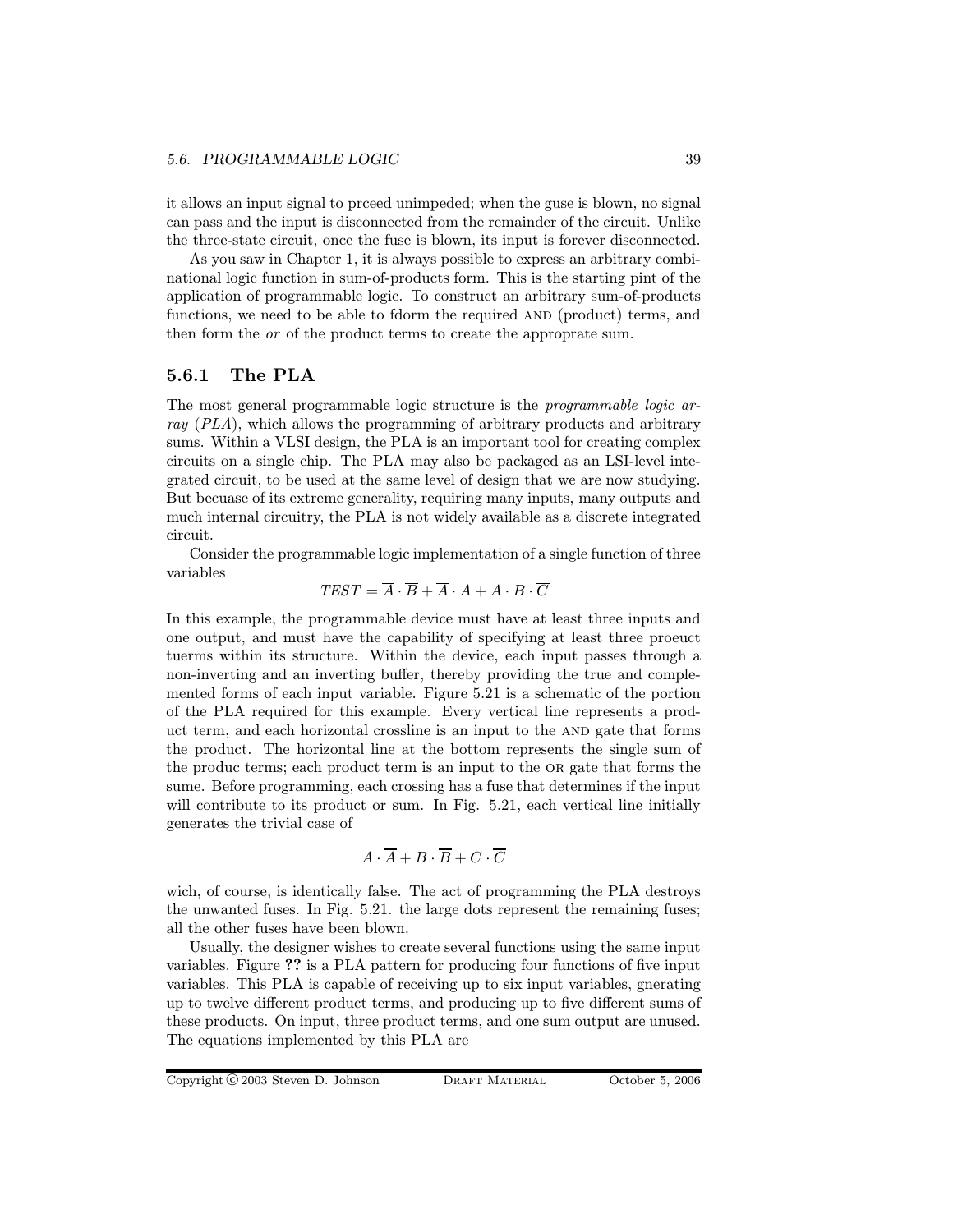it allows an input signal to prceed unimpeded; when the guse is blown, no signal can pass and the input is disconnected from the remainder of the circuit. Unlike the three-state circuit, once the fuse is blown, its input is forever disconnected.

As you saw in Chapter 1, it is always possible to express an arbitrary combinational logic function in sum-of-products form. This is the starting pint of the application of programmable logic. To construct an arbitrary sum-of-products functions, we need to be able to fdorm the required AND (product) terms, and then form the *or* of the product terms to create the approprate sum.

### 5.6.1 The PLA

The most general programmable logic structure is the *programmable logic array (PLA)*, which allows the programming of arbitrary products and arbitrary sums. Within a VLSI design, the PLA is an important tool for creating complex circuits on a single chip. The PLA may also be packaged as an LSI-level integrated circuit, to be used at the same level of design that we are now studying. But becuase of its extreme generality, requiring many inputs, many outputs and much internal circuitry, the PLA is not widely available as a discrete integrated circuit.

Consider the programmable logic implementation of a single function of three variables

$$TEST = \overline{A} \cdot \overline{B} + \overline{A} \cdot A + A \cdot B \cdot \overline{C}$$

In this example, the programmable device must have at least three inputs and one output, and must have the capability of specifying at least three proeuct tuerms within its structure. Within the device, each input passes through a non-inverting and an inverting buffer, thereby providing the true and complemented forms of each input variable. Figure 5.21 is a schematic of the portion of the PLA required for this example. Every vertical line represents a product term, and each horizontal crossline is an input to the AND gate that forms the product. The horizontal line at the bottom represents the single sum of the produc terms; each product term is an input to the OR gate that forms the sume. Before programming, each crossing has a fuse that determines if the input will contribute to its product or sum. In Fig. 5.21, each vertical line initially generates the trivial case of

$$A \cdot \overline{A} + B \cdot \overline{B} + C \cdot \overline{C}$$

wich, of course, is identically false. The act of programming the PLA destroys the unwanted fuses. In Fig. 5.21. the large dots represent the remaining fuses; all the other fuses have been blown.

Usually, the designer wishes to create several functions using the same input variables. Figure **??** is a PLA pattern for producing four functions of five input variables. This PLA is capable of receiving up to six input variables, gnerating up to twelve different product terms, and producing up to five different sums of these products. On input, three product terms, and one sum output are unused. The equations implemented by this PLA are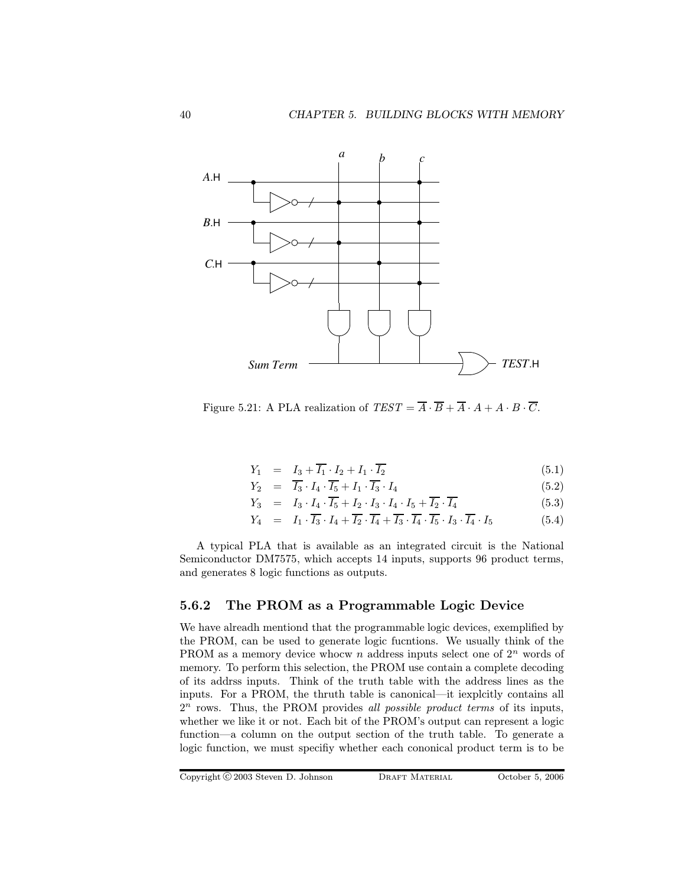*a* *b* *c*

*A*.H

*B*.H

*C*.H

*Sum Term*

*TEST*.H

Figure 5.21: A PLA realization of $TEST = \overline{A} \cdot \overline{B} + \overline{A} \cdot A + A \cdot B \cdot \overline{C}$.

$$
\begin{aligned}
Y_1 &= I_3 + \overline{I_1} \cdot I_2 + I_1 \cdot \overline{I_2} && (5.1) \\
Y_2 &= \overline{I_3} \cdot I_4 \cdot \overline{I_5} + I_1 \cdot \overline{I_3} \cdot I_4 && (5.2) \\
Y_3 &= I_3 \cdot I_4 \cdot \overline{I_5} + I_2 \cdot I_3 \cdot I_4 \cdot I_5 + \overline{I_2} \cdot \overline{I_4} && (5.3) \\
Y_4 &= I_1 \cdot \overline{I_3} \cdot I_4 + \overline{I_2} \cdot \overline{I_4} + \overline{I_3} \cdot \overline{I_4} \cdot \overline{I_5} \cdot I_3 \cdot \overline{I_4} \cdot I_5 && (5.4)
\end{aligned}
$$

A typical PLA that is available as an integrated circuit is the National Semiconductor DM7575, which accepts 14 inputs, supports 96 product terms, and generates 8 logic functions as outputs.

### 5.6.2 The PROM as a Programmable Logic Device

We have alreadh mentiond that the programmable logic devices, exemplified by the PROM, can be used to generate logic fucntions. We usually think of the PROM as a memory device whocw $n$ address inputs select one of $2^n$ words of memory. To perform this selection, the PROM use contain a complete decoding of its addrss inputs. Think of the truth table with the address lines as the inputs. For a PROM, the thruth table is canonical—it iexplcitly contains all $2^n$ rows. Thus, the PROM provides *all possible product terms* of its inputs, whether we like it or not. Each bit of the PROM's output can represent a logic function—a column on the output section of the truth table. To generate a logic function, we must specifiy whether each cononical product term is to be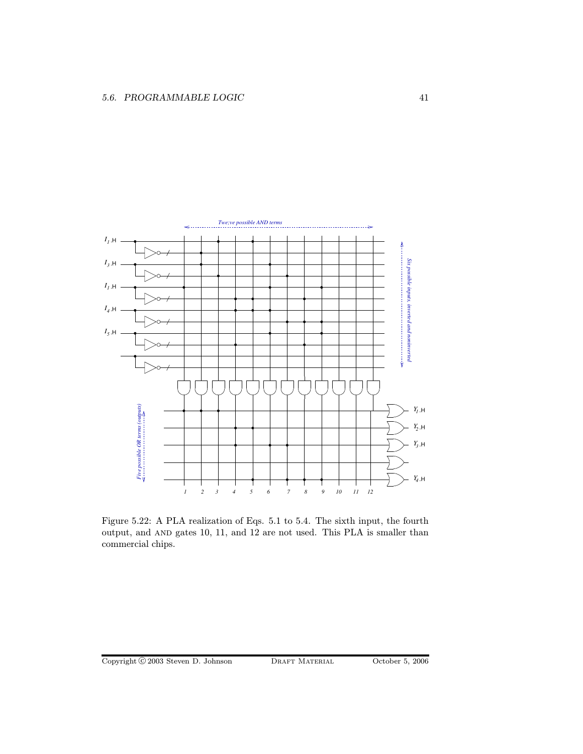Twe;ve possible AND terms

$I_1$.H

$I_3$.H

$I_1$.H

$I_4$.H

$I_5$.H

Six possible inputs, inverted and noninverted

Five possible OR terms (outputs)

$Y_1$.H

$Y_2$.H

$Y_3$.H

$Y_4$.H

1 2 3 4 5 6 7 8 9 10 11 12

Figure 5.22: A PLA realization of Eqs. 5.1 to 5.4. The sixth input, the fourth output, and AND gates 10, 11, and 12 are not used. This PLA is smaller than commercial chips.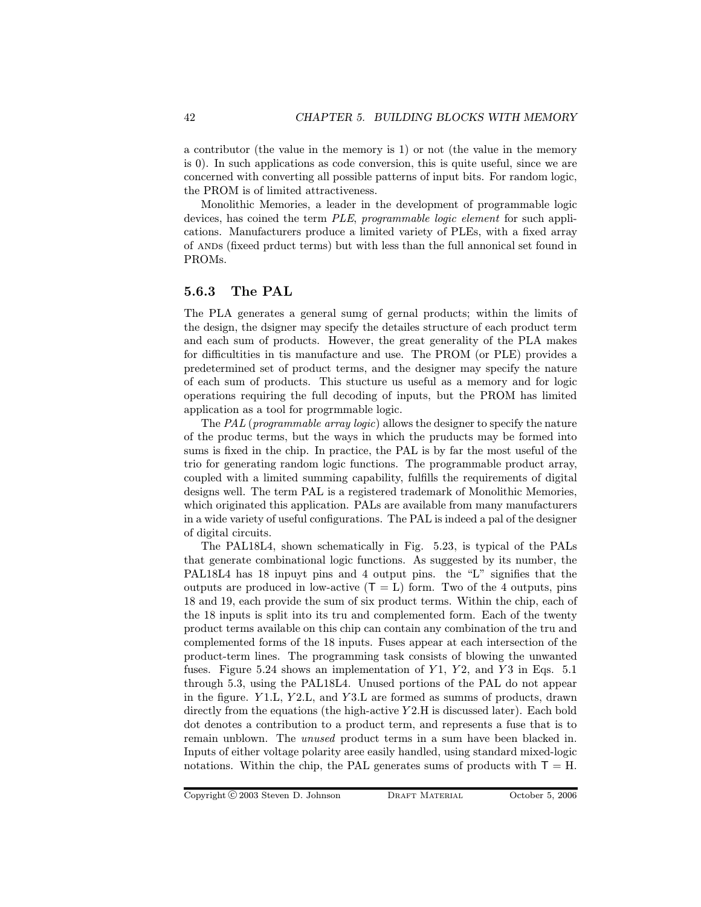a contributor (the value in the memory is 1) or not (the value in the memory is 0). In such applications as code conversion, this is quite useful, since we are concerned with converting all possible patterns of input bits. For random logic, the PROM is of limited attractiveness.

Monolithic Memories, a leader in the development of programmable logic devices, has coined the term *PLE*, *programmable logic element* for such applications. Manufacturers produce a limited variety of PLEs, with a fixed array of ANDs (fixeed prduct terms) but with less than the full annonical set found in PROMs.

### 5.6.3 The PAL

The PLA generates a general sumg of gernal products; within the limits of the design, the dsigner may specify the detailes structure of each product term and each sum of products. However, the great generality of the PLA makes for difficultities in tis manufacture and use. The PROM (or PLE) provides a predetermined set of product terms, and the designer may specify the nature of each sum of products. This stucture us useful as a memory and for logic operations requiring the full decoding of inputs, but the PROM has limited application as a tool for progrmmable logic.

The *PAL* (*programmable array logic*) allows the designer to specify the nature of the produc terms, but the ways in which the pruducts may be formed into sums is fixed in the chip. In practice, the PAL is by far the most useful of the trio for generating random logic functions. The programmable product array, coupled with a limited summing capability, fulfills the requirements of digital designs well. The term PAL is a registered trademark of Monolithic Memories, which originated this application. PALs are available from many manufacturers in a wide variety of useful configurations. The PAL is indeed a pal of the designer of digital circuits.

The PAL18L4, shown schematically in Fig. 5.23, is typical of the PALs that generate combinational logic functions. As suggested by its number, the PAL18L4 has 18 inpuyt pins and 4 output pins. the "L" signifies that the outputs are produced in low-active ($\mathsf{T} = \mathrm{L}$) form. Two of the 4 outputs, pins 18 and 19, each provide the sum of six product terms. Within the chip, each of the 18 inputs is split into its tru and complemented form. Each of the twenty product terms available on this chip can contain any combination of the tru and complemented forms of the 18 inputs. Fuses appear at each intersection of the product-term lines. The programming task consists of blowing the unwanted fuses. Figure 5.24 shows an implementation of $Y1$, $Y2$, and $Y3$ in Eqs. 5.1 through 5.3, using the PAL18L4. Unused portions of the PAL do not appear in the figure. $Y1$.L, $Y2$.L, and $Y3$.L are formed as summs of products, drawn directly from the equations (the high-active $Y2$.H is discussed later). Each bold dot denotes a contribution to a product term, and represents a fuse that is to remain unblown. The *unused* product terms in a sum have been blacked in. Inputs of either voltage polarity aree easily handled, using standard mixed-logic notations. Within the chip, the PAL generates sums of products with $\mathsf{T} = \mathrm{H}$.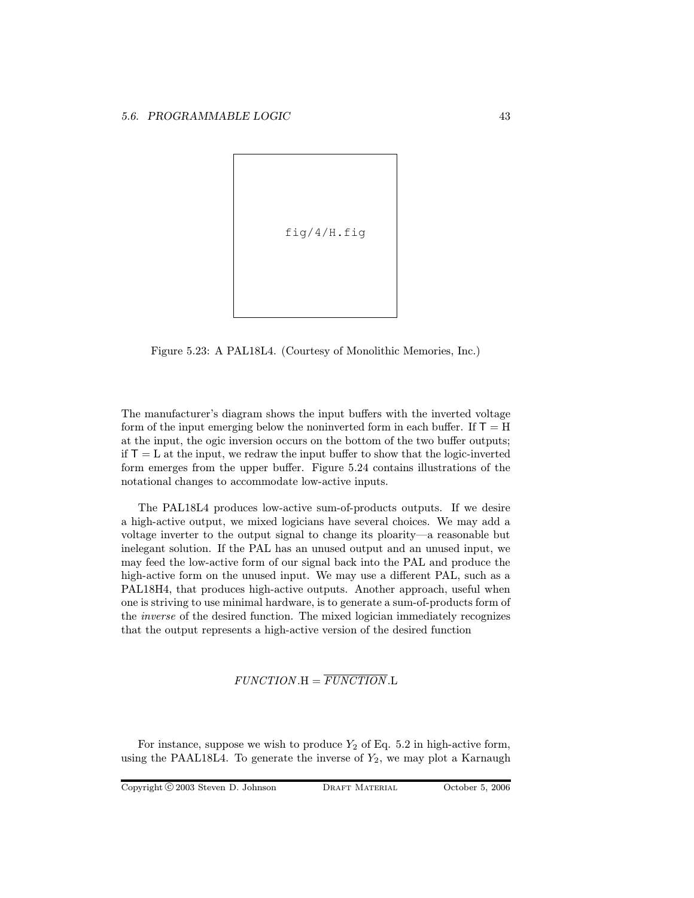fig/4/H.fig

Figure 5.23: A PAL18L4. (Courtesy of Monolithic Memories, Inc.)

The manufacturer's diagram shows the input buffers with the inverted voltage form of the input emerging below the noninverted form in each buffer. If $\mathsf{T} = \mathrm{H}$ at the input, the ogic inversion occurs on the bottom of the two buffer outputs; if $\mathsf{T} = \mathrm{L}$ at the input, we redraw the input buffer to show that the logic-inverted form emerges from the upper buffer. Figure 5.24 contains illustrations of the notational changes to accommodate low-active inputs.

The PAL18L4 produces low-active sum-of-products outputs. If we desire a high-active output, we mixed logicians have several choices. We may add a voltage inverter to the output signal to change its ploarity—a reasonable but inelegant solution. If the PAL has an unused output and an unused input, we may feed the low-active form of our signal back into the PAL and produce the high-active form on the unused input. We may use a different PAL, such as a PAL18H4, that produces high-active outputs. Another approach, useful when one is striving to use minimal hardware, is to generate a sum-of-products form of the *inverse* of the desired function. The mixed logician immediately recognizes that the output represents a high-active version of the desired function

$$FUNCTION.\mathrm{H} = \overline{FUNCTION}.\mathrm{L}$$

For instance, suppose we wish to produce $Y_2$ of Eq. 5.2 in high-active form, using the PAAL18L4. To generate the inverse of $Y_2$, we may plot a Karnaugh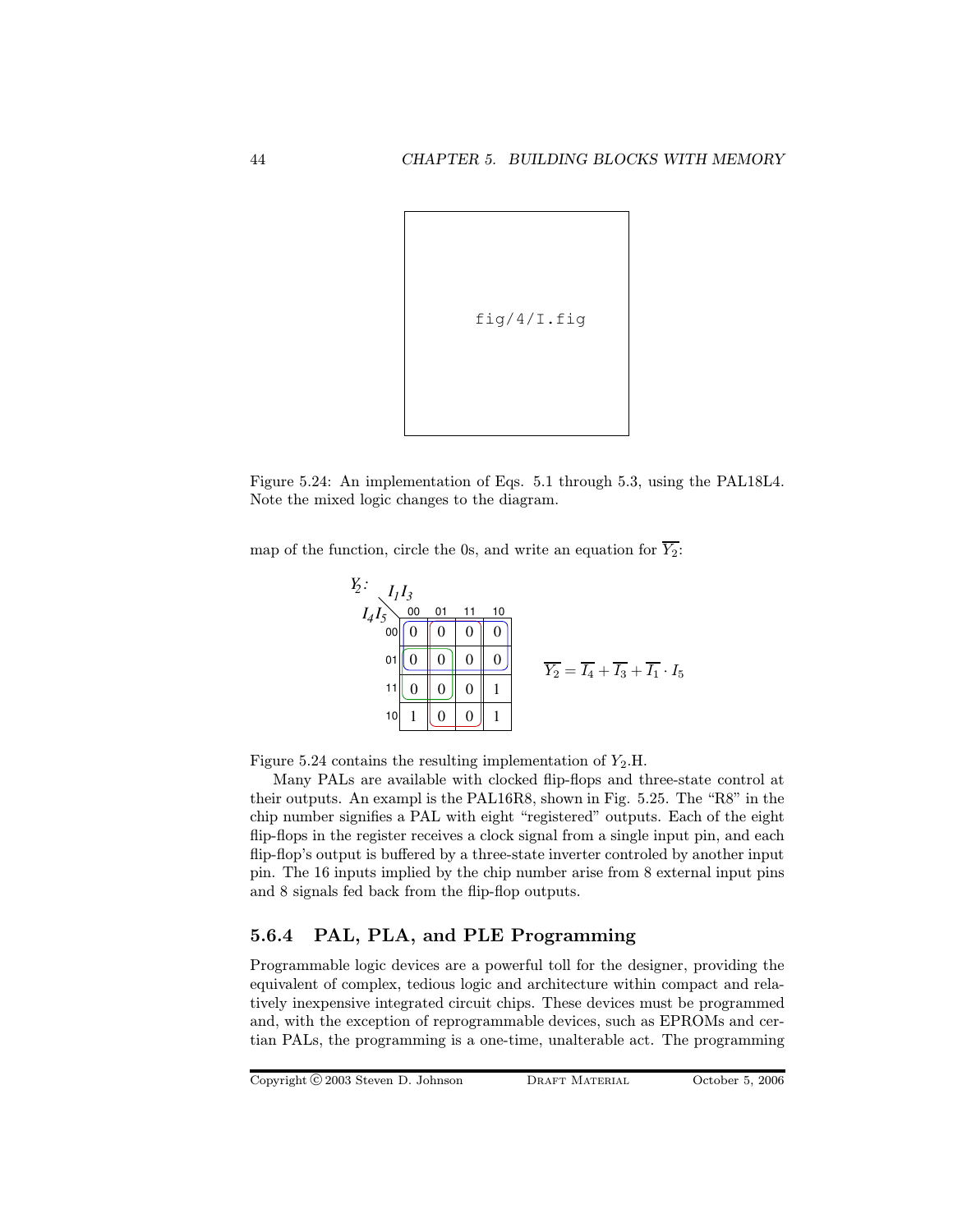fig/4/I.fig

Figure 5.24: An implementation of Eqs. 5.1 through 5.3, using the PAL18L4. Note the mixed logic changes to the diagram.

map of the function, circle the 0s, and write an equation for $\overline{Y_2}$:

$Y_2$:

| $I_4 I_5$ \ $I_1 I_3$ | 00 | 01 | 11 | 10 |
|---|---|---|---|---|
| 00 | 0 | 0 | 0 | 0 |
| 01 | 0 | 0 | 0 | 0 |
| 11 | 0 | 0 | 0 | 1 |
| 10 | 1 | 0 | 0 | 1 |

$$\overline{Y_2} = \overline{I_4} + \overline{I_3} + \overline{I_1} \cdot I_5$$

Figure 5.24 contains the resulting implementation of $Y_2$.H.

Many PALs are available with clocked flip-flops and three-state control at their outputs. An exampl is the PAL16R8, shown in Fig. 5.25. The "R8" in the chip number signifies a PAL with eight "registered" outputs. Each of the eight flip-flops in the register receives a clock signal from a single input pin, and each flip-flop's output is buffered by a three-state inverter controled by another input pin. The 16 inputs implied by the chip number arise from 8 external input pins and 8 signals fed back from the flip-flop outputs.

### 5.6.4 PAL, PLA, and PLE Programming

Programmable logic devices are a powerful toll for the designer, providing the equivalent of complex, tedious logic and architecture within compact and relatively inexpensive integrated circuit chips. These devices must be programmed and, with the exception of reprogrammable devices, such as EPROMs and certian PALs, the programming is a one-time, unalterable act. The programming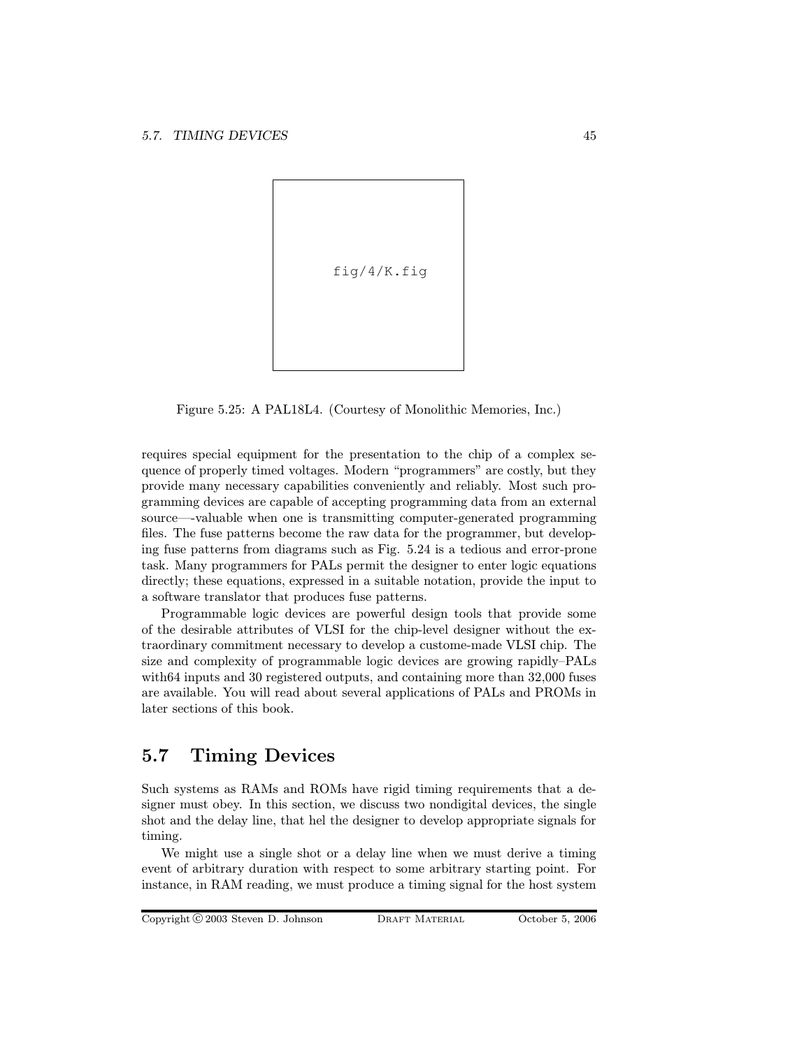fig/4/K.fig

Figure 5.25: A PAL18L4. (Courtesy of Monolithic Memories, Inc.)

requires special equipment for the presentation to the chip of a complex sequence of properly timed voltages. Modern "programmers" are costly, but they provide many necessary capabilities conveniently and reliably. Most such programming devices are capable of accepting programming data from an external source—-valuable when one is transmitting computer-generated programming files. The fuse patterns become the raw data for the programmer, but developing fuse patterns from diagrams such as Fig. 5.24 is a tedious and error-prone task. Many programmers for PALs permit the designer to enter logic equations directly; these equations, expressed in a suitable notation, provide the input to a software translator that produces fuse patterns.

Programmable logic devices are powerful design tools that provide some of the desirable attributes of VLSI for the chip-level designer without the extraordinary commitment necessary to develop a custome-made VLSI chip. The size and complexity of programmable logic devices are growing rapidly–PALs with64 inputs and 30 registered outputs, and containing more than 32,000 fuses are available. You will read about several applications of PALs and PROMs in later sections of this book.

## 5.7 Timing Devices

Such systems as RAMs and ROMs have rigid timing requirements that a designer must obey. In this section, we discuss two nondigital devices, the single shot and the delay line, that hel the designer to develop appropriate signals for timing.

We might use a single shot or a delay line when we must derive a timing event of arbitrary duration with respect to some arbitrary starting point. For instance, in RAM reading, we must produce a timing signal for the host system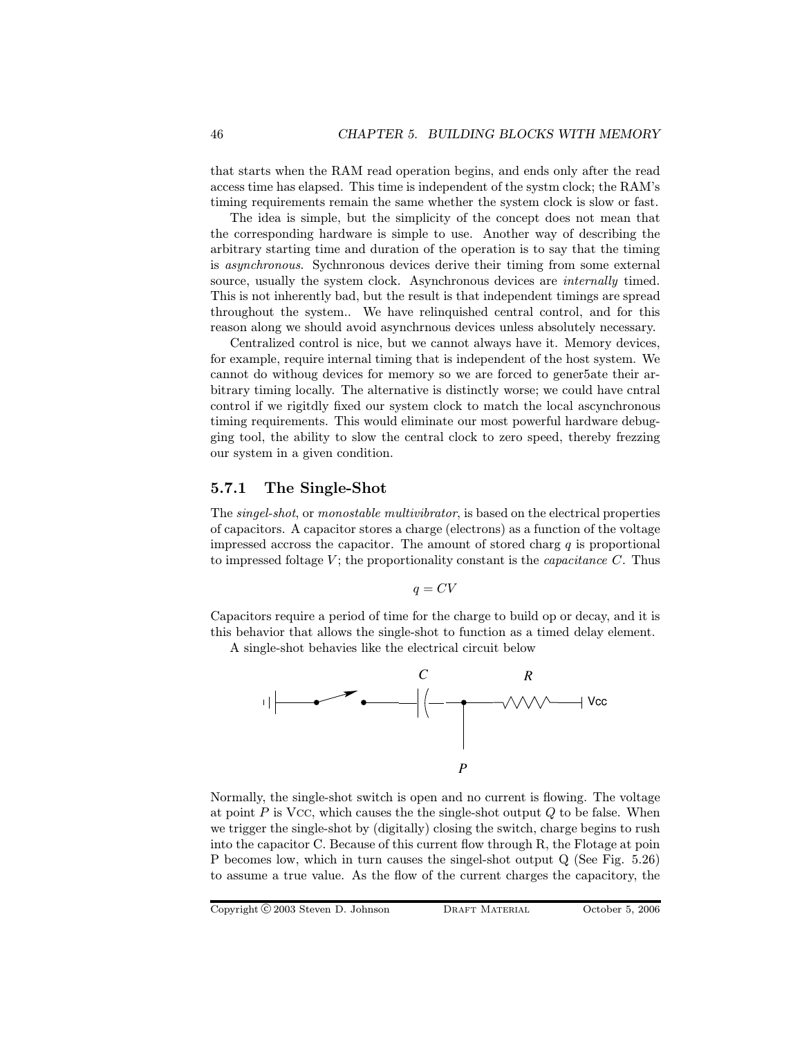that starts when the RAM read operation begins, and ends only after the read access time has elapsed. This time is independent of the systm clock; the RAM's timing requirements remain the same whether the system clock is slow or fast.

The idea is simple, but the simplicity of the concept does not mean that the corresponding hardware is simple to use. Another way of describing the arbitrary starting time and duration of the operation is to say that the timing is *asynchronous*. Sychnronous devices derive their timing from some external source, usually the system clock. Asynchronous devices are *internally* timed. This is not inherently bad, but the result is that independent timings are spread throughout the system.. We have relinquished central control, and for this reason along we should avoid asynchrnous devices unless absolutely necessary.

Centralized control is nice, but we cannot always have it. Memory devices, for example, require internal timing that is independent of the host system. We cannot do withoug devices for memory so we are forced to gener5ate their arbitrary timing locally. The alternative is distinctly worse; we could have cntral control if we rigitdly fixed our system clock to match the local ascynchronous timing requirements. This would eliminate our most powerful hardware debugging tool, the ability to slow the central clock to zero speed, thereby frezzing our system in a given condition.

### 5.7.1 The Single-Shot

The *singel-shot*, or *monostable multivibrator*, is based on the electrical properties of capacitors. A capacitor stores a charge (electrons) as a function of the voltage impressed accross the capacitor. The amount of stored charg $q$ is proportional to impressed foltage $V$; the proportionality constant is the *capacitance* $C$. Thus

$$q = CV$$

Capacitors require a period of time for the charge to build op or decay, and it is this behavior that allows the single-shot to function as a timed delay element.

A single-shot behavies like the electrical circuit below

C

R

Vcc

P

Normally, the single-shot switch is open and no current is flowing. The voltage at point $P$ is Vcc, which causes the the single-shot output $Q$ to be false. When we trigger the single-shot by (digitally) closing the switch, charge begins to rush into the capacitor C. Because of this current flow through R, the Flotage at poin P becomes low, which in turn causes the singel-shot output Q (See Fig. 5.26) to assume a true value. As the flow of the current charges the capacitory, the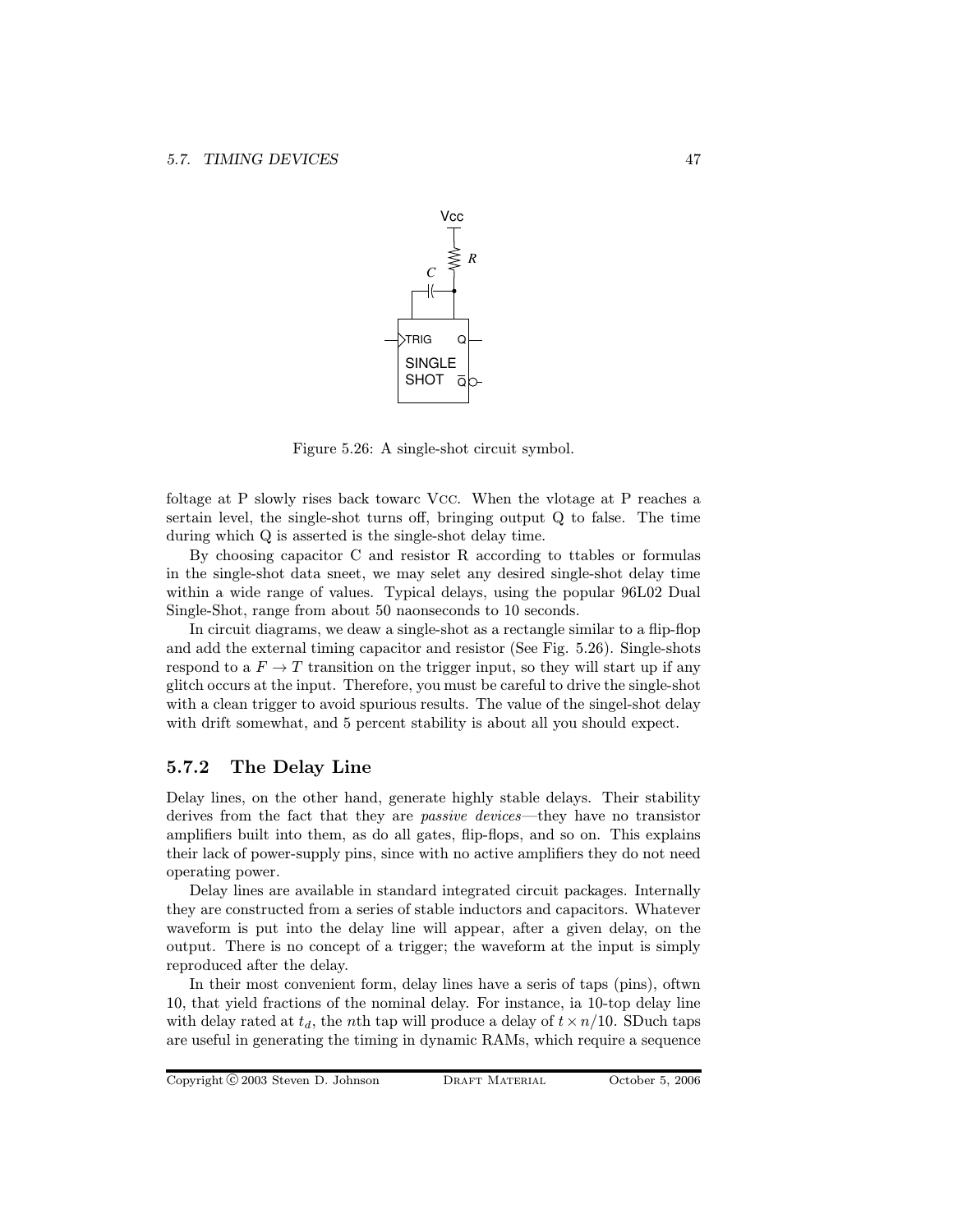Figure 5.26: A single-shot circuit symbol.

foltage at P slowly rises back towarc Vcc. When the vlotage at P reaches a sertain level, the single-shot turns off, bringing output Q to false. The time during which Q is asserted is the single-shot delay time.

By choosing capacitor C and resistor R according to ttables or formulas in the single-shot data sneet, we may selet any desired single-shot delay time within a wide range of values. Typical delays, using the popular 96L02 Dual Single-Shot, range from about 50 naonseconds to 10 seconds.

In circuit diagrams, we deaw a single-shot as a rectangle similar to a flip-flop and add the external timing capacitor and resistor (See Fig. 5.26). Single-shots respond to a $F \rightarrow T$ transition on the trigger input, so they will start up if any glitch occurs at the input. Therefore, you must be careful to drive the single-shot with a clean trigger to avoid spurious results. The value of the singel-shot delay with drift somewhat, and 5 percent stability is about all you should expect.

### 5.7.2 The Delay Line

Delay lines, on the other hand, generate highly stable delays. Their stability derives from the fact that they are *passive devices*—they have no transistor amplifiers built into them, as do all gates, flip-flops, and so on. This explains their lack of power-supply pins, since with no active amplifiers they do not need operating power.

Delay lines are available in standard integrated circuit packages. Internally they are constructed from a series of stable inductors and capacitors. Whatever waveform is put into the delay line will appear, after a given delay, on the output. There is no concept of a trigger; the waveform at the input is simply reproduced after the delay.

In their most convenient form, delay lines have a seris of taps (pins), oftwn 10, that yield fractions of the nominal delay. For instance, ia 10-top delay line with delay rated at $t_d$, the $n$th tap will produce a delay of $t \times n/10$. SDuch taps are useful in generating the timing in dynamic RAMs, which require a sequence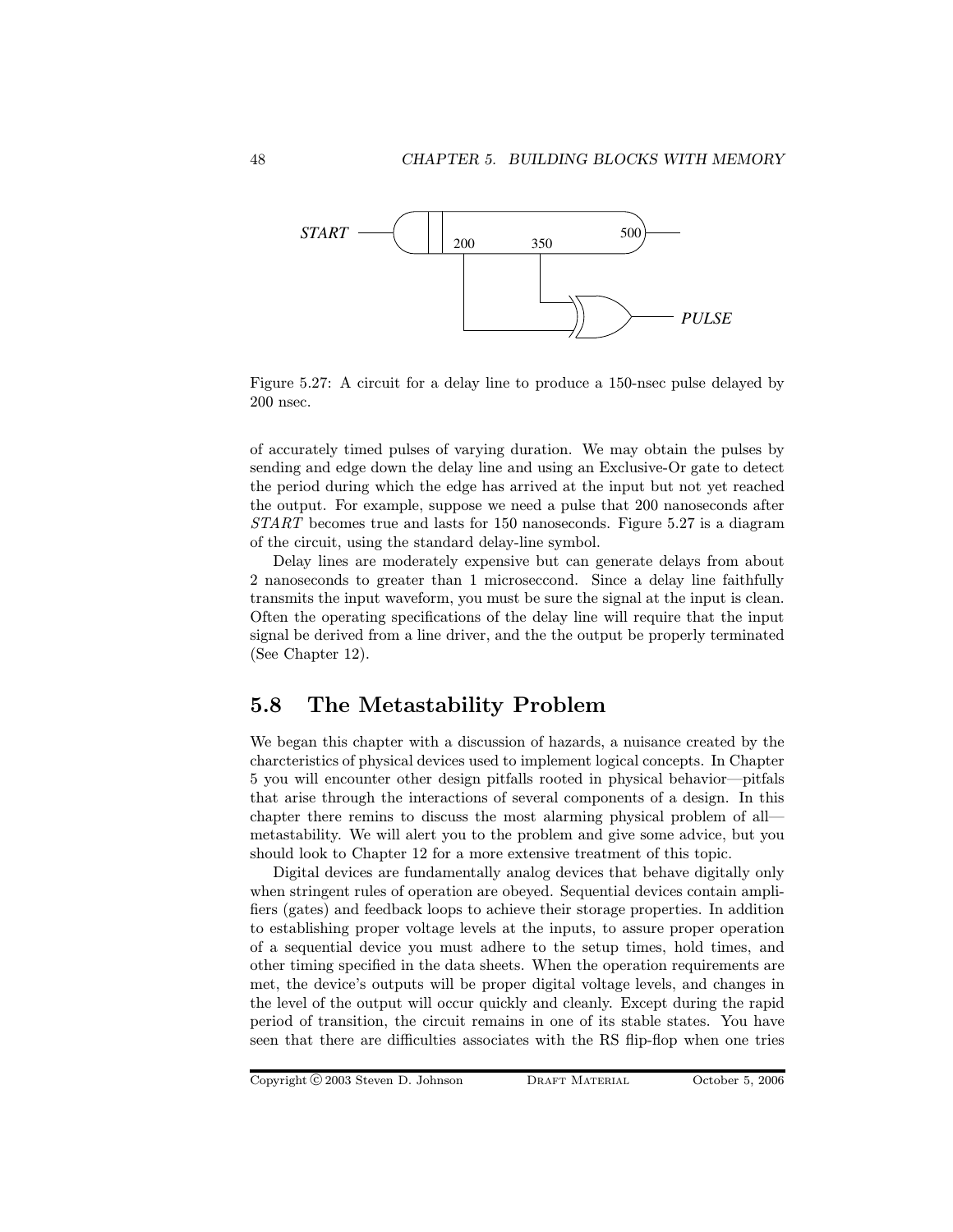START

200

350

500

PULSE

Figure 5.27: A circuit for a delay line to produce a 150-nsec pulse delayed by 200 nsec.

of accurately timed pulses of varying duration. We may obtain the pulses by sending and edge down the delay line and using an Exclusive-Or gate to detect the period during which the edge has arrived at the input but not yet reached the output. For example, suppose we need a pulse that 200 nanoseconds after *START* becomes true and lasts for 150 nanoseconds. Figure 5.27 is a diagram of the circuit, using the standard delay-line symbol.

Delay lines are moderately expensive but can generate delays from about 2 nanoseconds to greater than 1 microseccond. Since a delay line faithfully transmits the input waveform, you must be sure the signal at the input is clean. Often the operating specifications of the delay line will require that the input signal be derived from a line driver, and the the output be properly terminated (See Chapter 12).

## 5.8 The Metastability Problem

We began this chapter with a discussion of hazards, a nuisance created by the charcteristics of physical devices used to implement logical concepts. In Chapter 5 you will encounter other design pitfalls rooted in physical behavior—pitfals that arise through the interactions of several components of a design. In this chapter there remins to discuss the most alarming physical problem of all—metastability. We will alert you to the problem and give some advice, but you should look to Chapter 12 for a more extensive treatment of this topic.

Digital devices are fundamentally analog devices that behave digitally only when stringent rules of operation are obeyed. Sequential devices contain amplifiers (gates) and feedback loops to achieve their storage properties. In addition to establishing proper voltage levels at the inputs, to assure proper operation of a sequential device you must adhere to the setup times, hold times, and other timing specified in the data sheets. When the operation requirements are met, the device's outputs will be proper digital voltage levels, and changes in the level of the output will occur quickly and cleanly. Except during the rapid period of transition, the circuit remains in one of its stable states. You have seen that there are difficulties associates with the RS flip-flop when one tries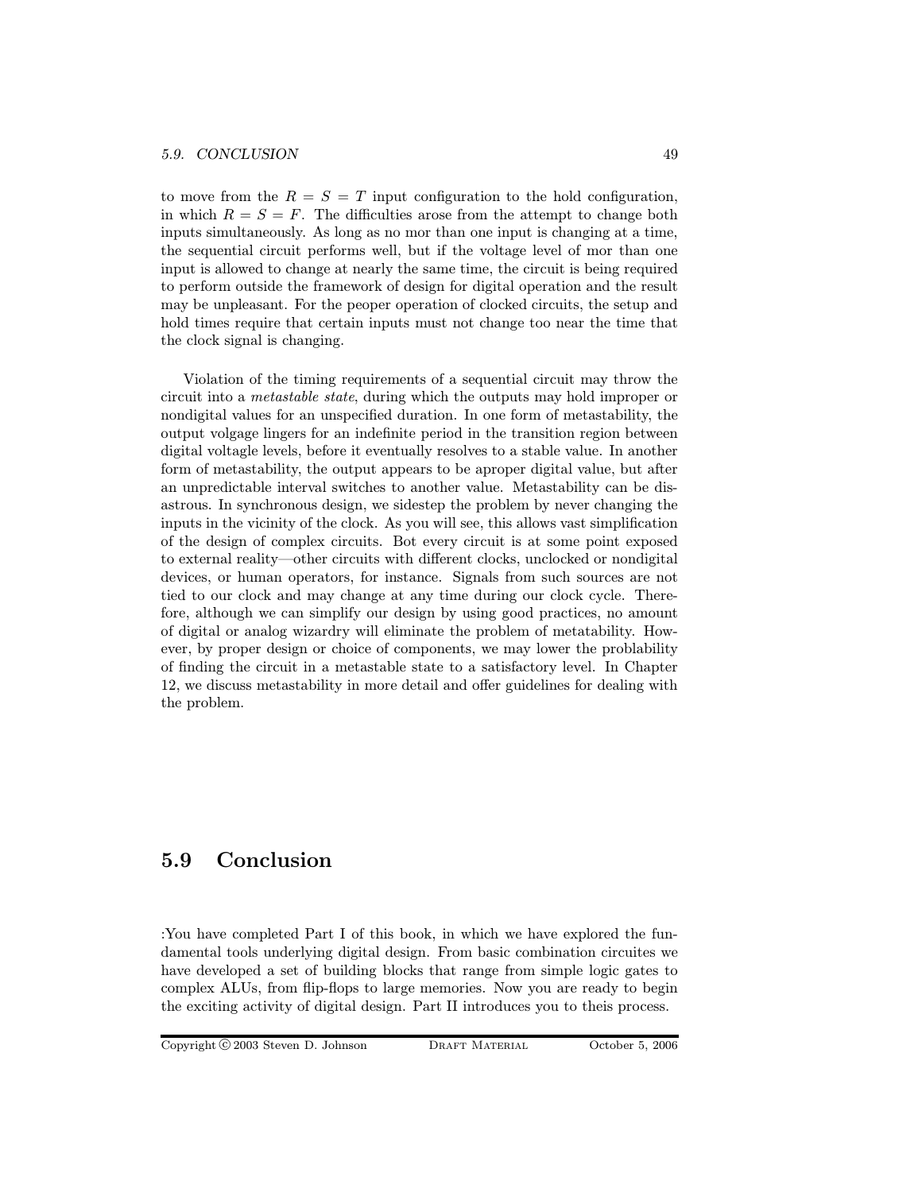to move from the $R = S = T$ input configuration to the hold configuration, in which $R = S = F$. The difficulties arose from the attempt to change both inputs simultaneously. As long as no mor than one input is changing at a time, the sequential circuit performs well, but if the voltage level of mor than one input is allowed to change at nearly the same time, the circuit is being required to perform outside the framework of design for digital operation and the result may be unpleasant. For the peoper operation of clocked circuits, the setup and hold times require that certain inputs must not change too near the time that the clock signal is changing.

Violation of the timing requirements of a sequential circuit may throw the circuit into a *metastable state*, during which the outputs may hold improper or nondigital values for an unspecified duration. In one form of metastability, the output volgage lingers for an indefinite period in the transition region between digital voltagle levels, before it eventually resolves to a stable value. In another form of metastability, the output appears to be aproper digital value, but after an unpredictable interval switches to another value. Metastability can be disastrous. In synchronous design, we sidestep the problem by never changing the inputs in the vicinity of the clock. As you will see, this allows vast simplification of the design of complex circuits. Bot every circuit is at some point exposed to external reality—other circuits with different clocks, unclocked or nondigital devices, or human operators, for instance. Signals from such sources are not tied to our clock and may change at any time during our clock cycle. Therefore, although we can simplify our design by using good practices, no amount of digital or analog wizardry will eliminate the problem of metatability. However, by proper design or choice of components, we may lower the problablity of finding the circuit in a metastable state to a satisfactory level. In Chapter 12, we discuss metastability in more detail and offer guidelines for dealing with the problem.

## 5.9 Conclusion

:You have completed Part I of this book, in which we have explored the fundamental tools underlying digital design. From basic combination circuites we have developed a set of building blocks that range from simple logic gates to complex ALUs, from flip-flops to large memories. Now you are ready to begin the exciting activity of digital design. Part II introduces you to theis process.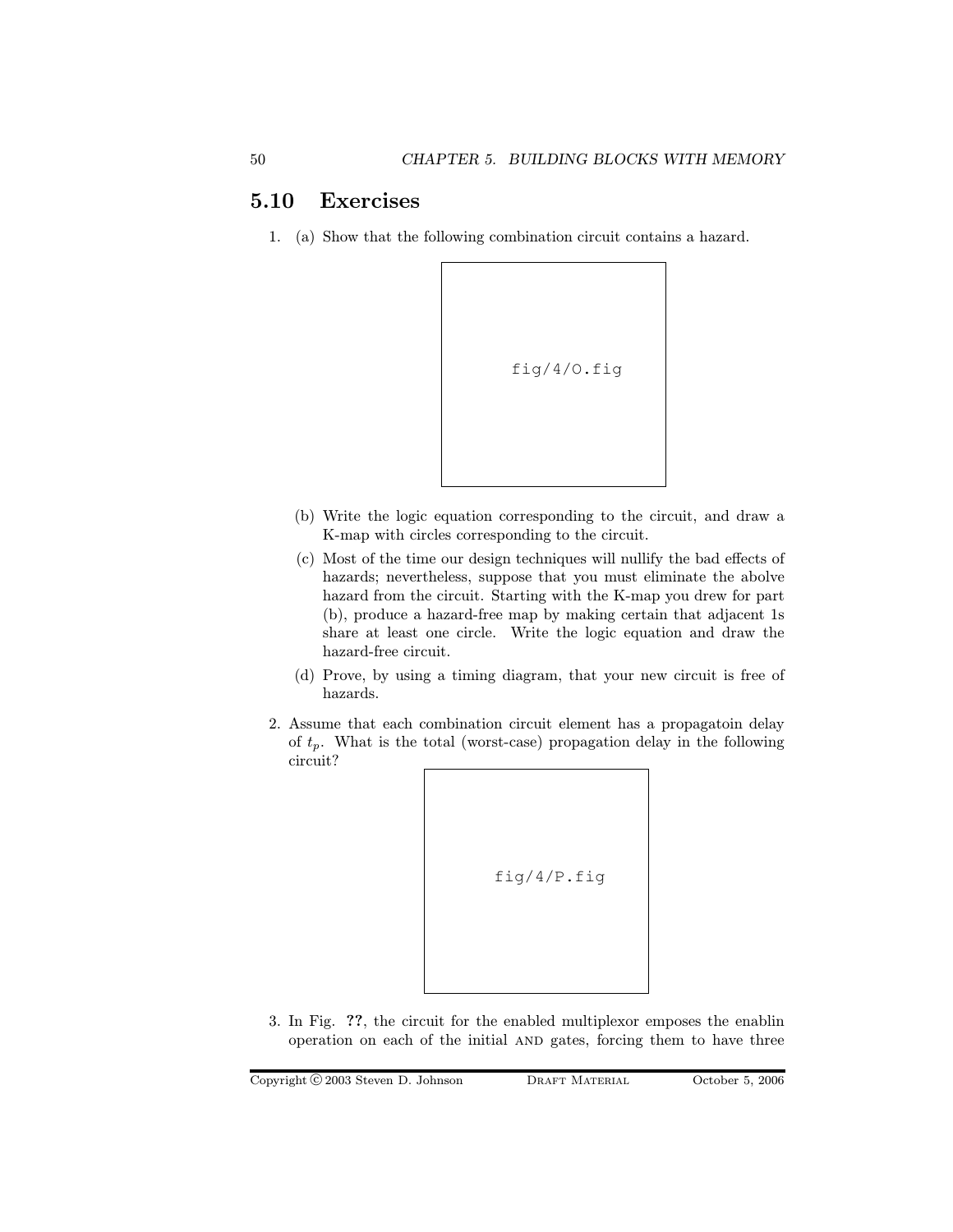## 5.10 Exercises

1. (a) Show that the following combination circuit contains a hazard.

   fig/4/O.fig

   (b) Write the logic equation corresponding to the circuit, and draw a K-map with circles corresponding to the circuit.

   (c) Most of the time our design techniques will nullify the bad effects of hazards; nevertheless, suppose that you must eliminate the abolve hazard from the circuit. Starting with the K-map you drew for part (b), produce a hazard-free map by making certain that adjacent 1s share at least one circle. Write the logic equation and draw the hazard-free circuit.

   (d) Prove, by using a timing diagram, that your new circuit is free of hazards.

2. Assume that each combination circuit element has a propagatoin delay of $t_p$. What is the total (worst-case) propagation delay in the following circuit?

   fig/4/P.fig

3. In Fig. **??**, the circuit for the enabled multiplexor emposes the enablin operation on each of the initial AND gates, forcing them to have three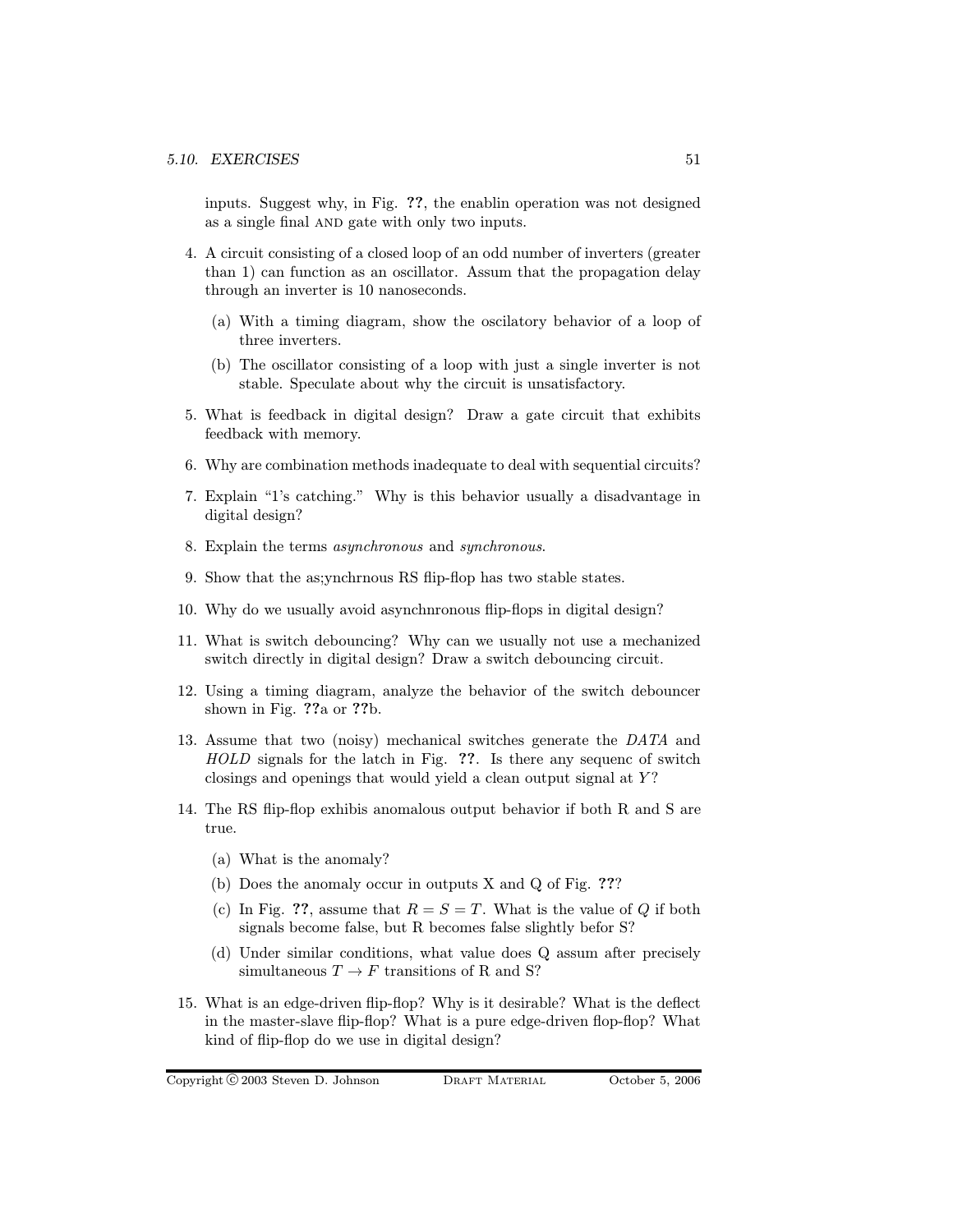inputs. Suggest why, in Fig. **??**, the enablin operation was not designed as a single final AND gate with only two inputs.

4. A circuit consisting of a closed loop of an odd number of inverters (greater than 1) can function as an oscillator. Assum that the propagation delay through an inverter is 10 nanoseconds.

   (a) With a timing diagram, show the oscilatory behavior of a loop of three inverters.

   (b) The oscillator consisting of a loop with just a single inverter is not stable. Speculate about why the circuit is unsatisfactory.

5. What is feedback in digital design? Draw a gate circuit that exhibits feedback with memory.

6. Why are combination methods inadequate to deal with sequential circuits?

7. Explain "1's catching." Why is this behavior usually a disadvantage in digital design?

8. Explain the terms *asynchronous* and *synchronous*.

9. Show that the as;ynchrnous RS flip-flop has two stable states.

10. Why do we usually avoid asynchnronous flip-flops in digital design?

11. What is switch debouncing? Why can we usually not use a mechanized switch directly in digital design? Draw a switch debouncing circuit.

12. Using a timing diagram, analyze the behavior of the switch debouncer shown in Fig. **??**a or **??**b.

13. Assume that two (noisy) mechanical switches generate the *DATA* and *HOLD* signals for the latch in Fig. **??**. Is there any sequenc of switch closings and openings that would yield a clean output signal at $Y$?

14. The RS flip-flop exhibis anomalous output behavior if both R and S are true.

    (a) What is the anomaly?

    (b) Does the anomaly occur in outputs X and Q of Fig. **??**?

    (c) In Fig. **??**, assume that $R = S = T$. What is the value of $Q$ if both signals become false, but R becomes false slightly befor S?

    (d) Under similar conditions, what value does Q assum after precisely simultaneous $T \rightarrow F$ transitions of R and S?

15. What is an edge-driven flip-flop? Why is it desirable? What is the deflect in the master-slave flip-flop? What is a pure edge-driven flop-flop? What kind of flip-flop do we use in digital design?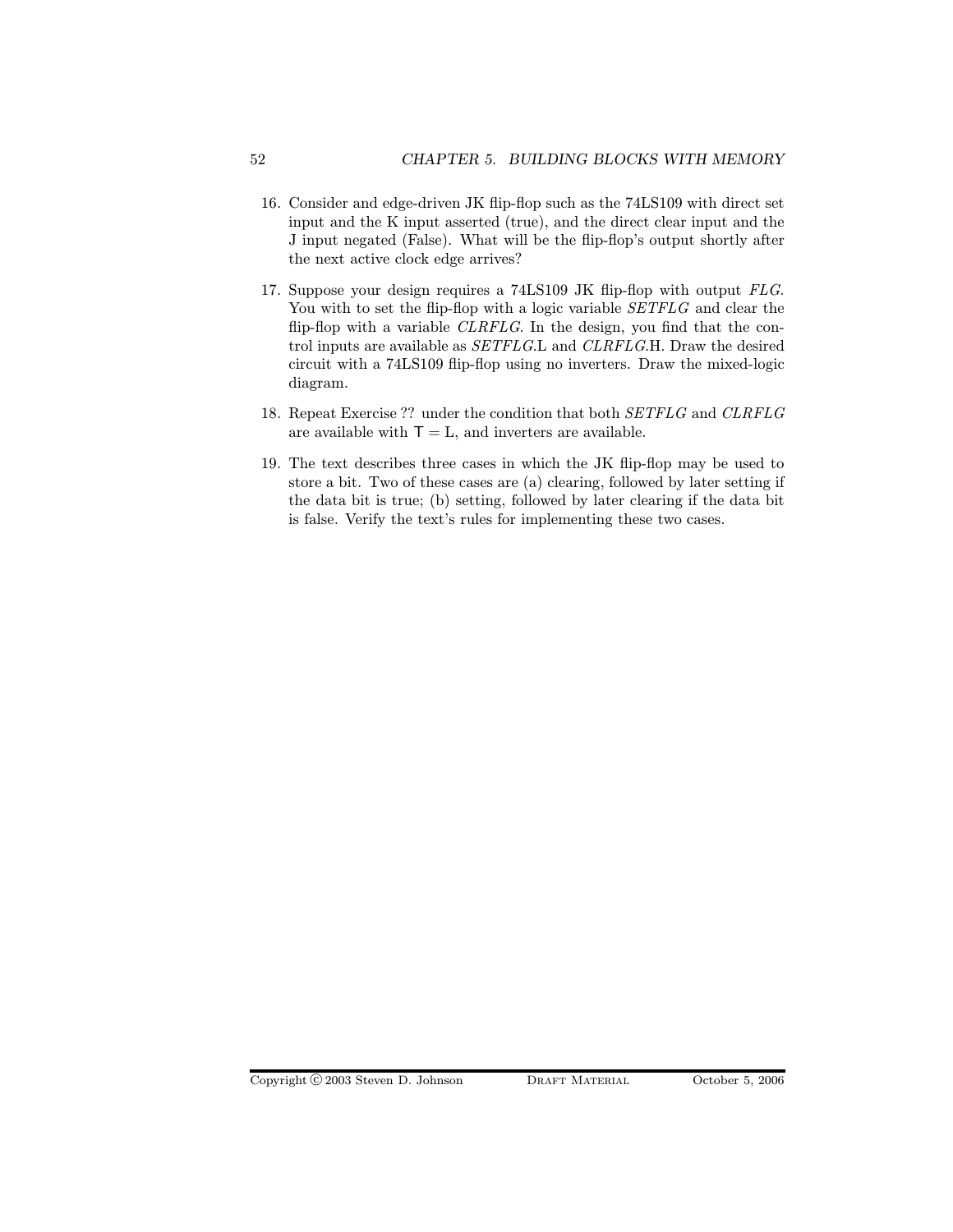16. Consider and edge-driven JK flip-flop such as the 74LS109 with direct set input and the K input asserted (true), and the direct clear input and the J input negated (False). What will be the flip-flop's output shortly after the next active clock edge arrives?

17. Suppose your design requires a 74LS109 JK flip-flop with output *FLG*. You with to set the flip-flop with a logic variable *SETFLG* and clear the flip-flop with a variable *CLRFLG*. In the design, you find that the control inputs are available as *SETFLG*.L and *CLRFLG*.H. Draw the desired circuit with a 74LS109 flip-flop using no inverters. Draw the mixed-logic diagram.

18. Repeat Exercise ?? under the condition that both *SETFLG* and *CLRFLG* are available with T = L, and inverters are available.

19. The text describes three cases in which the JK flip-flop may be used to store a bit. Two of these cases are (a) clearing, followed by later setting if the data bit is true; (b) setting, followed by later clearing if the data bit is false. Verify the text's rules for implementing these two cases.